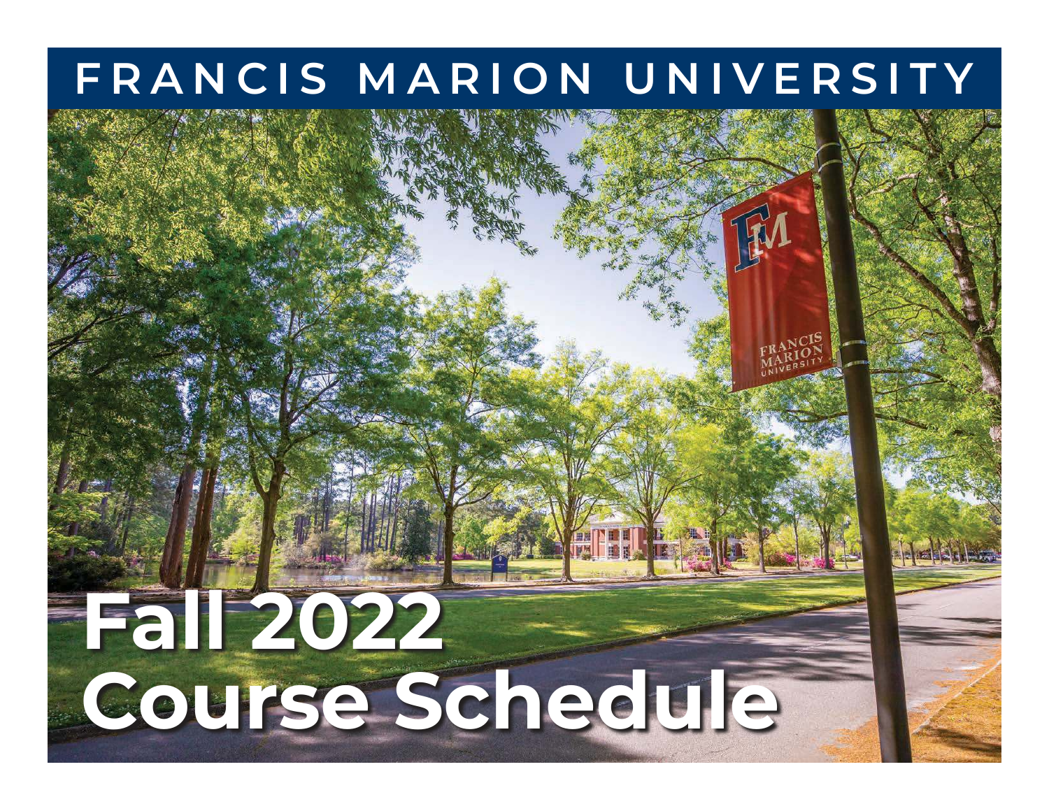# FRANCIS MARION UNIVERSITY

# Fall 2022 Course Schedule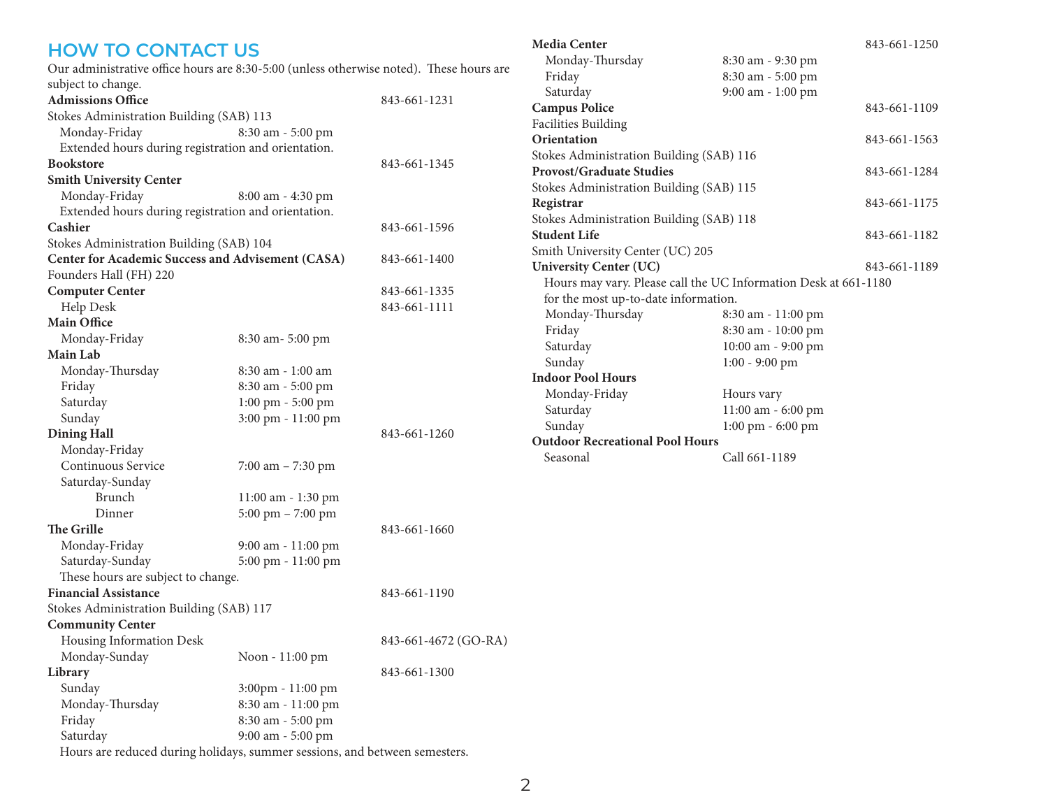## HOW TO CONTACT US

Our administrative office hours are 8:30-5:00 (unless otherwise noted). These hours are subject to change.

| | | |
|---|---|---|
| **Admissions Office** | | 843-661-1231 |
| Stokes Administration Building (SAB) 113 | | |
| Monday-Friday | 8:30 am - 5:00 pm | |
| Extended hours during registration and orientation. | | |
| **Bookstore** | | 843-661-1345 |
| **Smith University Center** | | |
| Monday-Friday | 8:00 am - 4:30 pm | |
| Extended hours during registration and orientation. | | |
| **Cashier** | | 843-661-1596 |
| Stokes Administration Building (SAB) 104 | | |
| **Center for Academic Success and Advisement (CASA)** | | 843-661-1400 |
| Founders Hall (FH) 220 | | |
| **Computer Center** | | 843-661-1335 |
| Help Desk | | 843-661-1111 |
| **Main Office** | | |
| Monday-Friday | 8:30 am- 5:00 pm | |
| **Main Lab** | | |
| Monday-Thursday | 8:30 am - 1:00 am | |
| Friday | 8:30 am - 5:00 pm | |
| Saturday | 1:00 pm - 5:00 pm | |
| Sunday | 3:00 pm - 11:00 pm | |
| **Dining Hall** | | 843-661-1260 |
| Monday-Friday | | |
| Continuous Service | 7:00 am – 7:30 pm | |
| Saturday-Sunday | | |
| Brunch | 11:00 am - 1:30 pm | |
| Dinner | 5:00 pm – 7:00 pm | |
| **The Grille** | | 843-661-1660 |
| Monday-Friday | 9:00 am - 11:00 pm | |
| Saturday-Sunday | 5:00 pm - 11:00 pm | |
| These hours are subject to change. | | |
| **Financial Assistance** | | 843-661-1190 |
| Stokes Administration Building (SAB) 117 | | |
| **Community Center** | | |
| Housing Information Desk | | 843-661-4672 (GO-RA) |
| Monday-Sunday | Noon - 11:00 pm | |
| **Library** | | 843-661-1300 |
| Sunday | 3:00pm - 11:00 pm | |
| Monday-Thursday | 8:30 am - 11:00 pm | |
| Friday | 8:30 am - 5:00 pm | |
| Saturday | 9:00 am - 5:00 pm | |
| Hours are reduced during holidays, summer sessions, and between semesters. | | |
| **Media Center** | | 843-661-1250 |
| Monday-Thursday | 8:30 am - 9:30 pm | |
| Friday | 8:30 am - 5:00 pm | |
| Saturday | 9:00 am - 1:00 pm | |
| **Campus Police** | | 843-661-1109 |
| Facilities Building | | |
| **Orientation** | | 843-661-1563 |
| Stokes Administration Building (SAB) 116 | | |
| **Provost/Graduate Studies** | | 843-661-1284 |
| Stokes Administration Building (SAB) 115 | | |
| **Registrar** | | 843-661-1175 |
| Stokes Administration Building (SAB) 118 | | |
| **Student Life** | | 843-661-1182 |
| Smith University Center (UC) 205 | | |
| **University Center (UC)** | | 843-661-1189 |
| Hours may vary. Please call the UC Information Desk at 661-1180 for the most up-to-date information. | | |
| Monday-Thursday | 8:30 am - 11:00 pm | |
| Friday | 8:30 am - 10:00 pm | |
| Saturday | 10:00 am - 9:00 pm | |
| Sunday | 1:00 - 9:00 pm | |
| **Indoor Pool Hours** | | |
| Monday-Friday | Hours vary | |
| Saturday | 11:00 am - 6:00 pm | |
| Sunday | 1:00 pm - 6:00 pm | |
| **Outdoor Recreational Pool Hours** | | |
| Seasonal | Call 661-1189 | |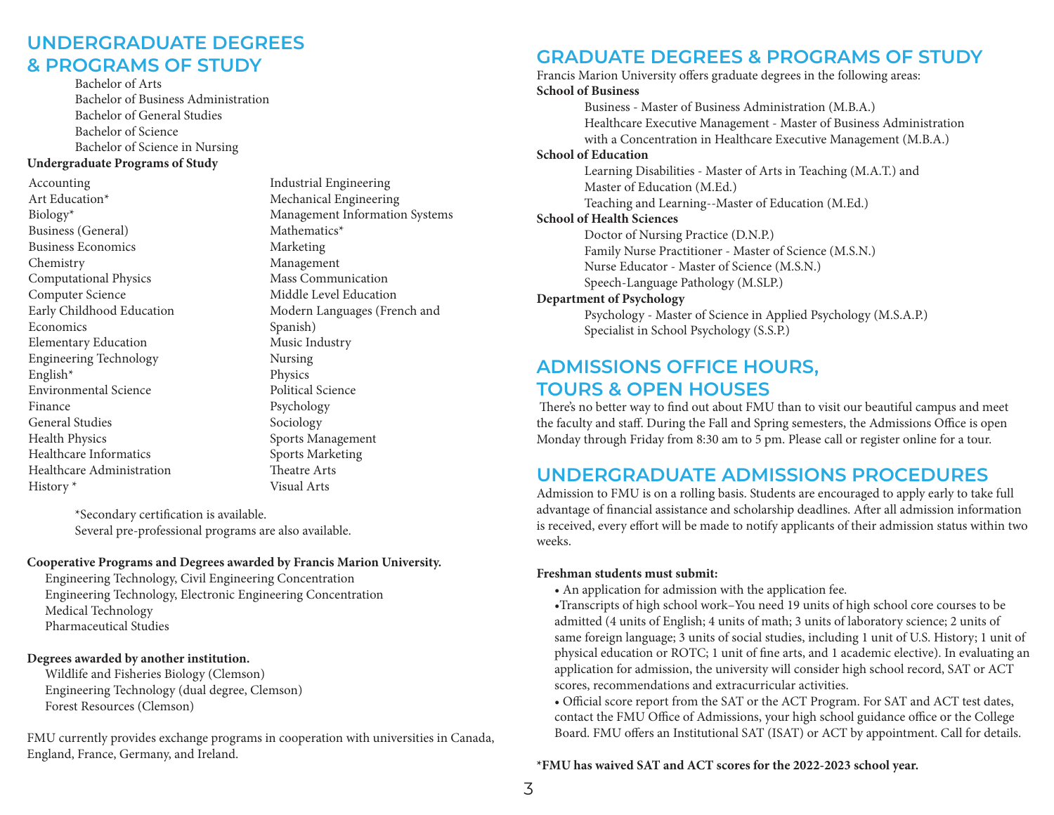## UNDERGRADUATE DEGREES & PROGRAMS OF STUDY

Bachelor of Arts
Bachelor of Business Administration
Bachelor of General Studies
Bachelor of Science
Bachelor of Science in Nursing

**Undergraduate Programs of Study**

Accounting
Art Education*
Biology*
Business (General)
Business Economics
Chemistry
Computational Physics
Computer Science
Early Childhood Education
Economics
Elementary Education
Engineering Technology
English*
Environmental Science
Finance
General Studies
Health Physics
Healthcare Informatics
Healthcare Administration
History *
Industrial Engineering
Mechanical Engineering
Management Information Systems
Mathematics*
Marketing
Management
Mass Communication
Middle Level Education
Modern Languages (French and Spanish)
Music Industry
Nursing
Physics
Political Science
Psychology
Sociology
Sports Management
Sports Marketing
Theatre Arts
Visual Arts

*Secondary certification is available.
Several pre-professional programs are also available.

**Cooperative Programs and Degrees awarded by Francis Marion University.**

Engineering Technology, Civil Engineering Concentration
Engineering Technology, Electronic Engineering Concentration
Medical Technology
Pharmaceutical Studies

**Degrees awarded by another institution.**

Wildlife and Fisheries Biology (Clemson)
Engineering Technology (dual degree, Clemson)
Forest Resources (Clemson)

FMU currently provides exchange programs in cooperation with universities in Canada, England, France, Germany, and Ireland.

## GRADUATE DEGREES & PROGRAMS OF STUDY

Francis Marion University offers graduate degrees in the following areas:

**School of Business**

Business - Master of Business Administration (M.B.A.)
Healthcare Executive Management - Master of Business Administration with a Concentration in Healthcare Executive Management (M.B.A.)

**School of Education**

Learning Disabilities - Master of Arts in Teaching (M.A.T.) and Master of Education (M.Ed.)
Teaching and Learning--Master of Education (M.Ed.)

**School of Health Sciences**

Doctor of Nursing Practice (D.N.P.)
Family Nurse Practitioner - Master of Science (M.S.N.)
Nurse Educator - Master of Science (M.S.N.)
Speech-Language Pathology (M.SLP.)

**Department of Psychology**

Psychology - Master of Science in Applied Psychology (M.S.A.P.)
Specialist in School Psychology (S.S.P.)

## ADMISSIONS OFFICE HOURS, TOURS & OPEN HOUSES

There's no better way to find out about FMU than to visit our beautiful campus and meet the faculty and staff. During the Fall and Spring semesters, the Admissions Office is open Monday through Friday from 8:30 am to 5 pm. Please call or register online for a tour.

## UNDERGRADUATE ADMISSIONS PROCEDURES

Admission to FMU is on a rolling basis. Students are encouraged to apply early to take full advantage of financial assistance and scholarship deadlines. After all admission information is received, every effort will be made to notify applicants of their admission status within two weeks.

**Freshman students must submit:**

- An application for admission with the application fee.
- Transcripts of high school work–You need 19 units of high school core courses to be admitted (4 units of English; 4 units of math; 3 units of laboratory science; 2 units of same foreign language; 3 units of social studies, including 1 unit of U.S. History; 1 unit of physical education or ROTC; 1 unit of fine arts, and 1 academic elective). In evaluating an application for admission, the university will consider high school record, SAT or ACT scores, recommendations and extracurricular activities.
- Official score report from the SAT or the ACT Program. For SAT and ACT test dates, contact the FMU Office of Admissions, your high school guidance office or the College Board. FMU offers an Institutional SAT (ISAT) or ACT by appointment. Call for details.

**\*FMU has waived SAT and ACT scores for the 2022-2023 school year.**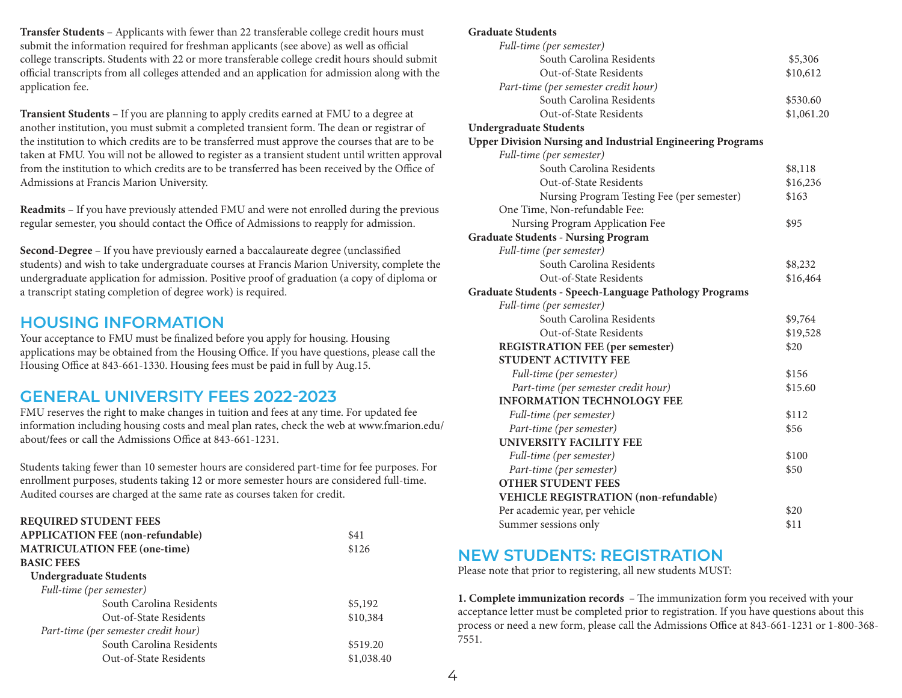**Transfer Students** – Applicants with fewer than 22 transferable college credit hours must submit the information required for freshman applicants (see above) as well as official college transcripts. Students with 22 or more transferable college credit hours should submit official transcripts from all colleges attended and an application for admission along with the application fee.

**Transient Students** – If you are planning to apply credits earned at FMU to a degree at another institution, you must submit a completed transient form. The dean or registrar of the institution to which credits are to be transferred must approve the courses that are to be taken at FMU. You will not be allowed to register as a transient student until written approval from the institution to which credits are to be transferred has been received by the Office of Admissions at Francis Marion University.

**Readmits** – If you have previously attended FMU and were not enrolled during the previous regular semester, you should contact the Office of Admissions to reapply for admission.

**Second-Degree** – If you have previously earned a baccalaureate degree (unclassified students) and wish to take undergraduate courses at Francis Marion University, complete the undergraduate application for admission. Positive proof of graduation (a copy of diploma or a transcript stating completion of degree work) is required.

## HOUSING INFORMATION

Your acceptance to FMU must be finalized before you apply for housing. Housing applications may be obtained from the Housing Office. If you have questions, please call the Housing Office at 843-661-1330. Housing fees must be paid in full by Aug.15.

## GENERAL UNIVERSITY FEES 2022-2023

FMU reserves the right to make changes in tuition and fees at any time. For updated fee information including housing costs and meal plan rates, check the web at www.fmarion.edu/about/fees or call the Admissions Office at 843-661-1231.

Students taking fewer than 10 semester hours are considered part-time for fee purposes. For enrollment purposes, students taking 12 or more semester hours are considered full-time. Audited courses are charged at the same rate as courses taken for credit.

| | |
|---|---|
| **REQUIRED STUDENT FEES** | |
| **APPLICATION FEE (non-refundable)** | $41 |
| **MATRICULATION FEE (one-time)** | $126 |
| **BASIC FEES** | |
| **Undergraduate Students** | |
| *Full-time (per semester)* | |
| South Carolina Residents | $5,192 |
| Out-of-State Residents | $10,384 |
| *Part-time (per semester credit hour)* | |
| South Carolina Residents | $519.20 |
| Out-of-State Residents | $1,038.40 |
| **Graduate Students** | |
| *Full-time (per semester)* | |
| South Carolina Residents | $5,306 |
| Out-of-State Residents | $10,612 |
| *Part-time (per semester credit hour)* | |
| South Carolina Residents | $530.60 |
| Out-of-State Residents | $1,061.20 |
| **Undergraduate Students** | |
| **Upper Division Nursing and Industrial Engineering Programs** | |
| *Full-time (per semester)* | |
| South Carolina Residents | $8,118 |
| Out-of-State Residents | $16,236 |
| Nursing Program Testing Fee (per semester) | $163 |
| One Time, Non-refundable Fee: | |
| Nursing Program Application Fee | $95 |
| **Graduate Students - Nursing Program** | |
| *Full-time (per semester)* | |
| South Carolina Residents | $8,232 |
| Out-of-State Residents | $16,464 |
| **Graduate Students - Speech-Language Pathology Programs** | |
| *Full-time (per semester)* | |
| South Carolina Residents | $9,764 |
| Out-of-State Residents | $19,528 |
| **REGISTRATION FEE (per semester)** | $20 |
| **STUDENT ACTIVITY FEE** | |
| *Full-time (per semester)* | $156 |
| *Part-time (per semester credit hour)* | $15.60 |
| **INFORMATION TECHNOLOGY FEE** | |
| *Full-time (per semester)* | $112 |
| *Part-time (per semester)* | $56 |
| **UNIVERSITY FACILITY FEE** | |
| *Full-time (per semester)* | $100 |
| *Part-time (per semester)* | $50 |
| **OTHER STUDENT FEES** | |
| **VEHICLE REGISTRATION (non-refundable)** | |
| Per academic year, per vehicle | $20 |
| Summer sessions only | $11 |

## NEW STUDENTS: REGISTRATION

Please note that prior to registering, all new students MUST:

**1. Complete immunization records** – The immunization form you received with your acceptance letter must be completed prior to registration. If you have questions about this process or need a new form, please call the Admissions Office at 843-661-1231 or 1-800-368-7551.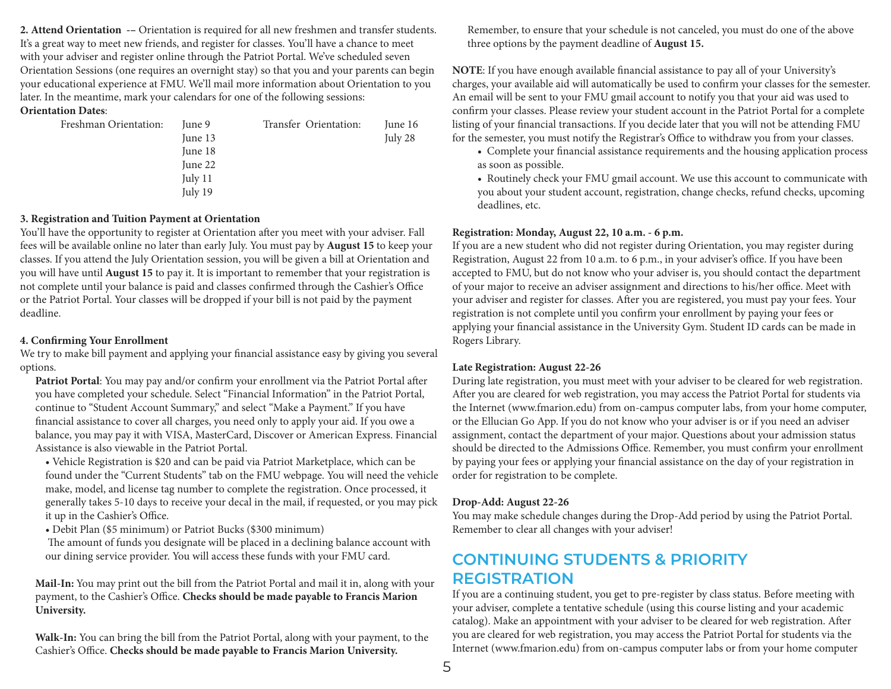**2. Attend Orientation** -– Orientation is required for all new freshmen and transfer students. It's a great way to meet new friends, and register for classes. You'll have a chance to meet with your adviser and register online through the Patriot Portal. We've scheduled seven Orientation Sessions (one requires an overnight stay) so that you and your parents can begin your educational experience at FMU. We'll mail more information about Orientation to you later. In the meantime, mark your calendars for one of the following sessions:

**Orientation Dates**:

| | | | |
|---|---|---|---|
| Freshman Orientation: | June 9 | Transfer Orientation: | June 16 |
| | June 13 | | July 28 |
| | June 18 | | |
| | June 22 | | |
| | July 11 | | |
| | July 19 | | |

**3. Registration and Tuition Payment at Orientation**

You'll have the opportunity to register at Orientation after you meet with your adviser. Fall fees will be available online no later than early July. You must pay by **August 15** to keep your classes. If you attend the July Orientation session, you will be given a bill at Orientation and you will have until **August 15** to pay it. It is important to remember that your registration is not complete until your balance is paid and classes confirmed through the Cashier's Office or the Patriot Portal. Your classes will be dropped if your bill is not paid by the payment deadline.

**4. Confirming Your Enrollment**

We try to make bill payment and applying your financial assistance easy by giving you several options.

**Patriot Portal**: You may pay and/or confirm your enrollment via the Patriot Portal after you have completed your schedule. Select "Financial Information" in the Patriot Portal, continue to "Student Account Summary," and select "Make a Payment." If you have financial assistance to cover all charges, you need only to apply your aid. If you owe a balance, you may pay it with VISA, MasterCard, Discover or American Express. Financial Assistance is also viewable in the Patriot Portal.

- Vehicle Registration is $20 and can be paid via Patriot Marketplace, which can be found under the "Current Students" tab on the FMU webpage. You will need the vehicle make, model, and license tag number to complete the registration. Once processed, it generally takes 5-10 days to receive your decal in the mail, if requested, or you may pick it up in the Cashier's Office.
- Debit Plan ($5 minimum) or Patriot Bucks ($300 minimum)
  The amount of funds you designate will be placed in a declining balance account with our dining service provider. You will access these funds with your FMU card.

**Mail-In:** You may print out the bill from the Patriot Portal and mail it in, along with your payment, to the Cashier's Office. **Checks should be made payable to Francis Marion University.**

**Walk-In:** You can bring the bill from the Patriot Portal, along with your payment, to the Cashier's Office. **Checks should be made payable to Francis Marion University.**

Remember, to ensure that your schedule is not canceled, you must do one of the above three options by the payment deadline of **August 15.**

**NOTE**: If you have enough available financial assistance to pay all of your University's charges, your available aid will automatically be used to confirm your classes for the semester. An email will be sent to your FMU gmail account to notify you that your aid was used to confirm your classes. Please review your student account in the Patriot Portal for a complete listing of your financial transactions. If you decide later that you will not be attending FMU for the semester, you must notify the Registrar's Office to withdraw you from your classes.

- Complete your financial assistance requirements and the housing application process as soon as possible.
- Routinely check your FMU gmail account. We use this account to communicate with you about your student account, registration, change checks, refund checks, upcoming deadlines, etc.

**Registration: Monday, August 22, 10 a.m. - 6 p.m.**

If you are a new student who did not register during Orientation, you may register during Registration, August 22 from 10 a.m. to 6 p.m., in your adviser's office. If you have been accepted to FMU, but do not know who your adviser is, you should contact the department of your major to receive an adviser assignment and directions to his/her office. Meet with your adviser and register for classes. After you are registered, you must pay your fees. Your registration is not complete until you confirm your enrollment by paying your fees or applying your financial assistance in the University Gym. Student ID cards can be made in Rogers Library.

**Late Registration: August 22-26**

During late registration, you must meet with your adviser to be cleared for web registration. After you are cleared for web registration, you may access the Patriot Portal for students via the Internet (www.fmarion.edu) from on-campus computer labs, from your home computer, or the Ellucian Go App. If you do not know who your adviser is or if you need an adviser assignment, contact the department of your major. Questions about your admission status should be directed to the Admissions Office. Remember, you must confirm your enrollment by paying your fees or applying your financial assistance on the day of your registration in order for registration to be complete.

**Drop-Add: August 22-26**

You may make schedule changes during the Drop-Add period by using the Patriot Portal. Remember to clear all changes with your adviser!

## CONTINUING STUDENTS & PRIORITY REGISTRATION

If you are a continuing student, you get to pre-register by class status. Before meeting with your adviser, complete a tentative schedule (using this course listing and your academic catalog). Make an appointment with your adviser to be cleared for web registration. After you are cleared for web registration, you may access the Patriot Portal for students via the Internet (www.fmarion.edu) from on-campus computer labs or from your home computer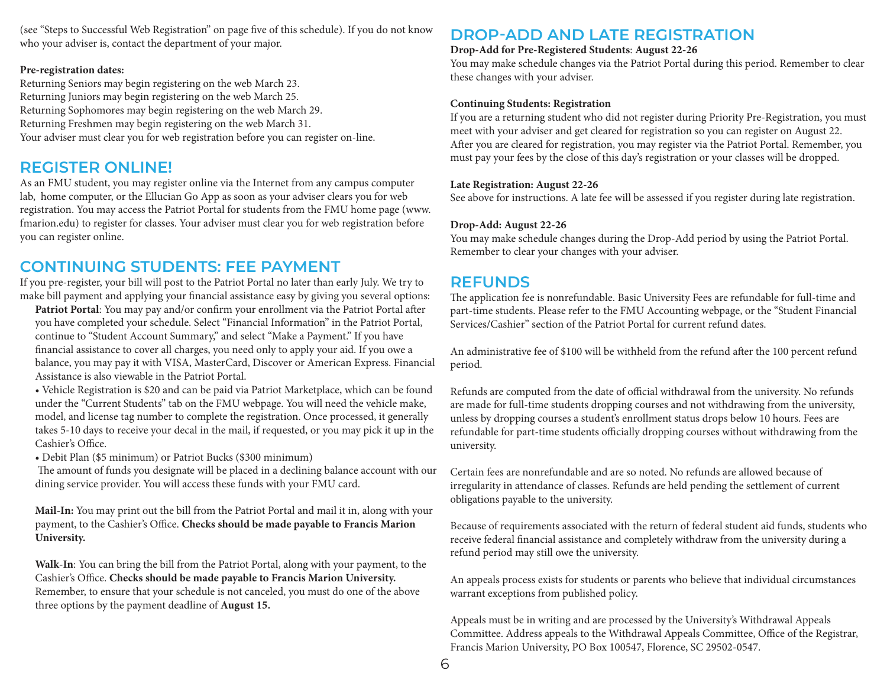(see "Steps to Successful Web Registration" on page five of this schedule). If you do not know who your adviser is, contact the department of your major.

**Pre-registration dates:**
Returning Seniors may begin registering on the web March 23.
Returning Juniors may begin registering on the web March 25.
Returning Sophomores may begin registering on the web March 29.
Returning Freshmen may begin registering on the web March 31.
Your adviser must clear you for web registration before you can register on-line.

## REGISTER ONLINE!

As an FMU student, you may register online via the Internet from any campus computer lab, home computer, or the Ellucian Go App as soon as your adviser clears you for web registration. You may access the Patriot Portal for students from the FMU home page (www.fmarion.edu) to register for classes. Your adviser must clear you for web registration before you can register online.

## CONTINUING STUDENTS: FEE PAYMENT

If you pre-register, your bill will post to the Patriot Portal no later than early July. We try to make bill payment and applying your financial assistance easy by giving you several options:

**Patriot Portal**: You may pay and/or confirm your enrollment via the Patriot Portal after you have completed your schedule. Select "Financial Information" in the Patriot Portal, continue to "Student Account Summary," and select "Make a Payment." If you have financial assistance to cover all charges, you need only to apply your aid. If you owe a balance, you may pay it with VISA, MasterCard, Discover or American Express. Financial Assistance is also viewable in the Patriot Portal.

• Vehicle Registration is $20 and can be paid via Patriot Marketplace, which can be found under the "Current Students" tab on the FMU webpage. You will need the vehicle make, model, and license tag number to complete the registration. Once processed, it generally takes 5-10 days to receive your decal in the mail, if requested, or you may pick it up in the Cashier's Office.

• Debit Plan ($5 minimum) or Patriot Bucks ($300 minimum)

The amount of funds you designate will be placed in a declining balance account with our dining service provider. You will access these funds with your FMU card.

**Mail-In:** You may print out the bill from the Patriot Portal and mail it in, along with your payment, to the Cashier's Office. **Checks should be made payable to Francis Marion University.**

**Walk-In**: You can bring the bill from the Patriot Portal, along with your payment, to the Cashier's Office. **Checks should be made payable to Francis Marion University.** Remember, to ensure that your schedule is not canceled, you must do one of the above three options by the payment deadline of **August 15.**

## DROP-ADD AND LATE REGISTRATION

**Drop-Add for Pre-Registered Students**: **August 22-26**
You may make schedule changes via the Patriot Portal during this period. Remember to clear these changes with your adviser.

**Continuing Students: Registration**
If you are a returning student who did not register during Priority Pre-Registration, you must meet with your adviser and get cleared for registration so you can register on August 22. After you are cleared for registration, you may register via the Patriot Portal. Remember, you must pay your fees by the close of this day's registration or your classes will be dropped.

**Late Registration: August 22-26**
See above for instructions. A late fee will be assessed if you register during late registration.

**Drop-Add: August 22-26**
You may make schedule changes during the Drop-Add period by using the Patriot Portal. Remember to clear your changes with your adviser.

## REFUNDS

The application fee is nonrefundable. Basic University Fees are refundable for full-time and part-time students. Please refer to the FMU Accounting webpage, or the "Student Financial Services/Cashier" section of the Patriot Portal for current refund dates.

An administrative fee of $100 will be withheld from the refund after the 100 percent refund period.

Refunds are computed from the date of official withdrawal from the university. No refunds are made for full-time students dropping courses and not withdrawing from the university, unless by dropping courses a student's enrollment status drops below 10 hours. Fees are refundable for part-time students officially dropping courses without withdrawing from the university.

Certain fees are nonrefundable and are so noted. No refunds are allowed because of irregularity in attendance of classes. Refunds are held pending the settlement of current obligations payable to the university.

Because of requirements associated with the return of federal student aid funds, students who receive federal financial assistance and completely withdraw from the university during a refund period may still owe the university.

An appeals process exists for students or parents who believe that individual circumstances warrant exceptions from published policy.

Appeals must be in writing and are processed by the University's Withdrawal Appeals Committee. Address appeals to the Withdrawal Appeals Committee, Office of the Registrar, Francis Marion University, PO Box 100547, Florence, SC 29502-0547.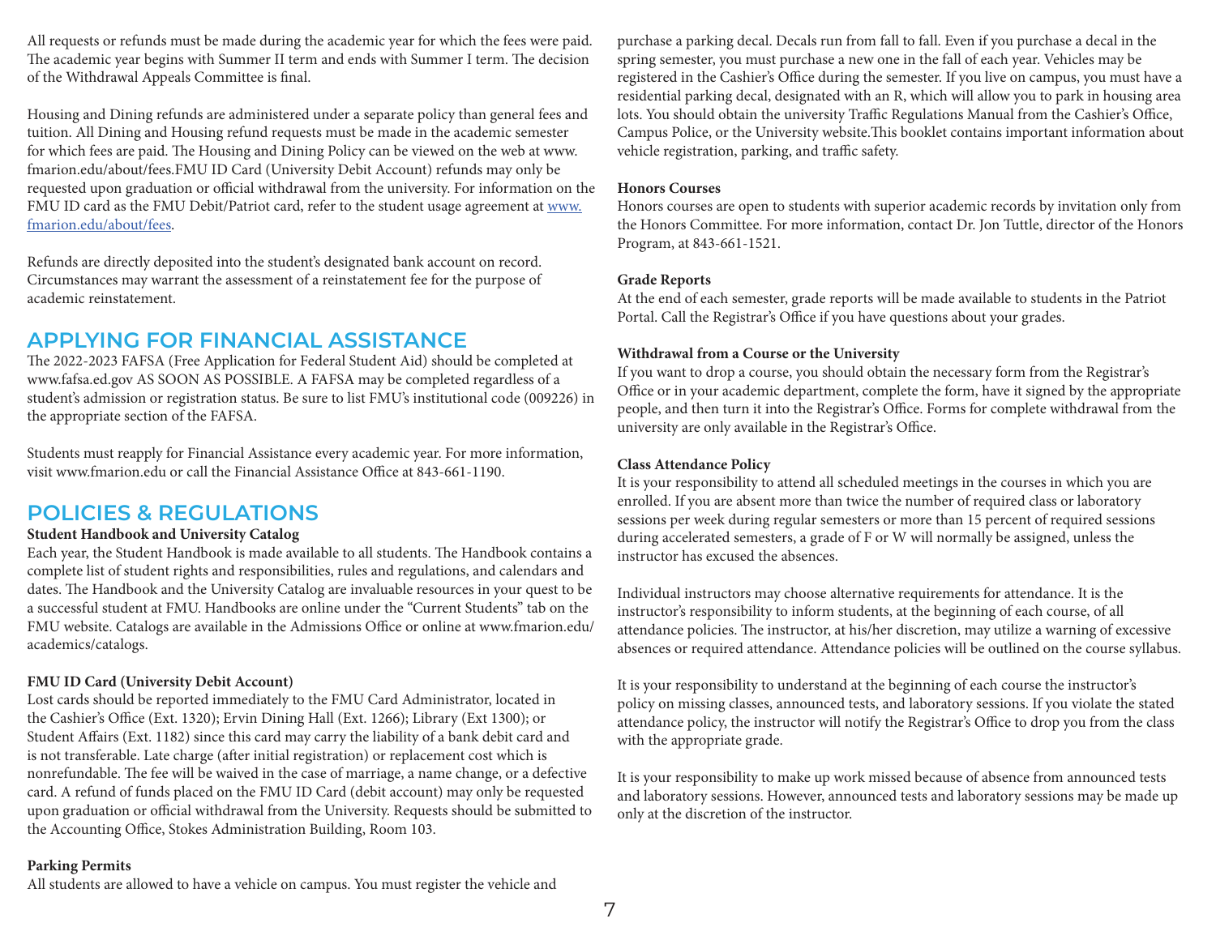All requests or refunds must be made during the academic year for which the fees were paid. The academic year begins with Summer II term and ends with Summer I term. The decision of the Withdrawal Appeals Committee is final.

Housing and Dining refunds are administered under a separate policy than general fees and tuition. All Dining and Housing refund requests must be made in the academic semester for which fees are paid. The Housing and Dining Policy can be viewed on the web at www.fmarion.edu/about/fees.FMU ID Card (University Debit Account) refunds may only be requested upon graduation or official withdrawal from the university. For information on the FMU ID card as the FMU Debit/Patriot card, refer to the student usage agreement at [www.fmarion.edu/about/fees](http://www.fmarion.edu/about/fees).

Refunds are directly deposited into the student's designated bank account on record. Circumstances may warrant the assessment of a reinstatement fee for the purpose of academic reinstatement.

## APPLYING FOR FINANCIAL ASSISTANCE

The 2022-2023 FAFSA (Free Application for Federal Student Aid) should be completed at www.fafsa.ed.gov AS SOON AS POSSIBLE. A FAFSA may be completed regardless of a student's admission or registration status. Be sure to list FMU's institutional code (009226) in the appropriate section of the FAFSA.

Students must reapply for Financial Assistance every academic year. For more information, visit www.fmarion.edu or call the Financial Assistance Office at 843-661-1190.

## POLICIES & REGULATIONS

**Student Handbook and University Catalog**

Each year, the Student Handbook is made available to all students. The Handbook contains a complete list of student rights and responsibilities, rules and regulations, and calendars and dates. The Handbook and the University Catalog are invaluable resources in your quest to be a successful student at FMU. Handbooks are online under the "Current Students" tab on the FMU website. Catalogs are available in the Admissions Office or online at www.fmarion.edu/academics/catalogs.

**FMU ID Card (University Debit Account)**

Lost cards should be reported immediately to the FMU Card Administrator, located in the Cashier's Office (Ext. 1320); Ervin Dining Hall (Ext. 1266); Library (Ext 1300); or Student Affairs (Ext. 1182) since this card may carry the liability of a bank debit card and is not transferable. Late charge (after initial registration) or replacement cost which is nonrefundable. The fee will be waived in the case of marriage, a name change, or a defective card. A refund of funds placed on the FMU ID Card (debit account) may only be requested upon graduation or official withdrawal from the University. Requests should be submitted to the Accounting Office, Stokes Administration Building, Room 103.

**Parking Permits**

All students are allowed to have a vehicle on campus. You must register the vehicle and purchase a parking decal. Decals run from fall to fall. Even if you purchase a decal in the spring semester, you must purchase a new one in the fall of each year. Vehicles may be registered in the Cashier's Office during the semester. If you live on campus, you must have a residential parking decal, designated with an R, which will allow you to park in housing area lots. You should obtain the university Traffic Regulations Manual from the Cashier's Office, Campus Police, or the University website.This booklet contains important information about vehicle registration, parking, and traffic safety.

**Honors Courses**

Honors courses are open to students with superior academic records by invitation only from the Honors Committee. For more information, contact Dr. Jon Tuttle, director of the Honors Program, at 843-661-1521.

**Grade Reports**

At the end of each semester, grade reports will be made available to students in the Patriot Portal. Call the Registrar's Office if you have questions about your grades.

**Withdrawal from a Course or the University**

If you want to drop a course, you should obtain the necessary form from the Registrar's Office or in your academic department, complete the form, have it signed by the appropriate people, and then turn it into the Registrar's Office. Forms for complete withdrawal from the university are only available in the Registrar's Office.

**Class Attendance Policy**

It is your responsibility to attend all scheduled meetings in the courses in which you are enrolled. If you are absent more than twice the number of required class or laboratory sessions per week during regular semesters or more than 15 percent of required sessions during accelerated semesters, a grade of F or W will normally be assigned, unless the instructor has excused the absences.

Individual instructors may choose alternative requirements for attendance. It is the instructor's responsibility to inform students, at the beginning of each course, of all attendance policies. The instructor, at his/her discretion, may utilize a warning of excessive absences or required attendance. Attendance policies will be outlined on the course syllabus.

It is your responsibility to understand at the beginning of each course the instructor's policy on missing classes, announced tests, and laboratory sessions. If you violate the stated attendance policy, the instructor will notify the Registrar's Office to drop you from the class with the appropriate grade.

It is your responsibility to make up work missed because of absence from announced tests and laboratory sessions. However, announced tests and laboratory sessions may be made up only at the discretion of the instructor.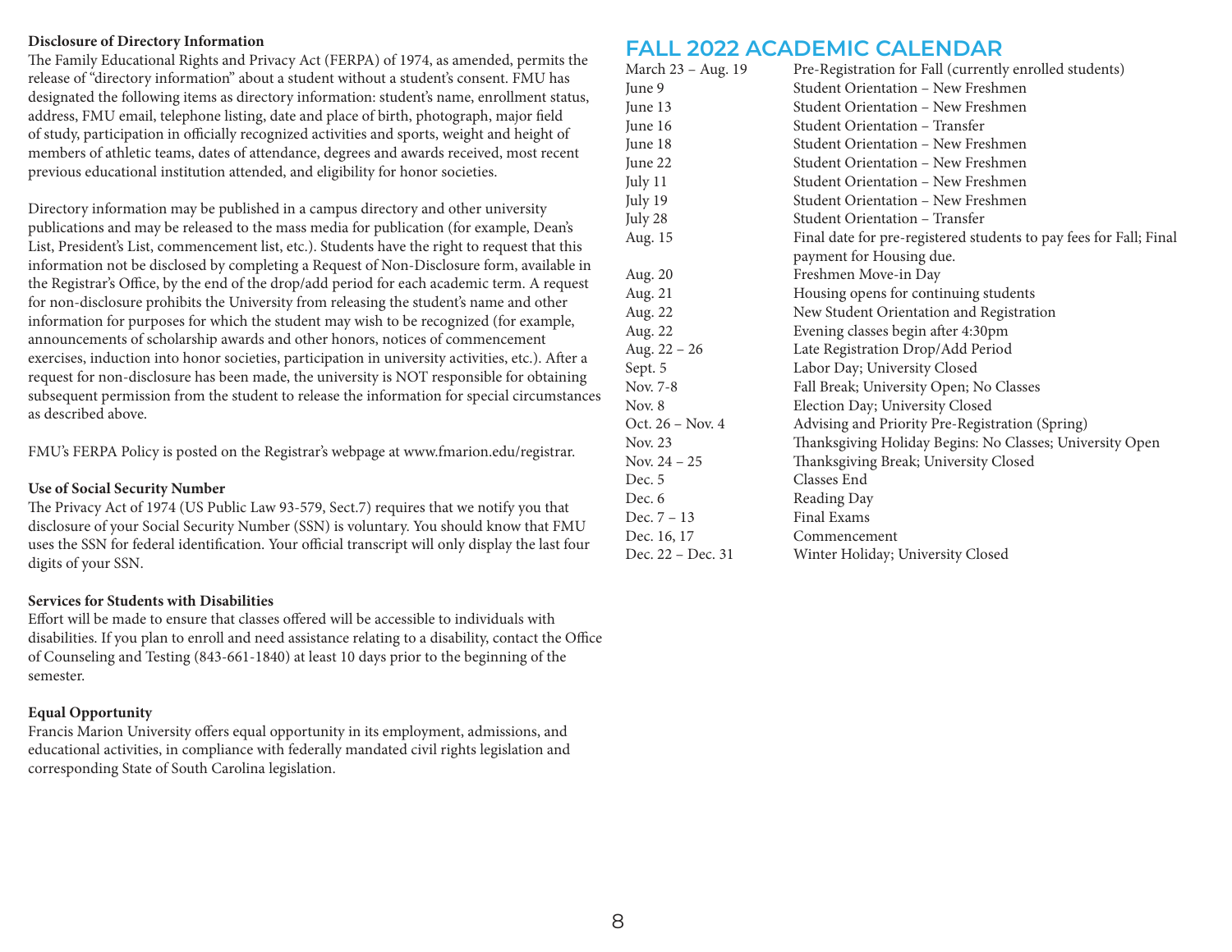**Disclosure of Directory Information**

The Family Educational Rights and Privacy Act (FERPA) of 1974, as amended, permits the release of "directory information" about a student without a student's consent. FMU has designated the following items as directory information: student's name, enrollment status, address, FMU email, telephone listing, date and place of birth, photograph, major field of study, participation in officially recognized activities and sports, weight and height of members of athletic teams, dates of attendance, degrees and awards received, most recent previous educational institution attended, and eligibility for honor societies.

Directory information may be published in a campus directory and other university publications and may be released to the mass media for publication (for example, Dean's List, President's List, commencement list, etc.). Students have the right to request that this information not be disclosed by completing a Request of Non-Disclosure form, available in the Registrar's Office, by the end of the drop/add period for each academic term. A request for non-disclosure prohibits the University from releasing the student's name and other information for purposes for which the student may wish to be recognized (for example, announcements of scholarship awards and other honors, notices of commencement exercises, induction into honor societies, participation in university activities, etc.). After a request for non-disclosure has been made, the university is NOT responsible for obtaining subsequent permission from the student to release the information for special circumstances as described above.

FMU's FERPA Policy is posted on the Registrar's webpage at www.fmarion.edu/registrar.

**Use of Social Security Number**

The Privacy Act of 1974 (US Public Law 93-579, Sect.7) requires that we notify you that disclosure of your Social Security Number (SSN) is voluntary. You should know that FMU uses the SSN for federal identification. Your official transcript will only display the last four digits of your SSN.

**Services for Students with Disabilities**

Effort will be made to ensure that classes offered will be accessible to individuals with disabilities. If you plan to enroll and need assistance relating to a disability, contact the Office of Counseling and Testing (843-661-1840) at least 10 days prior to the beginning of the semester.

**Equal Opportunity**

Francis Marion University offers equal opportunity in its employment, admissions, and educational activities, in compliance with federally mandated civil rights legislation and corresponding State of South Carolina legislation.

## FALL 2022 ACADEMIC CALENDAR

| | |
|---|---|
| March 23 – Aug. 19 | Pre-Registration for Fall (currently enrolled students) |
| June 9 | Student Orientation – New Freshmen |
| June 13 | Student Orientation – New Freshmen |
| June 16 | Student Orientation – Transfer |
| June 18 | Student Orientation – New Freshmen |
| June 22 | Student Orientation – New Freshmen |
| July 11 | Student Orientation – New Freshmen |
| July 19 | Student Orientation – New Freshmen |
| July 28 | Student Orientation – Transfer |
| Aug. 15 | Final date for pre-registered students to pay fees for Fall; Final payment for Housing due. |
| Aug. 20 | Freshmen Move-in Day |
| Aug. 21 | Housing opens for continuing students |
| Aug. 22 | New Student Orientation and Registration |
| Aug. 22 | Evening classes begin after 4:30pm |
| Aug. 22 – 26 | Late Registration Drop/Add Period |
| Sept. 5 | Labor Day; University Closed |
| Nov. 7-8 | Fall Break; University Open; No Classes |
| Nov. 8 | Election Day; University Closed |
| Oct. 26 – Nov. 4 | Advising and Priority Pre-Registration (Spring) |
| Nov. 23 | Thanksgiving Holiday Begins: No Classes; University Open |
| Nov. 24 – 25 | Thanksgiving Break; University Closed |
| Dec. 5 | Classes End |
| Dec. 6 | Reading Day |
| Dec. 7 – 13 | Final Exams |
| Dec. 16, 17 | Commencement |
| Dec. 22 – Dec. 31 | Winter Holiday; University Closed |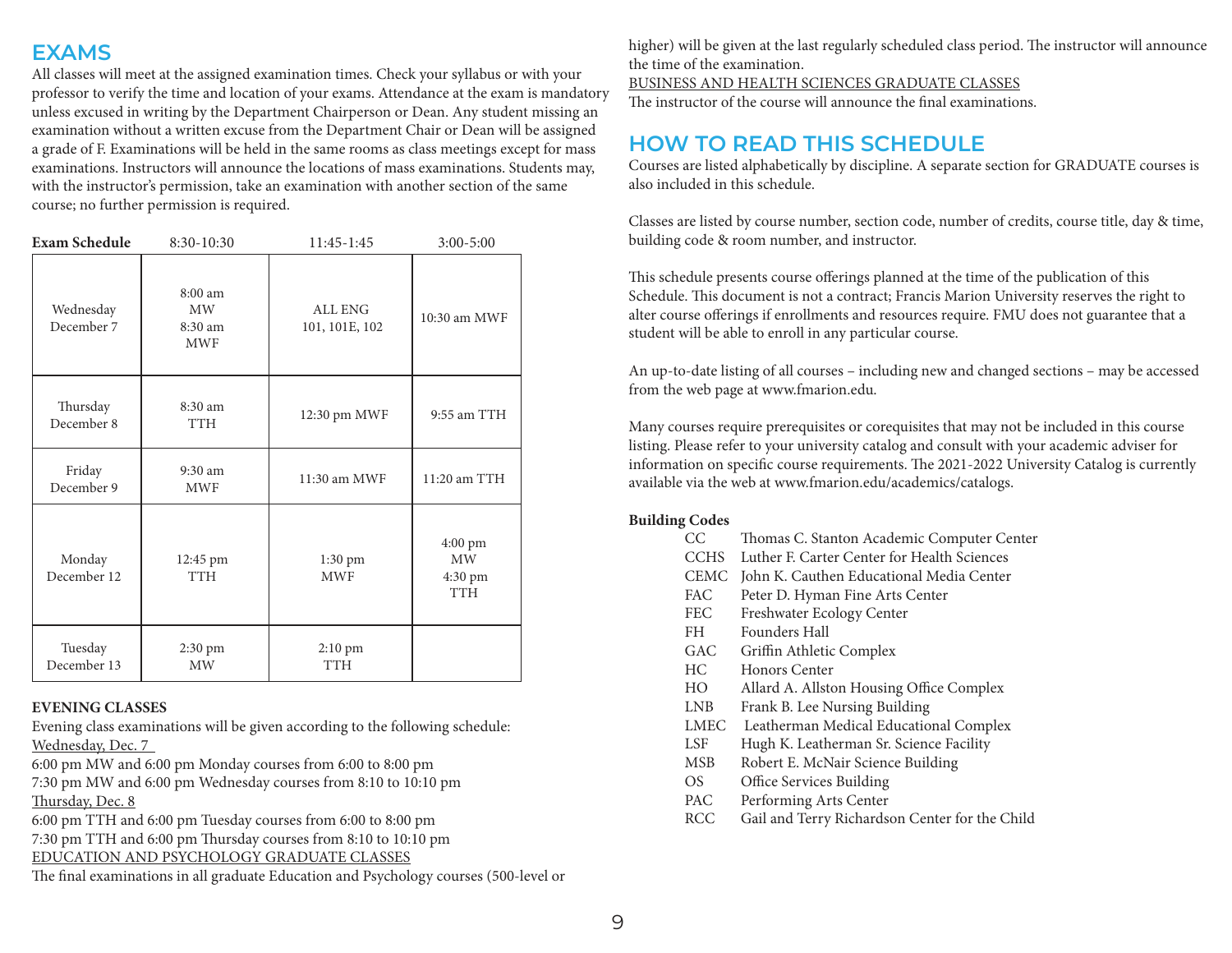## EXAMS

All classes will meet at the assigned examination times. Check your syllabus or with your professor to verify the time and location of your exams. Attendance at the exam is mandatory unless excused in writing by the Department Chairperson or Dean. Any student missing an examination without a written excuse from the Department Chair or Dean will be assigned a grade of F. Examinations will be held in the same rooms as class meetings except for mass examinations. Instructors will announce the locations of mass examinations. Students may, with the instructor's permission, take an examination with another section of the same course; no further permission is required.

| Exam Schedule | 8:30-10:30 | 11:45-1:45 | 3:00-5:00 |
|---|---|---|---|
| Wednesday December 7 | 8:00 am MW 8:30 am MWF | ALL ENG 101, 101E, 102 | 10:30 am MWF |
| Thursday December 8 | 8:30 am TTH | 12:30 pm MWF | 9:55 am TTH |
| Friday December 9 | 9:30 am MWF | 11:30 am MWF | 11:20 am TTH |
| Monday December 12 | 12:45 pm TTH | 1:30 pm MWF | 4:00 pm MW 4:30 pm TTH |
| Tuesday December 13 | 2:30 pm MW | 2:10 pm TTH | |

**EVENING CLASSES**

Evening class examinations will be given according to the following schedule:

Wednesday, Dec. 7

6:00 pm MW and 6:00 pm Monday courses from 6:00 to 8:00 pm

7:30 pm MW and 6:00 pm Wednesday courses from 8:10 to 10:10 pm

Thursday, Dec. 8

6:00 pm TTH and 6:00 pm Tuesday courses from 6:00 to 8:00 pm

7:30 pm TTH and 6:00 pm Thursday courses from 8:10 to 10:10 pm

EDUCATION AND PSYCHOLOGY GRADUATE CLASSES

The final examinations in all graduate Education and Psychology courses (500-level or higher) will be given at the last regularly scheduled class period. The instructor will announce the time of the examination.

BUSINESS AND HEALTH SCIENCES GRADUATE CLASSES

The instructor of the course will announce the final examinations.

## HOW TO READ THIS SCHEDULE

Courses are listed alphabetically by discipline. A separate section for GRADUATE courses is also included in this schedule.

Classes are listed by course number, section code, number of credits, course title, day & time, building code & room number, and instructor.

This schedule presents course offerings planned at the time of the publication of this Schedule. This document is not a contract; Francis Marion University reserves the right to alter course offerings if enrollments and resources require. FMU does not guarantee that a student will be able to enroll in any particular course.

An up-to-date listing of all courses – including new and changed sections – may be accessed from the web page at www.fmarion.edu.

Many courses require prerequisites or corequisites that may not be included in this course listing. Please refer to your university catalog and consult with your academic adviser for information on specific course requirements. The 2021-2022 University Catalog is currently available via the web at www.fmarion.edu/academics/catalogs.

**Building Codes**

| | |
|---|---|
| CC | Thomas C. Stanton Academic Computer Center |
| CCHS | Luther F. Carter Center for Health Sciences |
| CEMC | John K. Cauthen Educational Media Center |
| FAC | Peter D. Hyman Fine Arts Center |
| FEC | Freshwater Ecology Center |
| FH | Founders Hall |
| GAC | Griffin Athletic Complex |
| HC | Honors Center |
| HO | Allard A. Allston Housing Office Complex |
| LNB | Frank B. Lee Nursing Building |
| LMEC | Leatherman Medical Educational Complex |
| LSF | Hugh K. Leatherman Sr. Science Facility |
| MSB | Robert E. McNair Science Building |
| OS | Office Services Building |
| PAC | Performing Arts Center |
| RCC | Gail and Terry Richardson Center for the Child |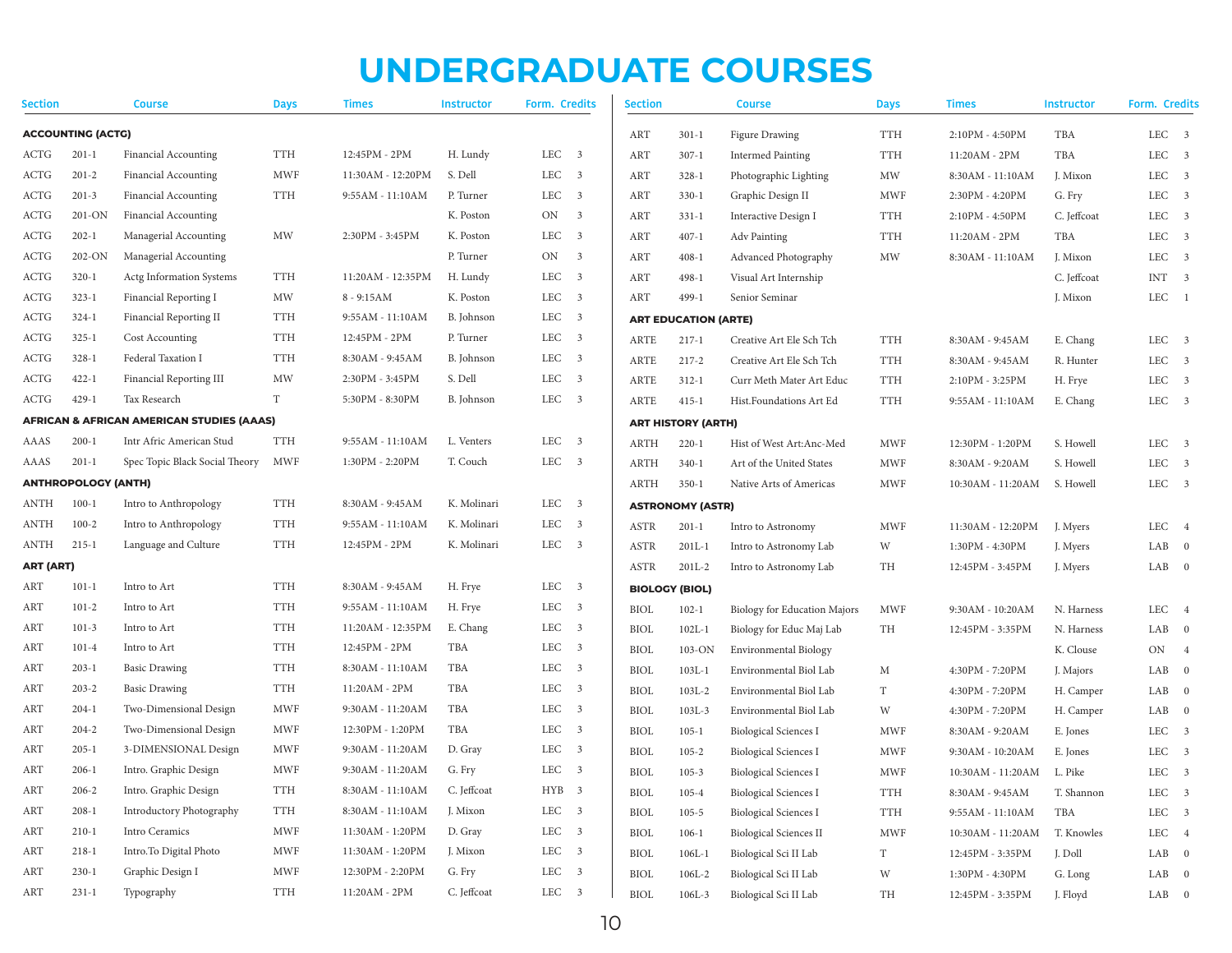# UNDERGRADUATE COURSES

| Section | | Course | Days | Times | Instructor | Form. | Credits |
|---|---|---|---|---|---|---|---|
| **ACCOUNTING (ACTG)** | | | | | | | |
| ACTG | 201-1 | Financial Accounting | TTH | 12:45PM - 2PM | H. Lundy | LEC | 3 |
| ACTG | 201-2 | Financial Accounting | MWF | 11:30AM - 12:20PM | S. Dell | LEC | 3 |
| ACTG | 201-3 | Financial Accounting | TTH | 9:55AM - 11:10AM | P. Turner | LEC | 3 |
| ACTG | 201-ON | Financial Accounting | | | K. Poston | ON | 3 |
| ACTG | 202-1 | Managerial Accounting | MW | 2:30PM - 3:45PM | K. Poston | LEC | 3 |
| ACTG | 202-ON | Managerial Accounting | | | P. Turner | ON | 3 |
| ACTG | 320-1 | Actg Information Systems | TTH | 11:20AM - 12:35PM | H. Lundy | LEC | 3 |
| ACTG | 323-1 | Financial Reporting I | MW | 8 - 9:15AM | K. Poston | LEC | 3 |
| ACTG | 324-1 | Financial Reporting II | TTH | 9:55AM - 11:10AM | B. Johnson | LEC | 3 |
| ACTG | 325-1 | Cost Accounting | TTH | 12:45PM - 2PM | P. Turner | LEC | 3 |
| ACTG | 328-1 | Federal Taxation I | TTH | 8:30AM - 9:45AM | B. Johnson | LEC | 3 |
| ACTG | 422-1 | Financial Reporting III | MW | 2:30PM - 3:45PM | S. Dell | LEC | 3 |
| ACTG | 429-1 | Tax Research | T | 5:30PM - 8:30PM | B. Johnson | LEC | 3 |
| **AFRICAN & AFRICAN AMERICAN STUDIES (AAAS)** | | | | | | | |
| AAAS | 200-1 | Intr Afric American Stud | TTH | 9:55AM - 11:10AM | L. Venters | LEC | 3 |
| AAAS | 201-1 | Spec Topic Black Social Theory | MWF | 1:30PM - 2:20PM | T. Couch | LEC | 3 |
| **ANTHROPOLOGY (ANTH)** | | | | | | | |
| ANTH | 100-1 | Intro to Anthropology | TTH | 8:30AM - 9:45AM | K. Molinari | LEC | 3 |
| ANTH | 100-2 | Intro to Anthropology | TTH | 9:55AM - 11:10AM | K. Molinari | LEC | 3 |
| ANTH | 215-1 | Language and Culture | TTH | 12:45PM - 2PM | K. Molinari | LEC | 3 |
| **ART (ART)** | | | | | | | |
| ART | 101-1 | Intro to Art | TTH | 8:30AM - 9:45AM | H. Frye | LEC | 3 |
| ART | 101-2 | Intro to Art | TTH | 9:55AM - 11:10AM | H. Frye | LEC | 3 |
| ART | 101-3 | Intro to Art | TTH | 11:20AM - 12:35PM | E. Chang | LEC | 3 |
| ART | 101-4 | Intro to Art | TTH | 12:45PM - 2PM | TBA | LEC | 3 |
| ART | 203-1 | Basic Drawing | TTH | 8:30AM - 11:10AM | TBA | LEC | 3 |
| ART | 203-2 | Basic Drawing | TTH | 11:20AM - 2PM | TBA | LEC | 3 |
| ART | 204-1 | Two-Dimensional Design | MWF | 9:30AM - 11:20AM | TBA | LEC | 3 |
| ART | 204-2 | Two-Dimensional Design | MWF | 12:30PM - 1:20PM | TBA | LEC | 3 |
| ART | 205-1 | 3-DIMENSIONAL Design | MWF | 9:30AM - 11:20AM | D. Gray | LEC | 3 |
| ART | 206-1 | Intro. Graphic Design | MWF | 9:30AM - 11:20AM | G. Fry | LEC | 3 |
| ART | 206-2 | Intro. Graphic Design | TTH | 8:30AM - 11:10AM | C. Jeffcoat | HYB | 3 |
| ART | 208-1 | Introductory Photography | TTH | 8:30AM - 11:10AM | J. Mixon | LEC | 3 |
| ART | 210-1 | Intro Ceramics | MWF | 11:30AM - 1:20PM | D. Gray | LEC | 3 |
| ART | 218-1 | Intro.To Digital Photo | MWF | 11:30AM - 1:20PM | J. Mixon | LEC | 3 |
| ART | 230-1 | Graphic Design I | MWF | 12:30PM - 2:20PM | G. Fry | LEC | 3 |
| ART | 231-1 | Typography | TTH | 11:20AM - 2PM | C. Jeffcoat | LEC | 3 |
| ART | 301-1 | Figure Drawing | TTH | 2:10PM - 4:50PM | TBA | LEC | 3 |
| ART | 307-1 | Intermed Painting | TTH | 11:20AM - 2PM | TBA | LEC | 3 |
| ART | 328-1 | Photographic Lighting | MW | 8:30AM - 11:10AM | J. Mixon | LEC | 3 |
| ART | 330-1 | Graphic Design II | MWF | 2:30PM - 4:20PM | G. Fry | LEC | 3 |
| ART | 331-1 | Interactive Design I | TTH | 2:10PM - 4:50PM | C. Jeffcoat | LEC | 3 |
| ART | 407-1 | Adv Painting | TTH | 11:20AM - 2PM | TBA | LEC | 3 |
| ART | 408-1 | Advanced Photography | MW | 8:30AM - 11:10AM | J. Mixon | LEC | 3 |
| ART | 498-1 | Visual Art Internship | | | C. Jeffcoat | INT | 3 |
| ART | 499-1 | Senior Seminar | | | J. Mixon | LEC | 1 |
| **ART EDUCATION (ARTE)** | | | | | | | |
| ARTE | 217-1 | Creative Art Ele Sch Tch | TTH | 8:30AM - 9:45AM | E. Chang | LEC | 3 |
| ARTE | 217-2 | Creative Art Ele Sch Tch | TTH | 8:30AM - 9:45AM | R. Hunter | LEC | 3 |
| ARTE | 312-1 | Curr Meth Mater Art Educ | TTH | 2:10PM - 3:25PM | H. Frye | LEC | 3 |
| ARTE | 415-1 | Hist.Foundations Art Ed | TTH | 9:55AM - 11:10AM | E. Chang | LEC | 3 |
| **ART HISTORY (ARTH)** | | | | | | | |
| ARTH | 220-1 | Hist of West Art:Anc-Med | MWF | 12:30PM - 1:20PM | S. Howell | LEC | 3 |
| ARTH | 340-1 | Art of the United States | MWF | 8:30AM - 9:20AM | S. Howell | LEC | 3 |
| ARTH | 350-1 | Native Arts of Americas | MWF | 10:30AM - 11:20AM | S. Howell | LEC | 3 |
| **ASTRONOMY (ASTR)** | | | | | | | |
| ASTR | 201-1 | Intro to Astronomy | MWF | 11:30AM - 12:20PM | J. Myers | LEC | 4 |
| ASTR | 201L-1 | Intro to Astronomy Lab | W | 1:30PM - 4:30PM | J. Myers | LAB | 0 |
| ASTR | 201L-2 | Intro to Astronomy Lab | TH | 12:45PM - 3:45PM | J. Myers | LAB | 0 |
| **BIOLOGY (BIOL)** | | | | | | | |
| BIOL | 102-1 | Biology for Education Majors | MWF | 9:30AM - 10:20AM | N. Harness | LEC | 4 |
| BIOL | 102L-1 | Biology for Educ Maj Lab | TH | 12:45PM - 3:35PM | N. Harness | LAB | 0 |
| BIOL | 103-ON | Environmental Biology | | | K. Clouse | ON | 4 |
| BIOL | 103L-1 | Environmental Biol Lab | M | 4:30PM - 7:20PM | J. Majors | LAB | 0 |
| BIOL | 103L-2 | Environmental Biol Lab | T | 4:30PM - 7:20PM | H. Camper | LAB | 0 |
| BIOL | 103L-3 | Environmental Biol Lab | W | 4:30PM - 7:20PM | H. Camper | LAB | 0 |
| BIOL | 105-1 | Biological Sciences I | MWF | 8:30AM - 9:20AM | E. Jones | LEC | 3 |
| BIOL | 105-2 | Biological Sciences I | MWF | 9:30AM - 10:20AM | E. Jones | LEC | 3 |
| BIOL | 105-3 | Biological Sciences I | MWF | 10:30AM - 11:20AM | L. Pike | LEC | 3 |
| BIOL | 105-4 | Biological Sciences I | TTH | 8:30AM - 9:45AM | T. Shannon | LEC | 3 |
| BIOL | 105-5 | Biological Sciences I | TTH | 9:55AM - 11:10AM | TBA | LEC | 3 |
| BIOL | 106-1 | Biological Sciences II | MWF | 10:30AM - 11:20AM | T. Knowles | LEC | 4 |
| BIOL | 106L-1 | Biological Sci II Lab | T | 12:45PM - 3:35PM | J. Doll | LAB | 0 |
| BIOL | 106L-2 | Biological Sci II Lab | W | 1:30PM - 4:30PM | G. Long | LAB | 0 |
| BIOL | 106L-3 | Biological Sci II Lab | TH | 12:45PM - 3:35PM | J. Floyd | LAB | 0 |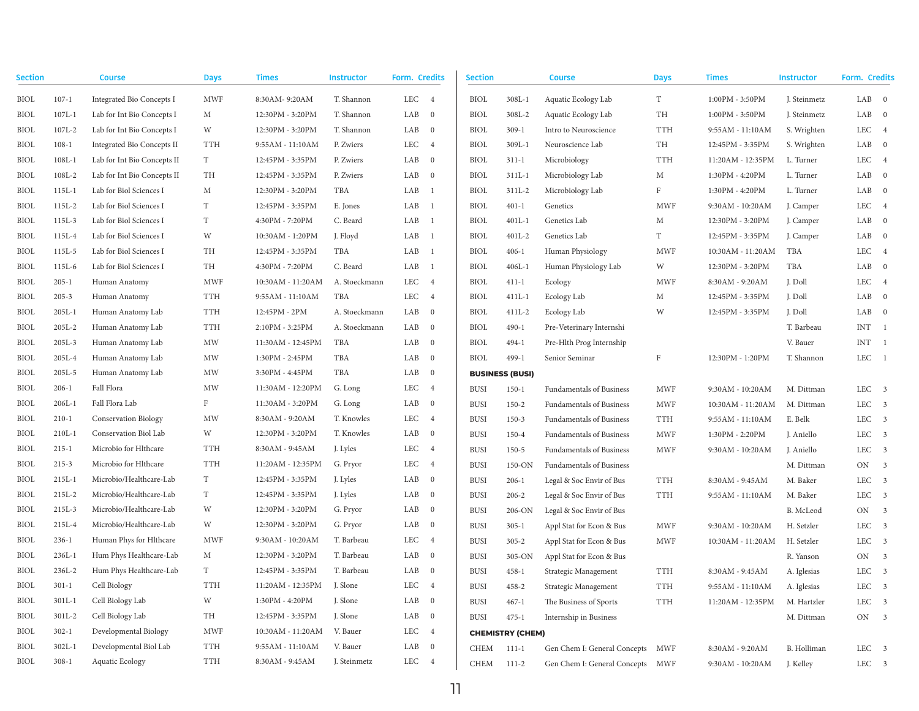| Section | | Course | Days | Times | Instructor | Form. | Credits |
|---|---|---|---|---|---|---|---|
| BIOL | 107-1 | Integrated Bio Concepts I | MWF | 8:30AM- 9:20AM | T. Shannon | LEC | 4 |
| BIOL | 107L-1 | Lab for Int Bio Concepts I | M | 12:30PM - 3:20PM | T. Shannon | LAB | 0 |
| BIOL | 107L-2 | Lab for Int Bio Concepts I | W | 12:30PM - 3:20PM | T. Shannon | LAB | 0 |
| BIOL | 108-1 | Integrated Bio Concepts II | TTH | 9:55AM - 11:10AM | P. Zwiers | LEC | 4 |
| BIOL | 108L-1 | Lab for Int Bio Concepts II | T | 12:45PM - 3:35PM | P. Zwiers | LAB | 0 |
| BIOL | 108L-2 | Lab for Int Bio Concepts II | TH | 12:45PM - 3:35PM | P. Zwiers | LAB | 0 |
| BIOL | 115L-1 | Lab for Biol Sciences I | M | 12:30PM - 3:20PM | TBA | LAB | 1 |
| BIOL | 115L-2 | Lab for Biol Sciences I | T | 12:45PM - 3:35PM | E. Jones | LAB | 1 |
| BIOL | 115L-3 | Lab for Biol Sciences I | T | 4:30PM - 7:20PM | C. Beard | LAB | 1 |
| BIOL | 115L-4 | Lab for Biol Sciences I | W | 10:30AM - 1:20PM | J. Floyd | LAB | 1 |
| BIOL | 115L-5 | Lab for Biol Sciences I | TH | 12:45PM - 3:35PM | TBA | LAB | 1 |
| BIOL | 115L-6 | Lab for Biol Sciences I | TH | 4:30PM - 7:20PM | C. Beard | LAB | 1 |
| BIOL | 205-1 | Human Anatomy | MWF | 10:30AM - 11:20AM | A. Stoeckmann | LEC | 4 |
| BIOL | 205-3 | Human Anatomy | TTH | 9:55AM - 11:10AM | TBA | LEC | 4 |
| BIOL | 205L-1 | Human Anatomy Lab | TTH | 12:45PM - 2PM | A. Stoeckmann | LAB | 0 |
| BIOL | 205L-2 | Human Anatomy Lab | TTH | 2:10PM - 3:25PM | A. Stoeckmann | LAB | 0 |
| BIOL | 205L-3 | Human Anatomy Lab | MW | 11:30AM - 12:45PM | TBA | LAB | 0 |
| BIOL | 205L-4 | Human Anatomy Lab | MW | 1:30PM - 2:45PM | TBA | LAB | 0 |
| BIOL | 205L-5 | Human Anatomy Lab | MW | 3:30PM - 4:45PM | TBA | LAB | 0 |
| BIOL | 206-1 | Fall Flora | MW | 11:30AM - 12:20PM | G. Long | LEC | 4 |
| BIOL | 206L-1 | Fall Flora Lab | F | 11:30AM - 3:20PM | G. Long | LAB | 0 |
| BIOL | 210-1 | Conservation Biology | MW | 8:30AM - 9:20AM | T. Knowles | LEC | 4 |
| BIOL | 210L-1 | Conservation Biol Lab | W | 12:30PM - 3:20PM | T. Knowles | LAB | 0 |
| BIOL | 215-1 | Microbio for Hlthcare | TTH | 8:30AM - 9:45AM | J. Lyles | LEC | 4 |
| BIOL | 215-3 | Microbio for Hlthcare | TTH | 11:20AM - 12:35PM | G. Pryor | LEC | 4 |
| BIOL | 215L-1 | Microbio/Healthcare-Lab | T | 12:45PM - 3:35PM | J. Lyles | LAB | 0 |
| BIOL | 215L-2 | Microbio/Healthcare-Lab | T | 12:45PM - 3:35PM | J. Lyles | LAB | 0 |
| BIOL | 215L-3 | Microbio/Healthcare-Lab | W | 12:30PM - 3:20PM | G. Pryor | LAB | 0 |
| BIOL | 215L-4 | Microbio/Healthcare-Lab | W | 12:30PM - 3:20PM | G. Pryor | LAB | 0 |
| BIOL | 236-1 | Human Phys for Hlthcare | MWF | 9:30AM - 10:20AM | T. Barbeau | LEC | 4 |
| BIOL | 236L-1 | Hum Phys Healthcare-Lab | M | 12:30PM - 3:20PM | T. Barbeau | LAB | 0 |
| BIOL | 236L-2 | Hum Phys Healthcare-Lab | T | 12:45PM - 3:35PM | T. Barbeau | LAB | 0 |
| BIOL | 301-1 | Cell Biology | TTH | 11:20AM - 12:35PM | J. Slone | LEC | 4 |
| BIOL | 301L-1 | Cell Biology Lab | W | 1:30PM - 4:20PM | J. Slone | LAB | 0 |
| BIOL | 301L-2 | Cell Biology Lab | TH | 12:45PM - 3:35PM | J. Slone | LAB | 0 |
| BIOL | 302-1 | Developmental Biology | MWF | 10:30AM - 11:20AM | V. Bauer | LEC | 4 |
| BIOL | 302L-1 | Developmental Biol Lab | TTH | 9:55AM - 11:10AM | V. Bauer | LAB | 0 |
| BIOL | 308-1 | Aquatic Ecology | TTH | 8:30AM - 9:45AM | J. Steinmetz | LEC | 4 |
| BIOL | 308L-1 | Aquatic Ecology Lab | T | 1:00PM - 3:50PM | J. Steinmetz | LAB | 0 |
| BIOL | 308L-2 | Aquatic Ecology Lab | TH | 1:00PM - 3:50PM | J. Steinmetz | LAB | 0 |
| BIOL | 309-1 | Intro to Neuroscience | TTH | 9:55AM - 11:10AM | S. Wrighten | LEC | 4 |
| BIOL | 309L-1 | Neuroscience Lab | TH | 12:45PM - 3:35PM | S. Wrighten | LAB | 0 |
| BIOL | 311-1 | Microbiology | TTH | 11:20AM - 12:35PM | L. Turner | LEC | 4 |
| BIOL | 311L-1 | Microbiology Lab | M | 1:30PM - 4:20PM | L. Turner | LAB | 0 |
| BIOL | 311L-2 | Microbiology Lab | F | 1:30PM - 4:20PM | L. Turner | LAB | 0 |
| BIOL | 401-1 | Genetics | MWF | 9:30AM - 10:20AM | J. Camper | LEC | 4 |
| BIOL | 401L-1 | Genetics Lab | M | 12:30PM - 3:20PM | J. Camper | LAB | 0 |
| BIOL | 401L-2 | Genetics Lab | T | 12:45PM - 3:35PM | J. Camper | LAB | 0 |
| BIOL | 406-1 | Human Physiology | MWF | 10:30AM - 11:20AM | TBA | LEC | 4 |
| BIOL | 406L-1 | Human Physiology Lab | W | 12:30PM - 3:20PM | TBA | LAB | 0 |
| BIOL | 411-1 | Ecology | MWF | 8:30AM - 9:20AM | J. Doll | LEC | 4 |
| BIOL | 411L-1 | Ecology Lab | M | 12:45PM - 3:35PM | J. Doll | LAB | 0 |
| BIOL | 411L-2 | Ecology Lab | W | 12:45PM - 3:35PM | J. Doll | LAB | 0 |
| BIOL | 490-1 | Pre-Veterinary Internshi | | | T. Barbeau | INT | 1 |
| BIOL | 494-1 | Pre-Hlth Prog Internship | | | V. Bauer | INT | 1 |
| BIOL | 499-1 | Senior Seminar | F | 12:30PM - 1:20PM | T. Shannon | LEC | 1 |
| **BUSINESS (BUSI)** | | | | | | | |
| BUSI | 150-1 | Fundamentals of Business | MWF | 9:30AM - 10:20AM | M. Dittman | LEC | 3 |
| BUSI | 150-2 | Fundamentals of Business | MWF | 10:30AM - 11:20AM | M. Dittman | LEC | 3 |
| BUSI | 150-3 | Fundamentals of Business | TTH | 9:55AM - 11:10AM | E. Belk | LEC | 3 |
| BUSI | 150-4 | Fundamentals of Business | MWF | 1:30PM - 2:20PM | J. Aniello | LEC | 3 |
| BUSI | 150-5 | Fundamentals of Business | MWF | 9:30AM - 10:20AM | J. Aniello | LEC | 3 |
| BUSI | 150-ON | Fundamentals of Business | | | M. Dittman | ON | 3 |
| BUSI | 206-1 | Legal & Soc Envir of Bus | TTH | 8:30AM - 9:45AM | M. Baker | LEC | 3 |
| BUSI | 206-2 | Legal & Soc Envir of Bus | TTH | 9:55AM - 11:10AM | M. Baker | LEC | 3 |
| BUSI | 206-ON | Legal & Soc Envir of Bus | | | B. McLeod | ON | 3 |
| BUSI | 305-1 | Appl Stat for Econ & Bus | MWF | 9:30AM - 10:20AM | H. Setzler | LEC | 3 |
| BUSI | 305-2 | Appl Stat for Econ & Bus | MWF | 10:30AM - 11:20AM | H. Setzler | LEC | 3 |
| BUSI | 305-ON | Appl Stat for Econ & Bus | | | R. Yanson | ON | 3 |
| BUSI | 458-1 | Strategic Management | TTH | 8:30AM - 9:45AM | A. Iglesias | LEC | 3 |
| BUSI | 458-2 | Strategic Management | TTH | 9:55AM - 11:10AM | A. Iglesias | LEC | 3 |
| BUSI | 467-1 | The Business of Sports | TTH | 11:20AM - 12:35PM | M. Hartzler | LEC | 3 |
| BUSI | 475-1 | Internship in Business | | | M. Dittman | ON | 3 |
| **CHEMISTRY (CHEM)** | | | | | | | |
| CHEM | 111-1 | Gen Chem I: General Concepts | MWF | 8:30AM - 9:20AM | B. Holliman | LEC | 3 |
| CHEM | 111-2 | Gen Chem I: General Concepts | MWF | 9:30AM - 10:20AM | J. Kelley | LEC | 3 |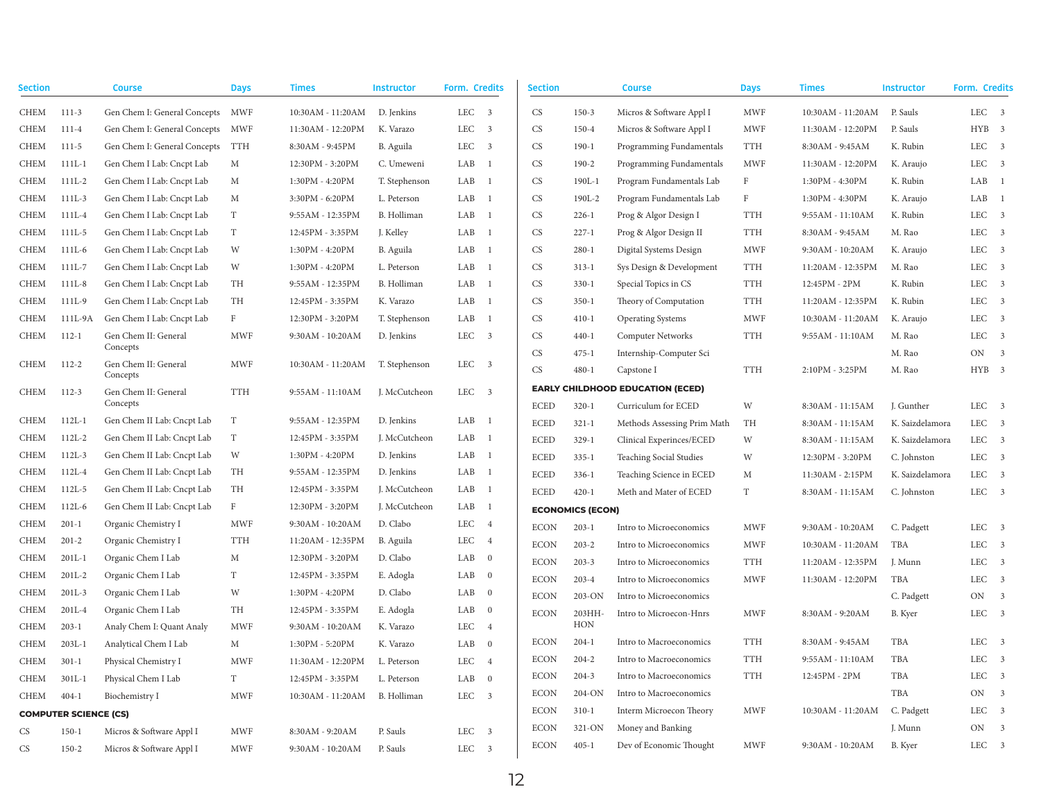| Section | | Course | Days | Times | Instructor | Form. | Credits |
|---|---|---|---|---|---|---|---|
| CHEM | 111-3 | Gen Chem I: General Concepts | MWF | 10:30AM - 11:20AM | D. Jenkins | LEC | 3 |
| CHEM | 111-4 | Gen Chem I: General Concepts | MWF | 11:30AM - 12:20PM | K. Varazo | LEC | 3 |
| CHEM | 111-5 | Gen Chem I: General Concepts | TTH | 8:30AM - 9:45PM | B. Aguila | LEC | 3 |
| CHEM | 111L-1 | Gen Chem I Lab: Cncpt Lab | M | 12:30PM - 3:20PM | C. Umeweni | LAB | 1 |
| CHEM | 111L-2 | Gen Chem I Lab: Cncpt Lab | M | 1:30PM - 4:20PM | T. Stephenson | LAB | 1 |
| CHEM | 111L-3 | Gen Chem I Lab: Cncpt Lab | M | 3:30PM - 6:20PM | L. Peterson | LAB | 1 |
| CHEM | 111L-4 | Gen Chem I Lab: Cncpt Lab | T | 9:55AM - 12:35PM | B. Holliman | LAB | 1 |
| CHEM | 111L-5 | Gen Chem I Lab: Cncpt Lab | T | 12:45PM - 3:35PM | J. Kelley | LAB | 1 |
| CHEM | 111L-6 | Gen Chem I Lab: Cncpt Lab | W | 1:30PM - 4:20PM | B. Aguila | LAB | 1 |
| CHEM | 111L-7 | Gen Chem I Lab: Cncpt Lab | W | 1:30PM - 4:20PM | L. Peterson | LAB | 1 |
| CHEM | 111L-8 | Gen Chem I Lab: Cncpt Lab | TH | 9:55AM - 12:35PM | B. Holliman | LAB | 1 |
| CHEM | 111L-9 | Gen Chem I Lab: Cncpt Lab | TH | 12:45PM - 3:35PM | K. Varazo | LAB | 1 |
| CHEM | 111L-9A | Gen Chem I Lab: Cncpt Lab | F | 12:30PM - 3:20PM | T. Stephenson | LAB | 1 |
| CHEM | 112-1 | Gen Chem II: General Concepts | MWF | 9:30AM - 10:20AM | D. Jenkins | LEC | 3 |
| CHEM | 112-2 | Gen Chem II: General Concepts | MWF | 10:30AM - 11:20AM | T. Stephenson | LEC | 3 |
| CHEM | 112-3 | Gen Chem II: General Concepts | TTH | 9:55AM - 11:10AM | J. McCutcheon | LEC | 3 |
| CHEM | 112L-1 | Gen Chem II Lab: Cncpt Lab | T | 9:55AM - 12:35PM | D. Jenkins | LAB | 1 |
| CHEM | 112L-2 | Gen Chem II Lab: Cncpt Lab | T | 12:45PM - 3:35PM | J. McCutcheon | LAB | 1 |
| CHEM | 112L-3 | Gen Chem II Lab: Cncpt Lab | W | 1:30PM - 4:20PM | D. Jenkins | LAB | 1 |
| CHEM | 112L-4 | Gen Chem II Lab: Cncpt Lab | TH | 9:55AM - 12:35PM | D. Jenkins | LAB | 1 |
| CHEM | 112L-5 | Gen Chem II Lab: Cncpt Lab | TH | 12:45PM - 3:35PM | J. McCutcheon | LAB | 1 |
| CHEM | 112L-6 | Gen Chem II Lab: Cncpt Lab | F | 12:30PM - 3:20PM | J. McCutcheon | LAB | 1 |
| CHEM | 201-1 | Organic Chemistry I | MWF | 9:30AM - 10:20AM | D. Clabo | LEC | 4 |
| CHEM | 201-2 | Organic Chemistry I | TTH | 11:20AM - 12:35PM | B. Aguila | LEC | 4 |
| CHEM | 201L-1 | Organic Chem I Lab | M | 12:30PM - 3:20PM | D. Clabo | LAB | 0 |
| CHEM | 201L-2 | Organic Chem I Lab | T | 12:45PM - 3:35PM | E. Adogla | LAB | 0 |
| CHEM | 201L-3 | Organic Chem I Lab | W | 1:30PM - 4:20PM | D. Clabo | LAB | 0 |
| CHEM | 201L-4 | Organic Chem I Lab | TH | 12:45PM - 3:35PM | E. Adogla | LAB | 0 |
| CHEM | 203-1 | Analy Chem I: Quant Analy | MWF | 9:30AM - 10:20AM | K. Varazo | LEC | 4 |
| CHEM | 203L-1 | Analytical Chem I Lab | M | 1:30PM - 5:20PM | K. Varazo | LAB | 0 |
| CHEM | 301-1 | Physical Chemistry I | MWF | 11:30AM - 12:20PM | L. Peterson | LEC | 4 |
| CHEM | 301L-1 | Physical Chem I Lab | T | 12:45PM - 3:35PM | L. Peterson | LAB | 0 |
| CHEM | 404-1 | Biochemistry I | MWF | 10:30AM - 11:20AM | B. Holliman | LEC | 3 |
| **COMPUTER SCIENCE (CS)** | | | | | | | |
| CS | 150-1 | Micros & Software Appl I | MWF | 8:30AM - 9:20AM | P. Sauls | LEC | 3 |
| CS | 150-2 | Micros & Software Appl I | MWF | 9:30AM - 10:20AM | P. Sauls | LEC | 3 |
| CS | 150-3 | Micros & Software Appl I | MWF | 10:30AM - 11:20AM | P. Sauls | LEC | 3 |
| CS | 150-4 | Micros & Software Appl I | MWF | 11:30AM - 12:20PM | P. Sauls | HYB | 3 |
| CS | 190-1 | Programming Fundamentals | TTH | 8:30AM - 9:45AM | K. Rubin | LEC | 3 |
| CS | 190-2 | Programming Fundamentals | MWF | 11:30AM - 12:20PM | K. Araujo | LEC | 3 |
| CS | 190L-1 | Program Fundamentals Lab | F | 1:30PM - 4:30PM | K. Rubin | LAB | 1 |
| CS | 190L-2 | Program Fundamentals Lab | F | 1:30PM - 4:30PM | K. Araujo | LAB | 1 |
| CS | 226-1 | Prog & Algor Design I | TTH | 9:55AM - 11:10AM | K. Rubin | LEC | 3 |
| CS | 227-1 | Prog & Algor Design II | TTH | 8:30AM - 9:45AM | M. Rao | LEC | 3 |
| CS | 280-1 | Digital Systems Design | MWF | 9:30AM - 10:20AM | K. Araujo | LEC | 3 |
| CS | 313-1 | Sys Design & Development | TTH | 11:20AM - 12:35PM | M. Rao | LEC | 3 |
| CS | 330-1 | Special Topics in CS | TTH | 12:45PM - 2PM | K. Rubin | LEC | 3 |
| CS | 350-1 | Theory of Computation | TTH | 11:20AM - 12:35PM | K. Rubin | LEC | 3 |
| CS | 410-1 | Operating Systems | MWF | 10:30AM - 11:20AM | K. Araujo | LEC | 3 |
| CS | 440-1 | Computer Networks | TTH | 9:55AM - 11:10AM | M. Rao | LEC | 3 |
| CS | 475-1 | Internship-Computer Sci | | | M. Rao | ON | 3 |
| CS | 480-1 | Capstone I | TTH | 2:10PM - 3:25PM | M. Rao | HYB | 3 |
| **EARLY CHILDHOOD EDUCATION (ECED)** | | | | | | | |
| ECED | 320-1 | Curriculum for ECED | W | 8:30AM - 11:15AM | J. Gunther | LEC | 3 |
| ECED | 321-1 | Methods Assessing Prim Math | TH | 8:30AM - 11:15AM | K. Saizdelamora | LEC | 3 |
| ECED | 329-1 | Clinical Experinces/ECED | W | 8:30AM - 11:15AM | K. Saizdelamora | LEC | 3 |
| ECED | 335-1 | Teaching Social Studies | W | 12:30PM - 3:20PM | C. Johnston | LEC | 3 |
| ECED | 336-1 | Teaching Science in ECED | M | 11:30AM - 2:15PM | K. Saizdelamora | LEC | 3 |
| ECED | 420-1 | Meth and Mater of ECED | T | 8:30AM - 11:15AM | C. Johnston | LEC | 3 |
| **ECONOMICS (ECON)** | | | | | | | |
| ECON | 203-1 | Intro to Microeconomics | MWF | 9:30AM - 10:20AM | C. Padgett | LEC | 3 |
| ECON | 203-2 | Intro to Microeconomics | MWF | 10:30AM - 11:20AM | TBA | LEC | 3 |
| ECON | 203-3 | Intro to Microeconomics | TTH | 11:20AM - 12:35PM | J. Munn | LEC | 3 |
| ECON | 203-4 | Intro to Microeconomics | MWF | 11:30AM - 12:20PM | TBA | LEC | 3 |
| ECON | 203-ON | Intro to Microeconomics | | | C. Padgett | ON | 3 |
| ECON | 203HH-HON | Intro to Microecon-Hnrs | MWF | 8:30AM - 9:20AM | B. Kyer | LEC | 3 |
| ECON | 204-1 | Intro to Macroeconomics | TTH | 8:30AM - 9:45AM | TBA | LEC | 3 |
| ECON | 204-2 | Intro to Macroeconomics | TTH | 9:55AM - 11:10AM | TBA | LEC | 3 |
| ECON | 204-3 | Intro to Macroeconomics | TTH | 12:45PM - 2PM | TBA | LEC | 3 |
| ECON | 204-ON | Intro to Macroeconomics | | | TBA | ON | 3 |
| ECON | 310-1 | Interm Microecon Theory | MWF | 10:30AM - 11:20AM | C. Padgett | LEC | 3 |
| ECON | 321-ON | Money and Banking | | | J. Munn | ON | 3 |
| ECON | 405-1 | Dev of Economic Thought | MWF | 9:30AM - 10:20AM | B. Kyer | LEC | 3 |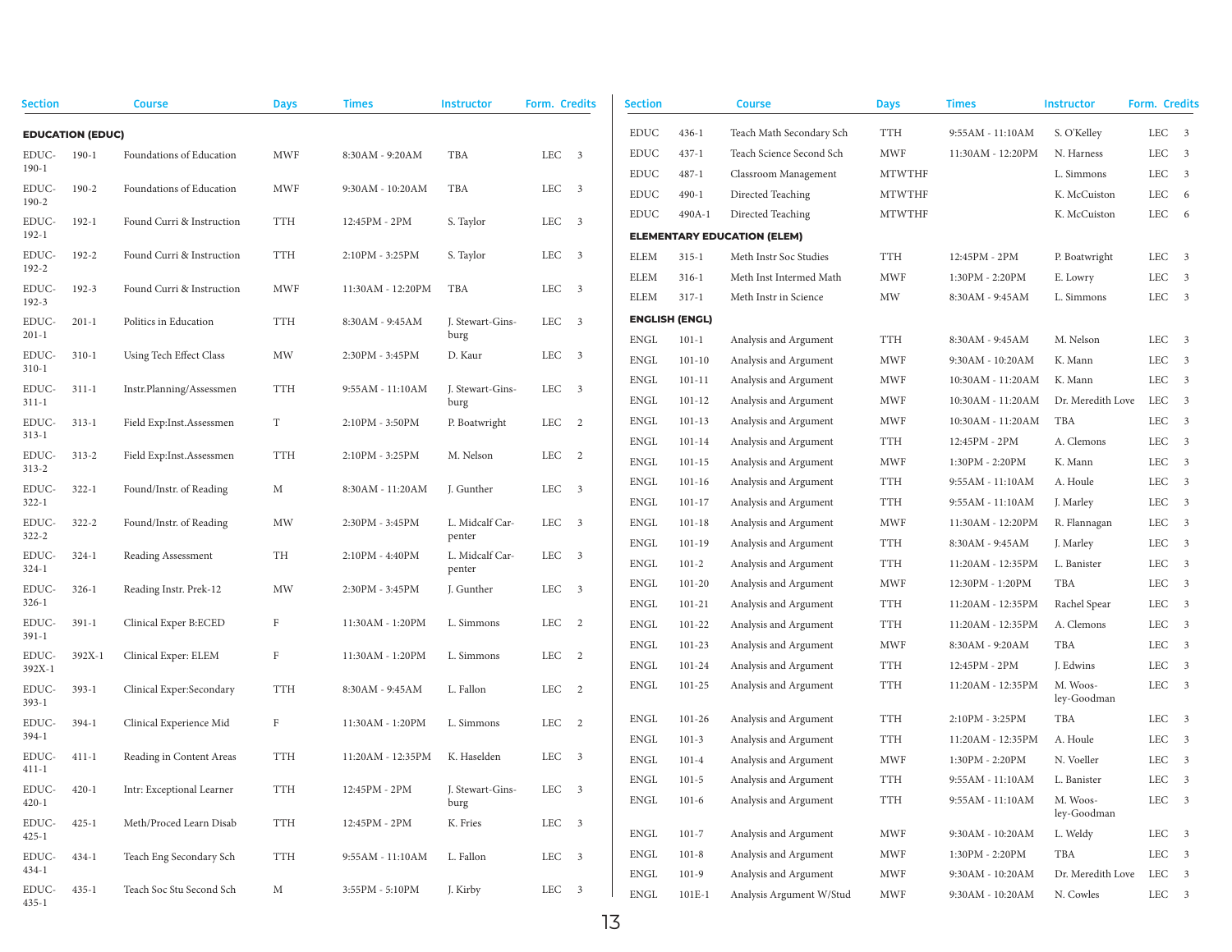| Section | | Course | Days | Times | Instructor | Form. | Credits |
|---|---|---|---|---|---|---|---|
| **EDUCATION (EDUC)** | | | | | | | |
| EDUC-190-1 | 190-1 | Foundations of Education | MWF | 8:30AM - 9:20AM | TBA | LEC | 3 |
| EDUC-190-2 | 190-2 | Foundations of Education | MWF | 9:30AM - 10:20AM | TBA | LEC | 3 |
| EDUC-192-1 | 192-1 | Found Curri & Instruction | TTH | 12:45PM - 2PM | S. Taylor | LEC | 3 |
| EDUC-192-2 | 192-2 | Found Curri & Instruction | TTH | 2:10PM - 3:25PM | S. Taylor | LEC | 3 |
| EDUC-192-3 | 192-3 | Found Curri & Instruction | MWF | 11:30AM - 12:20PM | TBA | LEC | 3 |
| EDUC-201-1 | 201-1 | Politics in Education | TTH | 8:30AM - 9:45AM | J. Stewart-Ginsburg | LEC | 3 |
| EDUC-310-1 | 310-1 | Using Tech Effect Class | MW | 2:30PM - 3:45PM | D. Kaur | LEC | 3 |
| EDUC-311-1 | 311-1 | Instr.Planning/Assessmen | TTH | 9:55AM - 11:10AM | J. Stewart-Ginsburg | LEC | 3 |
| EDUC-313-1 | 313-1 | Field Exp:Inst.Assessmen | T | 2:10PM - 3:50PM | P. Boatwright | LEC | 2 |
| EDUC-313-2 | 313-2 | Field Exp:Inst.Assessmen | TTH | 2:10PM - 3:25PM | M. Nelson | LEC | 2 |
| EDUC-322-1 | 322-1 | Found/Instr. of Reading | M | 8:30AM - 11:20AM | J. Gunther | LEC | 3 |
| EDUC-322-2 | 322-2 | Found/Instr. of Reading | MW | 2:30PM - 3:45PM | L. Midcalf Carpenter | LEC | 3 |
| EDUC-324-1 | 324-1 | Reading Assessment | TH | 2:10PM - 4:40PM | L. Midcalf Carpenter | LEC | 3 |
| EDUC-326-1 | 326-1 | Reading Instr. Prek-12 | MW | 2:30PM - 3:45PM | J. Gunther | LEC | 3 |
| EDUC-391-1 | 391-1 | Clinical Exper B:ECED | F | 11:30AM - 1:20PM | L. Simmons | LEC | 2 |
| EDUC-392X-1 | 392X-1 | Clinical Exper: ELEM | F | 11:30AM - 1:20PM | L. Simmons | LEC | 2 |
| EDUC-393-1 | 393-1 | Clinical Exper:Secondary | TTH | 8:30AM - 9:45AM | L. Fallon | LEC | 2 |
| EDUC-394-1 | 394-1 | Clinical Experience Mid | F | 11:30AM - 1:20PM | L. Simmons | LEC | 2 |
| EDUC-411-1 | 411-1 | Reading in Content Areas | TTH | 11:20AM - 12:35PM | K. Haselden | LEC | 3 |
| EDUC-420-1 | 420-1 | Intr: Exceptional Learner | TTH | 12:45PM - 2PM | J. Stewart-Ginsburg | LEC | 3 |
| EDUC-425-1 | 425-1 | Meth/Proced Learn Disab | TTH | 12:45PM - 2PM | K. Fries | LEC | 3 |
| EDUC-434-1 | 434-1 | Teach Eng Secondary Sch | TTH | 9:55AM - 11:10AM | L. Fallon | LEC | 3 |
| EDUC-435-1 | 435-1 | Teach Soc Stu Second Sch | M | 3:55PM - 5:10PM | J. Kirby | LEC | 3 |
| EDUC | 436-1 | Teach Math Secondary Sch | TTH | 9:55AM - 11:10AM | S. O'Kelley | LEC | 3 |
| EDUC | 437-1 | Teach Science Second Sch | MWF | 11:30AM - 12:20PM | N. Harness | LEC | 3 |
| EDUC | 487-1 | Classroom Management | MTWTHF | | L. Simmons | LEC | 3 |
| EDUC | 490-1 | Directed Teaching | MTWTHF | | K. McCuiston | LEC | 6 |
| EDUC | 490A-1 | Directed Teaching | MTWTHF | | K. McCuiston | LEC | 6 |
| **ELEMENTARY EDUCATION (ELEM)** | | | | | | | |
| ELEM | 315-1 | Meth Instr Soc Studies | TTH | 12:45PM - 2PM | P. Boatwright | LEC | 3 |
| ELEM | 316-1 | Meth Inst Intermed Math | MWF | 1:30PM - 2:20PM | E. Lowry | LEC | 3 |
| ELEM | 317-1 | Meth Instr in Science | MW | 8:30AM - 9:45AM | L. Simmons | LEC | 3 |
| **ENGLISH (ENGL)** | | | | | | | |
| ENGL | 101-1 | Analysis and Argument | TTH | 8:30AM - 9:45AM | M. Nelson | LEC | 3 |
| ENGL | 101-10 | Analysis and Argument | MWF | 9:30AM - 10:20AM | K. Mann | LEC | 3 |
| ENGL | 101-11 | Analysis and Argument | MWF | 10:30AM - 11:20AM | K. Mann | LEC | 3 |
| ENGL | 101-12 | Analysis and Argument | MWF | 10:30AM - 11:20AM | Dr. Meredith Love | LEC | 3 |
| ENGL | 101-13 | Analysis and Argument | MWF | 10:30AM - 11:20AM | TBA | LEC | 3 |
| ENGL | 101-14 | Analysis and Argument | TTH | 12:45PM - 2PM | A. Clemons | LEC | 3 |
| ENGL | 101-15 | Analysis and Argument | MWF | 1:30PM - 2:20PM | K. Mann | LEC | 3 |
| ENGL | 101-16 | Analysis and Argument | TTH | 9:55AM - 11:10AM | A. Houle | LEC | 3 |
| ENGL | 101-17 | Analysis and Argument | TTH | 9:55AM - 11:10AM | J. Marley | LEC | 3 |
| ENGL | 101-18 | Analysis and Argument | MWF | 11:30AM - 12:20PM | R. Flannagan | LEC | 3 |
| ENGL | 101-19 | Analysis and Argument | TTH | 8:30AM - 9:45AM | J. Marley | LEC | 3 |
| ENGL | 101-2 | Analysis and Argument | TTH | 11:20AM - 12:35PM | L. Banister | LEC | 3 |
| ENGL | 101-20 | Analysis and Argument | MWF | 12:30PM - 1:20PM | TBA | LEC | 3 |
| ENGL | 101-21 | Analysis and Argument | TTH | 11:20AM - 12:35PM | Rachel Spear | LEC | 3 |
| ENGL | 101-22 | Analysis and Argument | TTH | 11:20AM - 12:35PM | A. Clemons | LEC | 3 |
| ENGL | 101-23 | Analysis and Argument | MWF | 8:30AM - 9:20AM | TBA | LEC | 3 |
| ENGL | 101-24 | Analysis and Argument | TTH | 12:45PM - 2PM | J. Edwins | LEC | 3 |
| ENGL | 101-25 | Analysis and Argument | TTH | 11:20AM - 12:35PM | M. Woosley-Goodman | LEC | 3 |
| ENGL | 101-26 | Analysis and Argument | TTH | 2:10PM - 3:25PM | TBA | LEC | 3 |
| ENGL | 101-3 | Analysis and Argument | TTH | 11:20AM - 12:35PM | A. Houle | LEC | 3 |
| ENGL | 101-4 | Analysis and Argument | MWF | 1:30PM - 2:20PM | N. Voeller | LEC | 3 |
| ENGL | 101-5 | Analysis and Argument | TTH | 9:55AM - 11:10AM | L. Banister | LEC | 3 |
| ENGL | 101-6 | Analysis and Argument | TTH | 9:55AM - 11:10AM | M. Woosley-Goodman | LEC | 3 |
| ENGL | 101-7 | Analysis and Argument | MWF | 9:30AM - 10:20AM | L. Weldy | LEC | 3 |
| ENGL | 101-8 | Analysis and Argument | MWF | 1:30PM - 2:20PM | TBA | LEC | 3 |
| ENGL | 101-9 | Analysis and Argument | MWF | 9:30AM - 10:20AM | Dr. Meredith Love | LEC | 3 |
| ENGL | 101E-1 | Analysis Argument W/Stud | MWF | 9:30AM - 10:20AM | N. Cowles | LEC | 3 |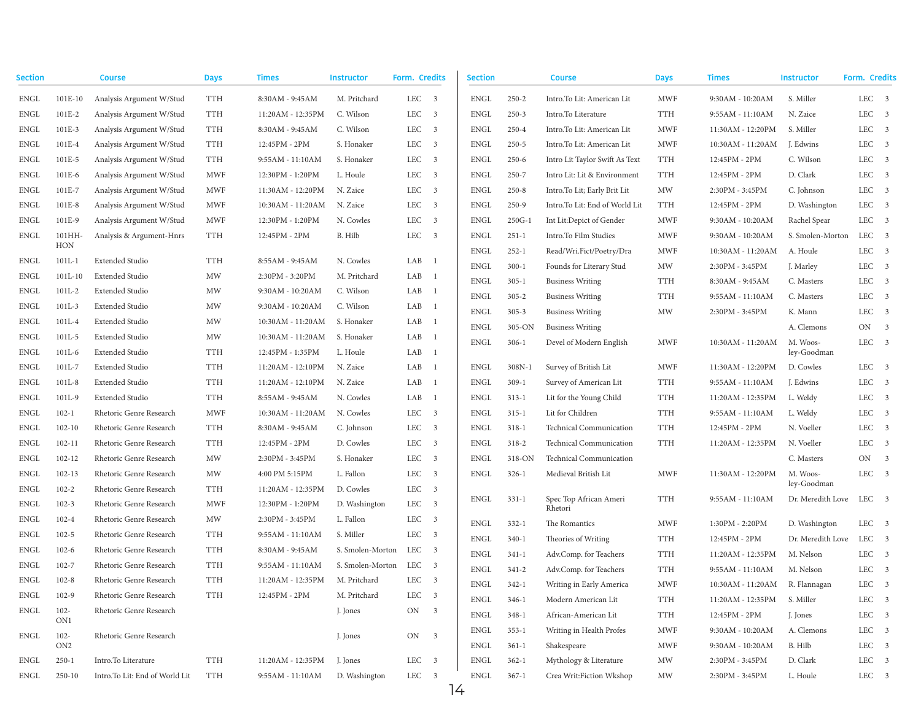| Section | | Course | Days | Times | Instructor | Form. | Credits |
|---|---|---|---|---|---|---|---|
| ENGL | 101E-10 | Analysis Argument W/Stud | TTH | 8:30AM - 9:45AM | M. Pritchard | LEC | 3 |
| ENGL | 101E-2 | Analysis Argument W/Stud | TTH | 11:20AM - 12:35PM | C. Wilson | LEC | 3 |
| ENGL | 101E-3 | Analysis Argument W/Stud | TTH | 8:30AM - 9:45AM | C. Wilson | LEC | 3 |
| ENGL | 101E-4 | Analysis Argument W/Stud | TTH | 12:45PM - 2PM | S. Honaker | LEC | 3 |
| ENGL | 101E-5 | Analysis Argument W/Stud | TTH | 9:55AM - 11:10AM | S. Honaker | LEC | 3 |
| ENGL | 101E-6 | Analysis Argument W/Stud | MWF | 12:30PM - 1:20PM | L. Houle | LEC | 3 |
| ENGL | 101E-7 | Analysis Argument W/Stud | MWF | 11:30AM - 12:20PM | N. Zaice | LEC | 3 |
| ENGL | 101E-8 | Analysis Argument W/Stud | MWF | 10:30AM - 11:20AM | N. Zaice | LEC | 3 |
| ENGL | 101E-9 | Analysis Argument W/Stud | MWF | 12:30PM - 1:20PM | N. Cowles | LEC | 3 |
| ENGL | 101HH-HON | Analysis & Argument-Hnrs | TTH | 12:45PM - 2PM | B. Hilb | LEC | 3 |
| ENGL | 101L-1 | Extended Studio | TTH | 8:55AM - 9:45AM | N. Cowles | LAB | 1 |
| ENGL | 101L-10 | Extended Studio | MW | 2:30PM - 3:20PM | M. Pritchard | LAB | 1 |
| ENGL | 101L-2 | Extended Studio | MW | 9:30AM - 10:20AM | C. Wilson | LAB | 1 |
| ENGL | 101L-3 | Extended Studio | MW | 9:30AM - 10:20AM | C. Wilson | LAB | 1 |
| ENGL | 101L-4 | Extended Studio | MW | 10:30AM - 11:20AM | S. Honaker | LAB | 1 |
| ENGL | 101L-5 | Extended Studio | MW | 10:30AM - 11:20AM | S. Honaker | LAB | 1 |
| ENGL | 101L-6 | Extended Studio | TTH | 12:45PM - 1:35PM | L. Houle | LAB | 1 |
| ENGL | 101L-7 | Extended Studio | TTH | 11:20AM - 12:10PM | N. Zaice | LAB | 1 |
| ENGL | 101L-8 | Extended Studio | TTH | 11:20AM - 12:10PM | N. Zaice | LAB | 1 |
| ENGL | 101L-9 | Extended Studio | TTH | 8:55AM - 9:45AM | N. Cowles | LAB | 1 |
| ENGL | 102-1 | Rhetoric Genre Research | MWF | 10:30AM - 11:20AM | N. Cowles | LEC | 3 |
| ENGL | 102-10 | Rhetoric Genre Research | TTH | 8:30AM - 9:45AM | C. Johnson | LEC | 3 |
| ENGL | 102-11 | Rhetoric Genre Research | TTH | 12:45PM - 2PM | D. Cowles | LEC | 3 |
| ENGL | 102-12 | Rhetoric Genre Research | MW | 2:30PM - 3:45PM | S. Honaker | LEC | 3 |
| ENGL | 102-13 | Rhetoric Genre Research | MW | 4:00 PM 5:15PM | L. Fallon | LEC | 3 |
| ENGL | 102-2 | Rhetoric Genre Research | TTH | 11:20AM - 12:35PM | D. Cowles | LEC | 3 |
| ENGL | 102-3 | Rhetoric Genre Research | MWF | 12:30PM - 1:20PM | D. Washington | LEC | 3 |
| ENGL | 102-4 | Rhetoric Genre Research | MW | 2:30PM - 3:45PM | L. Fallon | LEC | 3 |
| ENGL | 102-5 | Rhetoric Genre Research | TTH | 9:55AM - 11:10AM | S. Miller | LEC | 3 |
| ENGL | 102-6 | Rhetoric Genre Research | TTH | 8:30AM - 9:45AM | S. Smolen-Morton | LEC | 3 |
| ENGL | 102-7 | Rhetoric Genre Research | TTH | 9:55AM - 11:10AM | S. Smolen-Morton | LEC | 3 |
| ENGL | 102-8 | Rhetoric Genre Research | TTH | 11:20AM - 12:35PM | M. Pritchard | LEC | 3 |
| ENGL | 102-9 | Rhetoric Genre Research | TTH | 12:45PM - 2PM | M. Pritchard | LEC | 3 |
| ENGL | 102-ON1 | Rhetoric Genre Research | | | J. Jones | ON | 3 |
| ENGL | 102-ON2 | Rhetoric Genre Research | | | J. Jones | ON | 3 |
| ENGL | 250-1 | Intro.To Literature | TTH | 11:20AM - 12:35PM | J. Jones | LEC | 3 |
| ENGL | 250-10 | Intro.To Lit: End of World Lit | TTH | 9:55AM - 11:10AM | D. Washington | LEC | 3 |
| ENGL | 250-2 | Intro.To Lit: American Lit | MWF | 9:30AM - 10:20AM | S. Miller | LEC | 3 |
| ENGL | 250-3 | Intro.To Literature | TTH | 9:55AM - 11:10AM | N. Zaice | LEC | 3 |
| ENGL | 250-4 | Intro.To Lit: American Lit | MWF | 11:30AM - 12:20PM | S. Miller | LEC | 3 |
| ENGL | 250-5 | Intro.To Lit: American Lit | MWF | 10:30AM - 11:20AM | J. Edwins | LEC | 3 |
| ENGL | 250-6 | Intro Lit Taylor Swift As Text | TTH | 12:45PM - 2PM | C. Wilson | LEC | 3 |
| ENGL | 250-7 | Intro Lit: Lit & Environment | TTH | 12:45PM - 2PM | D. Clark | LEC | 3 |
| ENGL | 250-8 | Intro.To Lit; Early Brit Lit | MW | 2:30PM - 3:45PM | C. Johnson | LEC | 3 |
| ENGL | 250-9 | Intro.To Lit: End of World Lit | TTH | 12:45PM - 2PM | D. Washington | LEC | 3 |
| ENGL | 250G-1 | Int Lit:Depict of Gender | MWF | 9:30AM - 10:20AM | Rachel Spear | LEC | 3 |
| ENGL | 251-1 | Intro.To Film Studies | MWF | 9:30AM - 10:20AM | S. Smolen-Morton | LEC | 3 |
| ENGL | 252-1 | Read/Wri.Fict/Poetry/Dra | MWF | 10:30AM - 11:20AM | A. Houle | LEC | 3 |
| ENGL | 300-1 | Founds for Literary Stud | MW | 2:30PM - 3:45PM | J. Marley | LEC | 3 |
| ENGL | 305-1 | Business Writing | TTH | 8:30AM - 9:45AM | C. Masters | LEC | 3 |
| ENGL | 305-2 | Business Writing | TTH | 9:55AM - 11:10AM | C. Masters | LEC | 3 |
| ENGL | 305-3 | Business Writing | MW | 2:30PM - 3:45PM | K. Mann | LEC | 3 |
| ENGL | 305-ON | Business Writing | | | A. Clemons | ON | 3 |
| ENGL | 306-1 | Devel of Modern English | MWF | 10:30AM - 11:20AM | M. Woos-ley-Goodman | LEC | 3 |
| ENGL | 308N-1 | Survey of British Lit | MWF | 11:30AM - 12:20PM | D. Cowles | LEC | 3 |
| ENGL | 309-1 | Survey of American Lit | TTH | 9:55AM - 11:10AM | J. Edwins | LEC | 3 |
| ENGL | 313-1 | Lit for the Young Child | TTH | 11:20AM - 12:35PM | L. Weldy | LEC | 3 |
| ENGL | 315-1 | Lit for Children | TTH | 9:55AM - 11:10AM | L. Weldy | LEC | 3 |
| ENGL | 318-1 | Technical Communication | TTH | 12:45PM - 2PM | N. Voeller | LEC | 3 |
| ENGL | 318-2 | Technical Communication | TTH | 11:20AM - 12:35PM | N. Voeller | LEC | 3 |
| ENGL | 318-ON | Technical Communication | | | C. Masters | ON | 3 |
| ENGL | 326-1 | Medieval British Lit | MWF | 11:30AM - 12:20PM | M. Woos-ley-Goodman | LEC | 3 |
| ENGL | 331-1 | Spec Top African Ameri Rhetori | TTH | 9:55AM - 11:10AM | Dr. Meredith Love | LEC | 3 |
| ENGL | 332-1 | The Romantics | MWF | 1:30PM - 2:20PM | D. Washington | LEC | 3 |
| ENGL | 340-1 | Theories of Writing | TTH | 12:45PM - 2PM | Dr. Meredith Love | LEC | 3 |
| ENGL | 341-1 | Adv.Comp. for Teachers | TTH | 11:20AM - 12:35PM | M. Nelson | LEC | 3 |
| ENGL | 341-2 | Adv.Comp. for Teachers | TTH | 9:55AM - 11:10AM | M. Nelson | LEC | 3 |
| ENGL | 342-1 | Writing in Early America | MWF | 10:30AM - 11:20AM | R. Flannagan | LEC | 3 |
| ENGL | 346-1 | Modern American Lit | TTH | 11:20AM - 12:35PM | S. Miller | LEC | 3 |
| ENGL | 348-1 | African-American Lit | TTH | 12:45PM - 2PM | J. Jones | LEC | 3 |
| ENGL | 353-1 | Writing in Health Profes | MWF | 9:30AM - 10:20AM | A. Clemons | LEC | 3 |
| ENGL | 361-1 | Shakespeare | MWF | 9:30AM - 10:20AM | B. Hilb | LEC | 3 |
| ENGL | 362-1 | Mythology & Literature | MW | 2:30PM - 3:45PM | D. Clark | LEC | 3 |
| ENGL | 367-1 | Crea Writ:Fiction Wkshop | MW | 2:30PM - 3:45PM | L. Houle | LEC | 3 |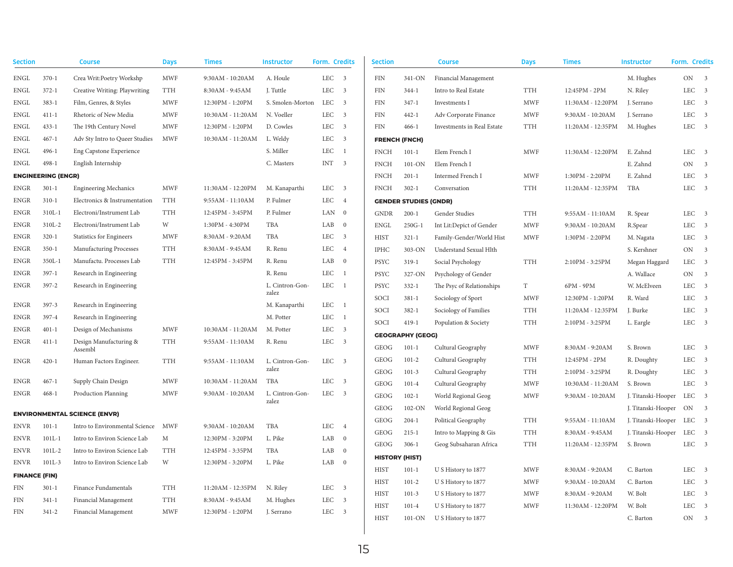| Section | | Course | Days | Times | Instructor | Form. | Credits |
|---|---|---|---|---|---|---|---|
| ENGL | 370-1 | Crea Writ:Poetry Workshp | MWF | 9:30AM - 10:20AM | A. Houle | LEC | 3 |
| ENGL | 372-1 | Creative Writing: Playwriting | TTH | 8:30AM - 9:45AM | J. Tuttle | LEC | 3 |
| ENGL | 383-1 | Film, Genres, & Styles | MWF | 12:30PM - 1:20PM | S. Smolen-Morton | LEC | 3 |
| ENGL | 411-1 | Rhetoric of New Media | MWF | 10:30AM - 11:20AM | N. Voeller | LEC | 3 |
| ENGL | 433-1 | The 19th Century Novel | MWF | 12:30PM - 1:20PM | D. Cowles | LEC | 3 |
| ENGL | 467-1 | Adv Sty Intro to Queer Studies | MWF | 10:30AM - 11:20AM | L. Weldy | LEC | 3 |
| ENGL | 496-1 | Eng Capstone Experience | | | S. Miller | LEC | 1 |
| ENGL | 498-1 | English Internship | | | C. Masters | INT | 3 |
| **ENGINEERING (ENGR)** | | | | | | | |
| ENGR | 301-1 | Engineering Mechanics | MWF | 11:30AM - 12:20PM | M. Kanaparthi | LEC | 3 |
| ENGR | 310-1 | Electronics & Instrumentation | TTH | 9:55AM - 11:10AM | P. Fulmer | LEC | 4 |
| ENGR | 310L-1 | Electroni/Instrument Lab | TTH | 12:45PM - 3:45PM | P. Fulmer | LAN | 0 |
| ENGR | 310L-2 | Electroni/Instrument Lab | W | 1:30PM - 4:30PM | TBA | LAB | 0 |
| ENGR | 320-1 | Statistics for Engineers | MWF | 8:30AM - 9:20AM | TBA | LEC | 3 |
| ENGR | 350-1 | Manufacturing Processes | TTH | 8:30AM - 9:45AM | R. Renu | LEC | 4 |
| ENGR | 350L-1 | Manufactu. Processes Lab | TTH | 12:45PM - 3:45PM | R. Renu | LAB | 0 |
| ENGR | 397-1 | Research in Engineering | | | R. Renu | LEC | 1 |
| ENGR | 397-2 | Research in Engineering | | | L. Cintron-Gonzalez | LEC | 1 |
| ENGR | 397-3 | Research in Engineering | | | M. Kanaparthi | LEC | 1 |
| ENGR | 397-4 | Research in Engineering | | | M. Potter | LEC | 1 |
| ENGR | 401-1 | Design of Mechanisms | MWF | 10:30AM - 11:20AM | M. Potter | LEC | 3 |
| ENGR | 411-1 | Design Manufacturing & Assembl | TTH | 9:55AM - 11:10AM | R. Renu | LEC | 3 |
| ENGR | 420-1 | Human Factors Engineer. | TTH | 9:55AM - 11:10AM | L. Cintron-Gonzalez | LEC | 3 |
| ENGR | 467-1 | Supply Chain Design | MWF | 10:30AM - 11:20AM | TBA | LEC | 3 |
| ENGR | 468-1 | Production Planning | MWF | 9:30AM - 10:20AM | L. Cintron-Gonzalez | LEC | 3 |
| **ENVIRONMENTAL SCIENCE (ENVR)** | | | | | | | |
| ENVR | 101-1 | Intro to Environmental Science | MWF | 9:30AM - 10:20AM | TBA | LEC | 4 |
| ENVR | 101L-1 | Intro to Environ Science Lab | M | 12:30PM - 3:20PM | L. Pike | LAB | 0 |
| ENVR | 101L-2 | Intro to Environ Science Lab | TTH | 12:45PM - 3:35PM | TBA | LAB | 0 |
| ENVR | 101L-3 | Intro to Environ Science Lab | W | 12:30PM - 3:20PM | L. Pike | LAB | 0 |
| **FINANCE (FIN)** | | | | | | | |
| FIN | 301-1 | Finance Fundamentals | TTH | 11:20AM - 12:35PM | N. Riley | LEC | 3 |
| FIN | 341-1 | Financial Management | TTH | 8:30AM - 9:45AM | M. Hughes | LEC | 3 |
| FIN | 341-2 | Financial Management | MWF | 12:30PM - 1:20PM | J. Serrano | LEC | 3 |
| FIN | 341-ON | Financial Management | | | M. Hughes | ON | 3 |
| FIN | 344-1 | Intro to Real Estate | TTH | 12:45PM - 2PM | N. Riley | LEC | 3 |
| FIN | 347-1 | Investments I | MWF | 11:30AM - 12:20PM | J. Serrano | LEC | 3 |
| FIN | 442-1 | Adv Corporate Finance | MWF | 9:30AM - 10:20AM | J. Serrano | LEC | 3 |
| FIN | 466-1 | Investments in Real Estate | TTH | 11:20AM - 12:35PM | M. Hughes | LEC | 3 |
| **FRENCH (FNCH)** | | | | | | | |
| FNCH | 101-1 | Elem French I | MWF | 11:30AM - 12:20PM | E. Zahnd | LEC | 3 |
| FNCH | 101-ON | Elem French I | | | E. Zahnd | ON | 3 |
| FNCH | 201-1 | Intermed French I | MWF | 1:30PM - 2:20PM | E. Zahnd | LEC | 3 |
| FNCH | 302-1 | Conversation | TTH | 11:20AM - 12:35PM | TBA | LEC | 3 |
| **GENDER STUDIES (GNDR)** | | | | | | | |
| GNDR | 200-1 | Gender Studies | TTH | 9:55AM - 11:10AM | R. Spear | LEC | 3 |
| ENGL | 250G-1 | Int Lit:Depict of Gender | MWF | 9:30AM - 10:20AM | R.Spear | LEC | 3 |
| HIST | 321-1 | Family-Gender/World Hist | MWF | 1:30PM - 2:20PM | M. Nagata | LEC | 3 |
| IPHC | 303-ON | Understand Sexual Hlth | | | S. Kershner | ON | 3 |
| PSYC | 319-1 | Social Psychology | TTH | 2:10PM - 3:25PM | Megan Haggard | LEC | 3 |
| PSYC | 327-ON | Psychology of Gender | | | A. Wallace | ON | 3 |
| PSYC | 332-1 | The Psyc of Relationships | T | 6PM - 9PM | W. McElveen | LEC | 3 |
| SOCI | 381-1 | Sociology of Sport | MWF | 12:30PM - 1:20PM | R. Ward | LEC | 3 |
| SOCI | 382-1 | Sociology of Families | TTH | 11:20AM - 12:35PM | J. Burke | LEC | 3 |
| SOCI | 419-1 | Population & Society | TTH | 2:10PM - 3:25PM | L. Eargle | LEC | 3 |
| **GEOGRAPHY (GEOG)** | | | | | | | |
| GEOG | 101-1 | Cultural Geography | MWF | 8:30AM - 9:20AM | S. Brown | LEC | 3 |
| GEOG | 101-2 | Cultural Geography | TTH | 12:45PM - 2PM | R. Doughty | LEC | 3 |
| GEOG | 101-3 | Cultural Geography | TTH | 2:10PM - 3:25PM | R. Doughty | LEC | 3 |
| GEOG | 101-4 | Cultural Geography | MWF | 10:30AM - 11:20AM | S. Brown | LEC | 3 |
| GEOG | 102-1 | World Regional Geog | MWF | 9:30AM - 10:20AM | J. Titanski-Hooper | LEC | 3 |
| GEOG | 102-ON | World Regional Geog | | | J. Titanski-Hooper | ON | 3 |
| GEOG | 204-1 | Political Geography | TTH | 9:55AM - 11:10AM | J. Titanski-Hooper | LEC | 3 |
| GEOG | 215-1 | Intro to Mapping & Gis | TTH | 8:30AM - 9:45AM | J. Titanski-Hooper | LEC | 3 |
| GEOG | 306-1 | Geog Subsaharan Africa | TTH | 11:20AM - 12:35PM | S. Brown | LEC | 3 |
| **HISTORY (HIST)** | | | | | | | |
| HIST | 101-1 | U S History to 1877 | MWF | 8:30AM - 9:20AM | C. Barton | LEC | 3 |
| HIST | 101-2 | U S History to 1877 | MWF | 9:30AM - 10:20AM | C. Barton | LEC | 3 |
| HIST | 101-3 | U S History to 1877 | MWF | 8:30AM - 9:20AM | W. Bolt | LEC | 3 |
| HIST | 101-4 | U S History to 1877 | MWF | 11:30AM - 12:20PM | W. Bolt | LEC | 3 |
| HIST | 101-ON | U S History to 1877 | | | C. Barton | ON | 3 |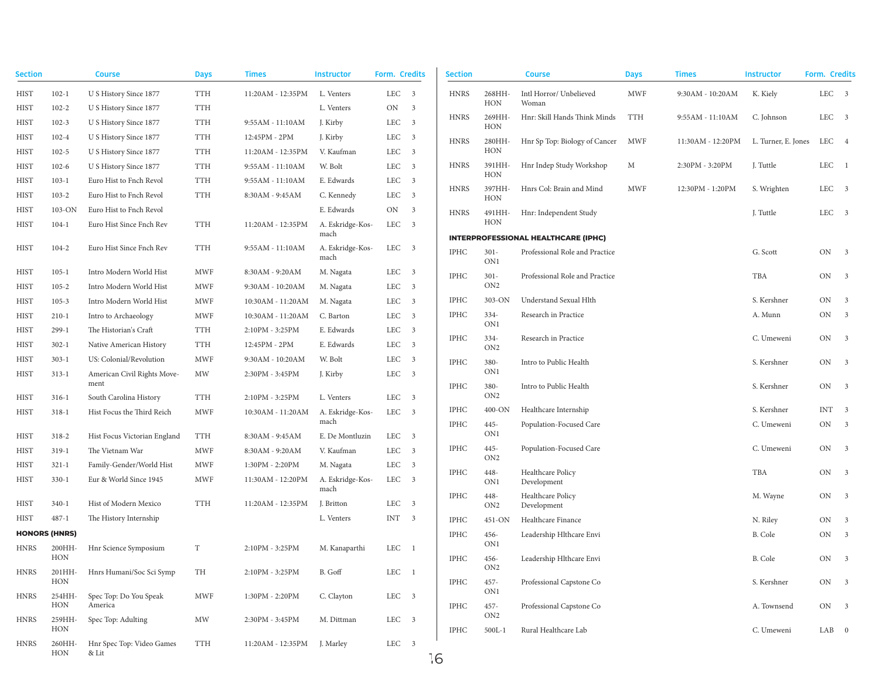| Section | | Course | Days | Times | Instructor | Form. | Credits |
|---|---|---|---|---|---|---|---|
| HIST | 102-1 | U S History Since 1877 | TTH | 11:20AM - 12:35PM | L. Venters | LEC | 3 |
| HIST | 102-2 | U S History Since 1877 | TTH | | L. Venters | ON | 3 |
| HIST | 102-3 | U S History Since 1877 | TTH | 9:55AM - 11:10AM | J. Kirby | LEC | 3 |
| HIST | 102-4 | U S History Since 1877 | TTH | 12:45PM - 2PM | J. Kirby | LEC | 3 |
| HIST | 102-5 | U S History Since 1877 | TTH | 11:20AM - 12:35PM | V. Kaufman | LEC | 3 |
| HIST | 102-6 | U S History Since 1877 | TTH | 9:55AM - 11:10AM | W. Bolt | LEC | 3 |
| HIST | 103-1 | Euro Hist to Fnch Revol | TTH | 9:55AM - 11:10AM | E. Edwards | LEC | 3 |
| HIST | 103-2 | Euro Hist to Fnch Revol | TTH | 8:30AM - 9:45AM | C. Kennedy | LEC | 3 |
| HIST | 103-ON | Euro Hist to Fnch Revol | | | E. Edwards | ON | 3 |
| HIST | 104-1 | Euro Hist Since Fnch Rev | TTH | 11:20AM - 12:35PM | A. Eskridge-Kosmach | LEC | 3 |
| HIST | 104-2 | Euro Hist Since Fnch Rev | TTH | 9:55AM - 11:10AM | A. Eskridge-Kosmach | LEC | 3 |
| HIST | 105-1 | Intro Modern World Hist | MWF | 8:30AM - 9:20AM | M. Nagata | LEC | 3 |
| HIST | 105-2 | Intro Modern World Hist | MWF | 9:30AM - 10:20AM | M. Nagata | LEC | 3 |
| HIST | 105-3 | Intro Modern World Hist | MWF | 10:30AM - 11:20AM | M. Nagata | LEC | 3 |
| HIST | 210-1 | Intro to Archaeology | MWF | 10:30AM - 11:20AM | C. Barton | LEC | 3 |
| HIST | 299-1 | The Historian's Craft | TTH | 2:10PM - 3:25PM | E. Edwards | LEC | 3 |
| HIST | 302-1 | Native American History | TTH | 12:45PM - 2PM | E. Edwards | LEC | 3 |
| HIST | 303-1 | US: Colonial/Revolution | MWF | 9:30AM - 10:20AM | W. Bolt | LEC | 3 |
| HIST | 313-1 | American Civil Rights Movement | MW | 2:30PM - 3:45PM | J. Kirby | LEC | 3 |
| HIST | 316-1 | South Carolina History | TTH | 2:10PM - 3:25PM | L. Venters | LEC | 3 |
| HIST | 318-1 | Hist Focus the Third Reich | MWF | 10:30AM - 11:20AM | A. Eskridge-Kosmach | LEC | 3 |
| HIST | 318-2 | Hist Focus Victorian England | TTH | 8:30AM - 9:45AM | E. De Montluzin | LEC | 3 |
| HIST | 319-1 | The Vietnam War | MWF | 8:30AM - 9:20AM | V. Kaufman | LEC | 3 |
| HIST | 321-1 | Family-Gender/World Hist | MWF | 1:30PM - 2:20PM | M. Nagata | LEC | 3 |
| HIST | 330-1 | Eur & World Since 1945 | MWF | 11:30AM - 12:20PM | A. Eskridge-Kosmach | LEC | 3 |
| HIST | 340-1 | Hist of Modern Mexico | TTH | 11:20AM - 12:35PM | J. Britton | LEC | 3 |
| HIST | 487-1 | The History Internship | | | L. Venters | INT | 3 |
| **HONORS (HNRS)** | | | | | | | |
| HNRS | 200HH-HON | Hnr Science Symposium | T | 2:10PM - 3:25PM | M. Kanaparthi | LEC | 1 |
| HNRS | 201HH-HON | Hnrs Humani/Soc Sci Symp | TH | 2:10PM - 3:25PM | B. Goff | LEC | 1 |
| HNRS | 254HH-HON | Spec Top: Do You Speak America | MWF | 1:30PM - 2:20PM | C. Clayton | LEC | 3 |
| HNRS | 259HH-HON | Spec Top: Adulting | MW | 2:30PM - 3:45PM | M. Dittman | LEC | 3 |
| HNRS | 260HH-HON | Hnr Spec Top: Video Games & Lit | TTH | 11:20AM - 12:35PM | J. Marley | LEC | 3 |
| HNRS | 268HH-HON | Intl Horror/ Unbelieved Woman | MWF | 9:30AM - 10:20AM | K. Kiely | LEC | 3 |
| HNRS | 269HH-HON | Hnr: Skill Hands Think Minds | TTH | 9:55AM - 11:10AM | C. Johnson | LEC | 3 |
| HNRS | 280HH-HON | Hnr Sp Top: Biology of Cancer | MWF | 11:30AM - 12:20PM | L. Turner, E. Jones | LEC | 4 |
| HNRS | 391HH-HON | Hnr Indep Study Workshop | M | 2:30PM - 3:20PM | J. Tuttle | LEC | 1 |
| HNRS | 397HH-HON | Hnrs Col: Brain and Mind | MWF | 12:30PM - 1:20PM | S. Wrighten | LEC | 3 |
| HNRS | 491HH-HON | Hnr: Independent Study | | | J. Tuttle | LEC | 3 |
| **INTERPROFESSIONAL HEALTHCARE (IPHC)** | | | | | | | |
| IPHC | 301-ON1 | Professional Role and Practice | | | G. Scott | ON | 3 |
| IPHC | 301-ON2 | Professional Role and Practice | | | TBA | ON | 3 |
| IPHC | 303-ON | Understand Sexual Hlth | | | S. Kershner | ON | 3 |
| IPHC | 334-ON1 | Research in Practice | | | A. Munn | ON | 3 |
| IPHC | 334-ON2 | Research in Practice | | | C. Umeweni | ON | 3 |
| IPHC | 380-ON1 | Intro to Public Health | | | S. Kershner | ON | 3 |
| IPHC | 380-ON2 | Intro to Public Health | | | S. Kershner | ON | 3 |
| IPHC | 400-ON | Healthcare Internship | | | S. Kershner | INT | 3 |
| IPHC | 445-ON1 | Population-Focused Care | | | C. Umeweni | ON | 3 |
| IPHC | 445-ON2 | Population-Focused Care | | | C. Umeweni | ON | 3 |
| IPHC | 448-ON1 | Healthcare Policy Development | | | TBA | ON | 3 |
| IPHC | 448-ON2 | Healthcare Policy Development | | | M. Wayne | ON | 3 |
| IPHC | 451-ON | Healthcare Finance | | | N. Riley | ON | 3 |
| IPHC | 456-ON1 | Leadership Hlthcare Envi | | | B. Cole | ON | 3 |
| IPHC | 456-ON2 | Leadership Hlthcare Envi | | | B. Cole | ON | 3 |
| IPHC | 457-ON1 | Professional Capstone Co | | | S. Kershner | ON | 3 |
| IPHC | 457-ON2 | Professional Capstone Co | | | A. Townsend | ON | 3 |
| IPHC | 500L-1 | Rural Healthcare Lab | | | C. Umeweni | LAB | 0 |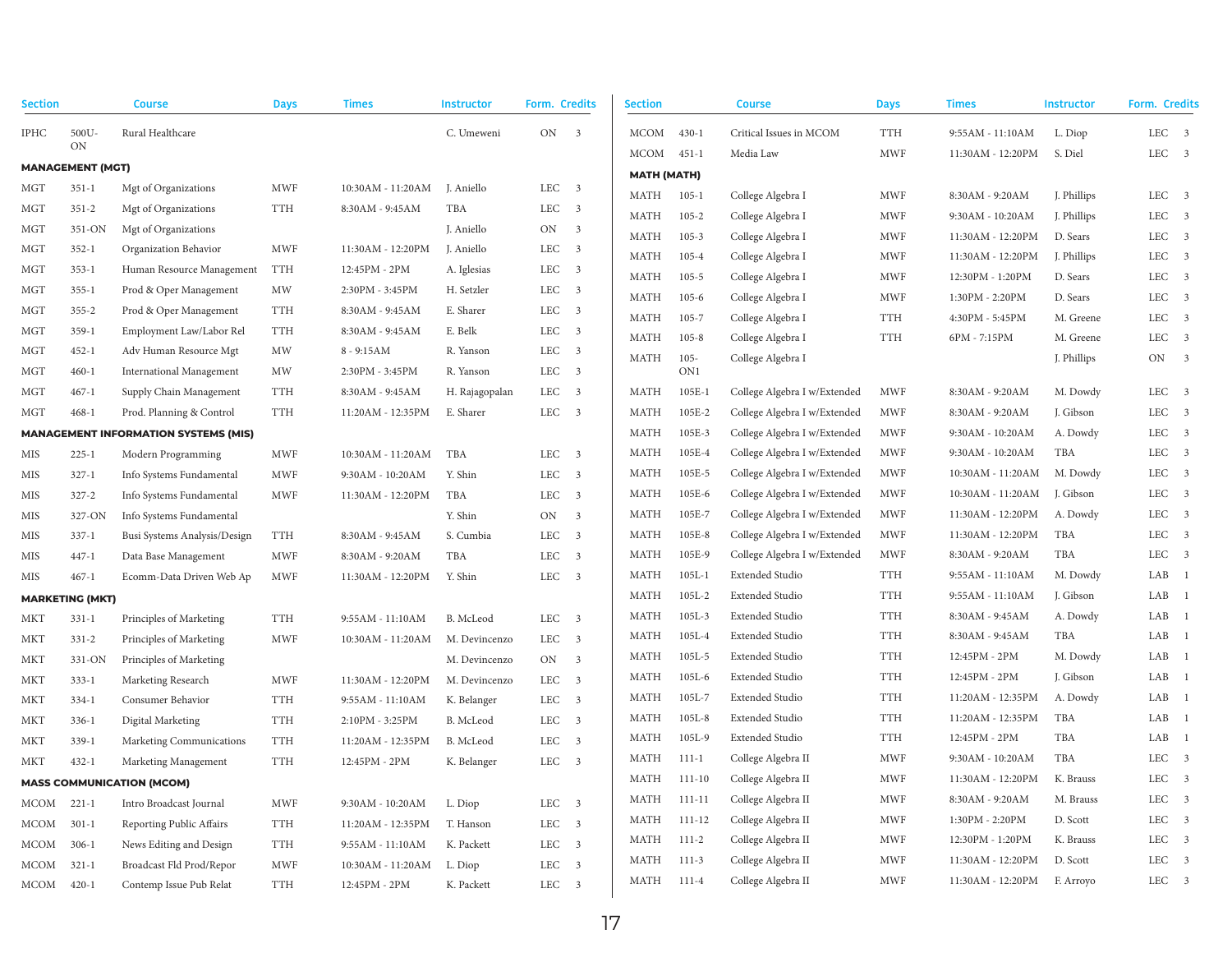| Section | | Course | Days | Times | Instructor | Form. | Credits |
|---|---|---|---|---|---|---|---|
| IPHC | 500U-ON | Rural Healthcare | | | C. Umeweni | ON | 3 |
| **MANAGEMENT (MGT)** | | | | | | | |
| MGT | 351-1 | Mgt of Organizations | MWF | 10:30AM - 11:20AM | J. Aniello | LEC | 3 |
| MGT | 351-2 | Mgt of Organizations | TTH | 8:30AM - 9:45AM | TBA | LEC | 3 |
| MGT | 351-ON | Mgt of Organizations | | | J. Aniello | ON | 3 |
| MGT | 352-1 | Organization Behavior | MWF | 11:30AM - 12:20PM | J. Aniello | LEC | 3 |
| MGT | 353-1 | Human Resource Management | TTH | 12:45PM - 2PM | A. Iglesias | LEC | 3 |
| MGT | 355-1 | Prod & Oper Management | MW | 2:30PM - 3:45PM | H. Setzler | LEC | 3 |
| MGT | 355-2 | Prod & Oper Management | TTH | 8:30AM - 9:45AM | E. Sharer | LEC | 3 |
| MGT | 359-1 | Employment Law/Labor Rel | TTH | 8:30AM - 9:45AM | E. Belk | LEC | 3 |
| MGT | 452-1 | Adv Human Resource Mgt | MW | 8 - 9:15AM | R. Yanson | LEC | 3 |
| MGT | 460-1 | International Management | MW | 2:30PM - 3:45PM | R. Yanson | LEC | 3 |
| MGT | 467-1 | Supply Chain Management | TTH | 8:30AM - 9:45AM | H. Rajagopalan | LEC | 3 |
| MGT | 468-1 | Prod. Planning & Control | TTH | 11:20AM - 12:35PM | E. Sharer | LEC | 3 |
| **MANAGEMENT INFORMATION SYSTEMS (MIS)** | | | | | | | |
| MIS | 225-1 | Modern Programming | MWF | 10:30AM - 11:20AM | TBA | LEC | 3 |
| MIS | 327-1 | Info Systems Fundamental | MWF | 9:30AM - 10:20AM | Y. Shin | LEC | 3 |
| MIS | 327-2 | Info Systems Fundamental | MWF | 11:30AM - 12:20PM | TBA | LEC | 3 |
| MIS | 327-ON | Info Systems Fundamental | | | Y. Shin | ON | 3 |
| MIS | 337-1 | Busi Systems Analysis/Design | TTH | 8:30AM - 9:45AM | S. Cumbia | LEC | 3 |
| MIS | 447-1 | Data Base Management | MWF | 8:30AM - 9:20AM | TBA | LEC | 3 |
| MIS | 467-1 | Ecomm-Data Driven Web Ap | MWF | 11:30AM - 12:20PM | Y. Shin | LEC | 3 |
| **MARKETING (MKT)** | | | | | | | |
| MKT | 331-1 | Principles of Marketing | TTH | 9:55AM - 11:10AM | B. McLeod | LEC | 3 |
| MKT | 331-2 | Principles of Marketing | MWF | 10:30AM - 11:20AM | M. Devincenzo | LEC | 3 |
| MKT | 331-ON | Principles of Marketing | | | M. Devincenzo | ON | 3 |
| MKT | 333-1 | Marketing Research | MWF | 11:30AM - 12:20PM | M. Devincenzo | LEC | 3 |
| MKT | 334-1 | Consumer Behavior | TTH | 9:55AM - 11:10AM | K. Belanger | LEC | 3 |
| MKT | 336-1 | Digital Marketing | TTH | 2:10PM - 3:25PM | B. McLeod | LEC | 3 |
| MKT | 339-1 | Marketing Communications | TTH | 11:20AM - 12:35PM | B. McLeod | LEC | 3 |
| MKT | 432-1 | Marketing Management | TTH | 12:45PM - 2PM | K. Belanger | LEC | 3 |
| **MASS COMMUNICATION (MCOM)** | | | | | | | |
| MCOM | 221-1 | Intro Broadcast Journal | MWF | 9:30AM - 10:20AM | L. Diop | LEC | 3 |
| MCOM | 301-1 | Reporting Public Affairs | TTH | 11:20AM - 12:35PM | T. Hanson | LEC | 3 |
| MCOM | 306-1 | News Editing and Design | TTH | 9:55AM - 11:10AM | K. Packett | LEC | 3 |
| MCOM | 321-1 | Broadcast Fld Prod/Repor | MWF | 10:30AM - 11:20AM | L. Diop | LEC | 3 |
| MCOM | 420-1 | Contemp Issue Pub Relat | TTH | 12:45PM - 2PM | K. Packett | LEC | 3 |
| MCOM | 430-1 | Critical Issues in MCOM | TTH | 9:55AM - 11:10AM | L. Diop | LEC | 3 |
| MCOM | 451-1 | Media Law | MWF | 11:30AM - 12:20PM | S. Diel | LEC | 3 |
| **MATH (MATH)** | | | | | | | |
| MATH | 105-1 | College Algebra I | MWF | 8:30AM - 9:20AM | J. Phillips | LEC | 3 |
| MATH | 105-2 | College Algebra I | MWF | 9:30AM - 10:20AM | J. Phillips | LEC | 3 |
| MATH | 105-3 | College Algebra I | MWF | 11:30AM - 12:20PM | D. Sears | LEC | 3 |
| MATH | 105-4 | College Algebra I | MWF | 11:30AM - 12:20PM | J. Phillips | LEC | 3 |
| MATH | 105-5 | College Algebra I | MWF | 12:30PM - 1:20PM | D. Sears | LEC | 3 |
| MATH | 105-6 | College Algebra I | MWF | 1:30PM - 2:20PM | D. Sears | LEC | 3 |
| MATH | 105-7 | College Algebra I | TTH | 4:30PM - 5:45PM | M. Greene | LEC | 3 |
| MATH | 105-8 | College Algebra I | TTH | 6PM - 7:15PM | M. Greene | LEC | 3 |
| MATH | 105-ON1 | College Algebra I | | | J. Phillips | ON | 3 |
| MATH | 105E-1 | College Algebra I w/Extended | MWF | 8:30AM - 9:20AM | M. Dowdy | LEC | 3 |
| MATH | 105E-2 | College Algebra I w/Extended | MWF | 8:30AM - 9:20AM | J. Gibson | LEC | 3 |
| MATH | 105E-3 | College Algebra I w/Extended | MWF | 9:30AM - 10:20AM | A. Dowdy | LEC | 3 |
| MATH | 105E-4 | College Algebra I w/Extended | MWF | 9:30AM - 10:20AM | TBA | LEC | 3 |
| MATH | 105E-5 | College Algebra I w/Extended | MWF | 10:30AM - 11:20AM | M. Dowdy | LEC | 3 |
| MATH | 105E-6 | College Algebra I w/Extended | MWF | 10:30AM - 11:20AM | J. Gibson | LEC | 3 |
| MATH | 105E-7 | College Algebra I w/Extended | MWF | 11:30AM - 12:20PM | A. Dowdy | LEC | 3 |
| MATH | 105E-8 | College Algebra I w/Extended | MWF | 11:30AM - 12:20PM | TBA | LEC | 3 |
| MATH | 105E-9 | College Algebra I w/Extended | MWF | 8:30AM - 9:20AM | TBA | LEC | 3 |
| MATH | 105L-1 | Extended Studio | TTH | 9:55AM - 11:10AM | M. Dowdy | LAB | 1 |
| MATH | 105L-2 | Extended Studio | TTH | 9:55AM - 11:10AM | J. Gibson | LAB | 1 |
| MATH | 105L-3 | Extended Studio | TTH | 8:30AM - 9:45AM | A. Dowdy | LAB | 1 |
| MATH | 105L-4 | Extended Studio | TTH | 8:30AM - 9:45AM | TBA | LAB | 1 |
| MATH | 105L-5 | Extended Studio | TTH | 12:45PM - 2PM | M. Dowdy | LAB | 1 |
| MATH | 105L-6 | Extended Studio | TTH | 12:45PM - 2PM | J. Gibson | LAB | 1 |
| MATH | 105L-7 | Extended Studio | TTH | 11:20AM - 12:35PM | A. Dowdy | LAB | 1 |
| MATH | 105L-8 | Extended Studio | TTH | 11:20AM - 12:35PM | TBA | LAB | 1 |
| MATH | 105L-9 | Extended Studio | TTH | 12:45PM - 2PM | TBA | LAB | 1 |
| MATH | 111-1 | College Algebra II | MWF | 9:30AM - 10:20AM | TBA | LEC | 3 |
| MATH | 111-10 | College Algebra II | MWF | 11:30AM - 12:20PM | K. Brauss | LEC | 3 |
| MATH | 111-11 | College Algebra II | MWF | 8:30AM - 9:20AM | M. Brauss | LEC | 3 |
| MATH | 111-12 | College Algebra II | MWF | 1:30PM - 2:20PM | D. Scott | LEC | 3 |
| MATH | 111-2 | College Algebra II | MWF | 12:30PM - 1:20PM | K. Brauss | LEC | 3 |
| MATH | 111-3 | College Algebra II | MWF | 11:30AM - 12:20PM | D. Scott | LEC | 3 |
| MATH | 111-4 | College Algebra II | MWF | 11:30AM - 12:20PM | F. Arroyo | LEC | 3 |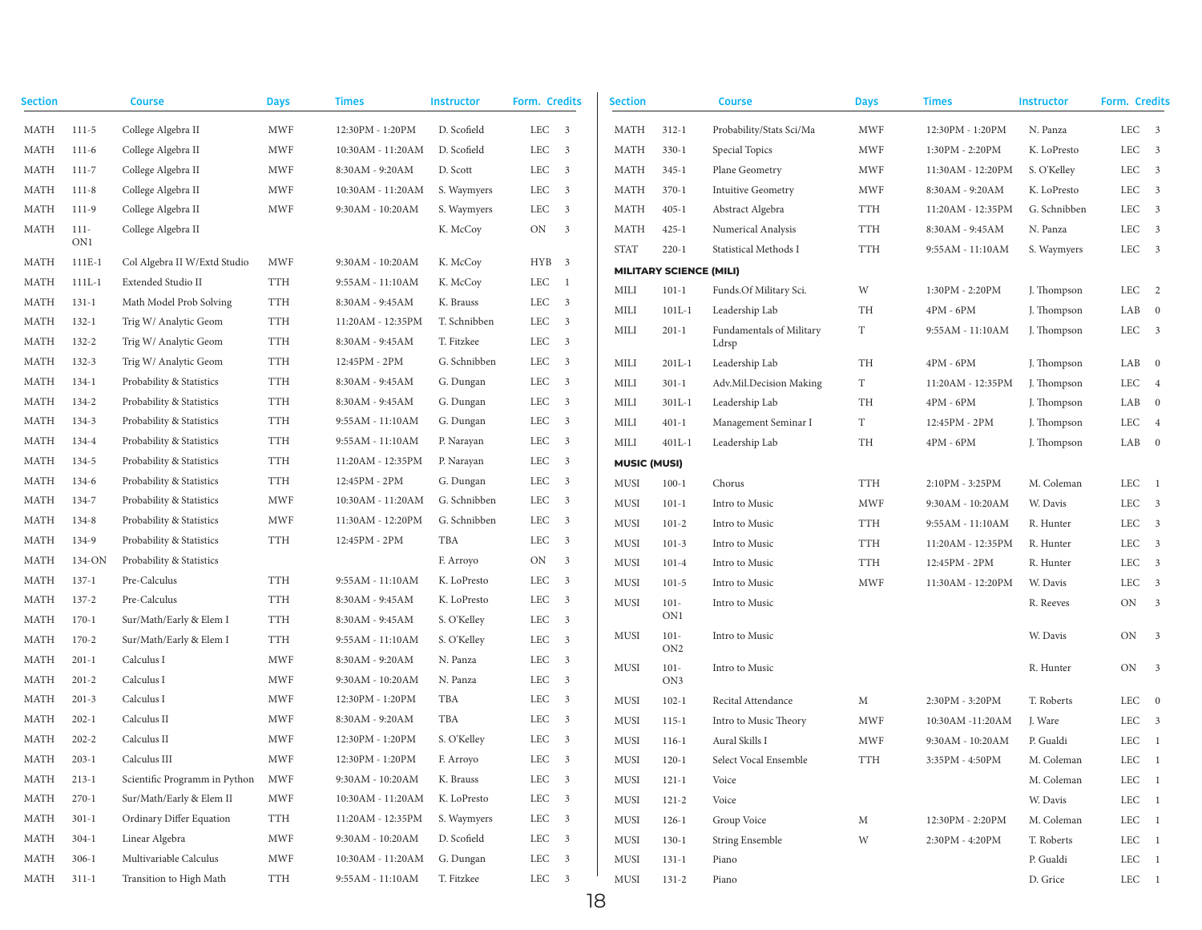| Section | | Course | Days | Times | Instructor | Form. | Credits |
|---|---|---|---|---|---|---|---|
| MATH | 111-5 | College Algebra II | MWF | 12:30PM - 1:20PM | D. Scofield | LEC | 3 |
| MATH | 111-6 | College Algebra II | MWF | 10:30AM - 11:20AM | D. Scofield | LEC | 3 |
| MATH | 111-7 | College Algebra II | MWF | 8:30AM - 9:20AM | D. Scott | LEC | 3 |
| MATH | 111-8 | College Algebra II | MWF | 10:30AM - 11:20AM | S. Waymyers | LEC | 3 |
| MATH | 111-9 | College Algebra II | MWF | 9:30AM - 10:20AM | S. Waymyers | LEC | 3 |
| MATH | 111-ON1 | College Algebra II | | | K. McCoy | ON | 3 |
| MATH | 111E-1 | Col Algebra II W/Extd Studio | MWF | 9:30AM - 10:20AM | K. McCoy | HYB | 3 |
| MATH | 111L-1 | Extended Studio II | TTH | 9:55AM - 11:10AM | K. McCoy | LEC | 1 |
| MATH | 131-1 | Math Model Prob Solving | TTH | 8:30AM - 9:45AM | K. Brauss | LEC | 3 |
| MATH | 132-1 | Trig W/ Analytic Geom | TTH | 11:20AM - 12:35PM | T. Schnibben | LEC | 3 |
| MATH | 132-2 | Trig W/ Analytic Geom | TTH | 8:30AM - 9:45AM | T. Fitzkee | LEC | 3 |
| MATH | 132-3 | Trig W/ Analytic Geom | TTH | 12:45PM - 2PM | G. Schnibben | LEC | 3 |
| MATH | 134-1 | Probability & Statistics | TTH | 8:30AM - 9:45AM | G. Dungan | LEC | 3 |
| MATH | 134-2 | Probability & Statistics | TTH | 8:30AM - 9:45AM | G. Dungan | LEC | 3 |
| MATH | 134-3 | Probability & Statistics | TTH | 9:55AM - 11:10AM | G. Dungan | LEC | 3 |
| MATH | 134-4 | Probability & Statistics | TTH | 9:55AM - 11:10AM | P. Narayan | LEC | 3 |
| MATH | 134-5 | Probability & Statistics | TTH | 11:20AM - 12:35PM | P. Narayan | LEC | 3 |
| MATH | 134-6 | Probability & Statistics | TTH | 12:45PM - 2PM | G. Dungan | LEC | 3 |
| MATH | 134-7 | Probability & Statistics | MWF | 10:30AM - 11:20AM | G. Schnibben | LEC | 3 |
| MATH | 134-8 | Probability & Statistics | MWF | 11:30AM - 12:20PM | G. Schnibben | LEC | 3 |
| MATH | 134-9 | Probability & Statistics | TTH | 12:45PM - 2PM | TBA | LEC | 3 |
| MATH | 134-ON | Probability & Statistics | | | F. Arroyo | ON | 3 |
| MATH | 137-1 | Pre-Calculus | TTH | 9:55AM - 11:10AM | K. LoPresto | LEC | 3 |
| MATH | 137-2 | Pre-Calculus | TTH | 8:30AM - 9:45AM | K. LoPresto | LEC | 3 |
| MATH | 170-1 | Sur/Math/Early & Elem I | TTH | 8:30AM - 9:45AM | S. O'Kelley | LEC | 3 |
| MATH | 170-2 | Sur/Math/Early & Elem I | TTH | 9:55AM - 11:10AM | S. O'Kelley | LEC | 3 |
| MATH | 201-1 | Calculus I | MWF | 8:30AM - 9:20AM | N. Panza | LEC | 3 |
| MATH | 201-2 | Calculus I | MWF | 9:30AM - 10:20AM | N. Panza | LEC | 3 |
| MATH | 201-3 | Calculus I | MWF | 12:30PM - 1:20PM | TBA | LEC | 3 |
| MATH | 202-1 | Calculus II | MWF | 8:30AM - 9:20AM | TBA | LEC | 3 |
| MATH | 202-2 | Calculus II | MWF | 12:30PM - 1:20PM | S. O'Kelley | LEC | 3 |
| MATH | 203-1 | Calculus III | MWF | 12:30PM - 1:20PM | F. Arroyo | LEC | 3 |
| MATH | 213-1 | Scientific Programm in Python | MWF | 9:30AM - 10:20AM | K. Brauss | LEC | 3 |
| MATH | 270-1 | Sur/Math/Early & Elem II | MWF | 10:30AM - 11:20AM | K. LoPresto | LEC | 3 |
| MATH | 301-1 | Ordinary Differ Equation | TTH | 11:20AM - 12:35PM | S. Waymyers | LEC | 3 |
| MATH | 304-1 | Linear Algebra | MWF | 9:30AM - 10:20AM | D. Scofield | LEC | 3 |
| MATH | 306-1 | Multivariable Calculus | MWF | 10:30AM - 11:20AM | G. Dungan | LEC | 3 |
| MATH | 311-1 | Transition to High Math | TTH | 9:55AM - 11:10AM | T. Fitzkee | LEC | 3 |
| MATH | 312-1 | Probability/Stats Sci/Ma | MWF | 12:30PM - 1:20PM | N. Panza | LEC | 3 |
| MATH | 330-1 | Special Topics | MWF | 1:30PM - 2:20PM | K. LoPresto | LEC | 3 |
| MATH | 345-1 | Plane Geometry | MWF | 11:30AM - 12:20PM | S. O'Kelley | LEC | 3 |
| MATH | 370-1 | Intuitive Geometry | MWF | 8:30AM - 9:20AM | K. LoPresto | LEC | 3 |
| MATH | 405-1 | Abstract Algebra | TTH | 11:20AM - 12:35PM | G. Schnibben | LEC | 3 |
| MATH | 425-1 | Numerical Analysis | TTH | 8:30AM - 9:45AM | N. Panza | LEC | 3 |
| STAT | 220-1 | Statistical Methods I | TTH | 9:55AM - 11:10AM | S. Waymyers | LEC | 3 |

**MILITARY SCIENCE (MILI)**

| Section | | Course | Days | Times | Instructor | Form. | Credits |
|---|---|---|---|---|---|---|---|
| MILI | 101-1 | Funds.Of Military Sci. | W | 1:30PM - 2:20PM | J. Thompson | LEC | 2 |
| MILI | 101L-1 | Leadership Lab | TH | 4PM - 6PM | J. Thompson | LAB | 0 |
| MILI | 201-1 | Fundamentals of Military Ldrsp | T | 9:55AM - 11:10AM | J. Thompson | LEC | 3 |
| MILI | 201L-1 | Leadership Lab | TH | 4PM - 6PM | J. Thompson | LAB | 0 |
| MILI | 301-1 | Adv.Mil.Decision Making | T | 11:20AM - 12:35PM | J. Thompson | LEC | 4 |
| MILI | 301L-1 | Leadership Lab | TH | 4PM - 6PM | J. Thompson | LAB | 0 |
| MILI | 401-1 | Management Seminar I | T | 12:45PM - 2PM | J. Thompson | LEC | 4 |
| MILI | 401L-1 | Leadership Lab | TH | 4PM - 6PM | J. Thompson | LAB | 0 |

**MUSIC (MUSI)**

| Section | | Course | Days | Times | Instructor | Form. | Credits |
|---|---|---|---|---|---|---|---|
| MUSI | 100-1 | Chorus | TTH | 2:10PM - 3:25PM | M. Coleman | LEC | 1 |
| MUSI | 101-1 | Intro to Music | MWF | 9:30AM - 10:20AM | W. Davis | LEC | 3 |
| MUSI | 101-2 | Intro to Music | TTH | 9:55AM - 11:10AM | R. Hunter | LEC | 3 |
| MUSI | 101-3 | Intro to Music | TTH | 11:20AM - 12:35PM | R. Hunter | LEC | 3 |
| MUSI | 101-4 | Intro to Music | TTH | 12:45PM - 2PM | R. Hunter | LEC | 3 |
| MUSI | 101-5 | Intro to Music | MWF | 11:30AM - 12:20PM | W. Davis | LEC | 3 |
| MUSI | 101-ON1 | Intro to Music | | | R. Reeves | ON | 3 |
| MUSI | 101-ON2 | Intro to Music | | | W. Davis | ON | 3 |
| MUSI | 101-ON3 | Intro to Music | | | R. Hunter | ON | 3 |
| MUSI | 102-1 | Recital Attendance | M | 2:30PM - 3:20PM | T. Roberts | LEC | 0 |
| MUSI | 115-1 | Intro to Music Theory | MWF | 10:30AM -11:20AM | J. Ware | LEC | 3 |
| MUSI | 116-1 | Aural Skills I | MWF | 9:30AM - 10:20AM | P. Gualdi | LEC | 1 |
| MUSI | 120-1 | Select Vocal Ensemble | TTH | 3:35PM - 4:50PM | M. Coleman | LEC | 1 |
| MUSI | 121-1 | Voice | | | M. Coleman | LEC | 1 |
| MUSI | 121-2 | Voice | | | W. Davis | LEC | 1 |
| MUSI | 126-1 | Group Voice | M | 12:30PM - 2:20PM | M. Coleman | LEC | 1 |
| MUSI | 130-1 | String Ensemble | W | 2:30PM - 4:20PM | T. Roberts | LEC | 1 |
| MUSI | 131-1 | Piano | | | P. Gualdi | LEC | 1 |
| MUSI | 131-2 | Piano | | | D. Grice | LEC | 1 |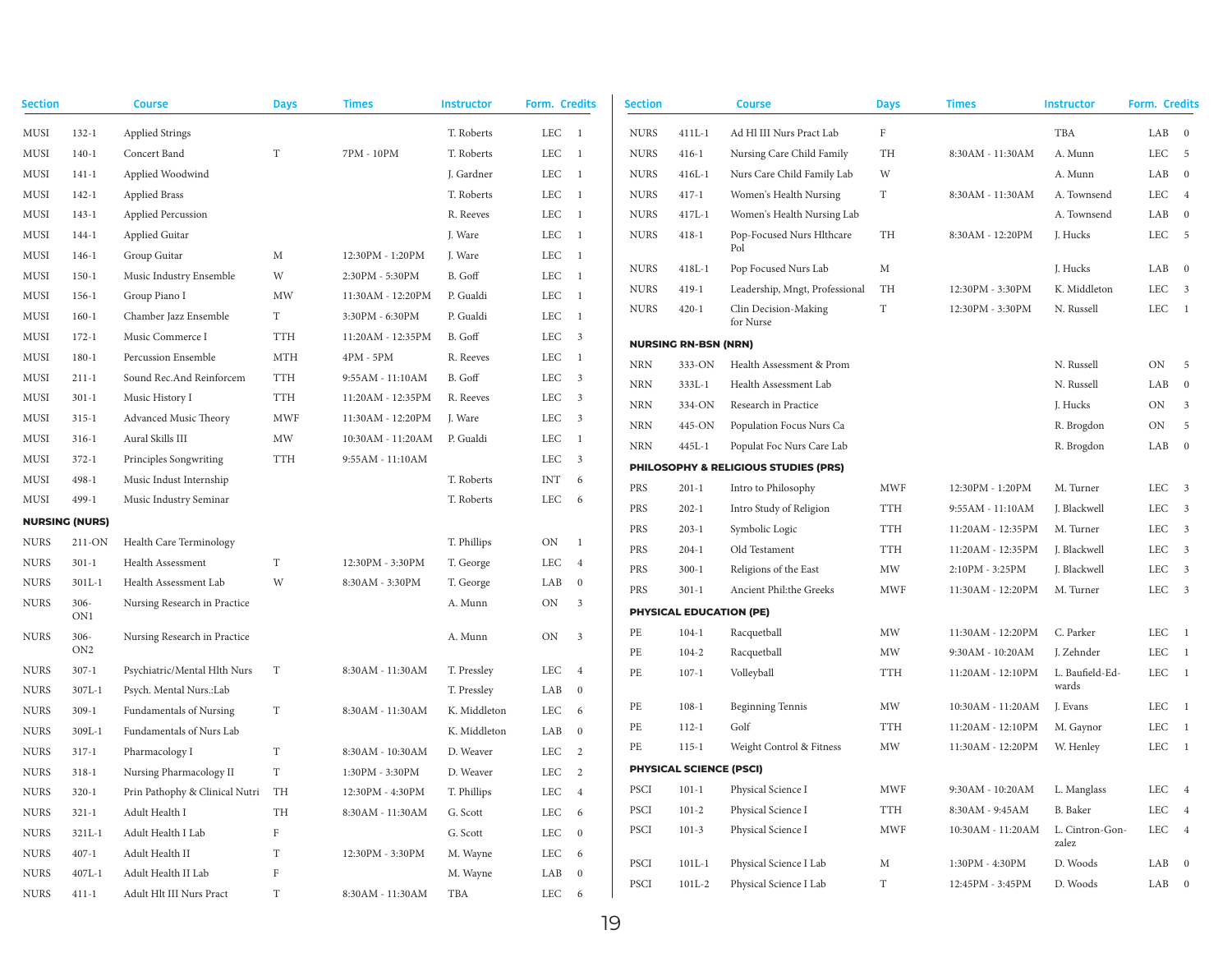| Section | | Course | Days | Times | Instructor | Form. | Credits |
|---|---|---|---|---|---|---|---|
| MUSI | 132-1 | Applied Strings | | | T. Roberts | LEC | 1 |
| MUSI | 140-1 | Concert Band | T | 7PM - 10PM | T. Roberts | LEC | 1 |
| MUSI | 141-1 | Applied Woodwind | | | J. Gardner | LEC | 1 |
| MUSI | 142-1 | Applied Brass | | | T. Roberts | LEC | 1 |
| MUSI | 143-1 | Applied Percussion | | | R. Reeves | LEC | 1 |
| MUSI | 144-1 | Applied Guitar | | | J. Ware | LEC | 1 |
| MUSI | 146-1 | Group Guitar | M | 12:30PM - 1:20PM | J. Ware | LEC | 1 |
| MUSI | 150-1 | Music Industry Ensemble | W | 2:30PM - 5:30PM | B. Goff | LEC | 1 |
| MUSI | 156-1 | Group Piano I | MW | 11:30AM - 12:20PM | P. Gualdi | LEC | 1 |
| MUSI | 160-1 | Chamber Jazz Ensemble | T | 3:30PM - 6:30PM | P. Gualdi | LEC | 1 |
| MUSI | 172-1 | Music Commerce I | TTH | 11:20AM - 12:35PM | B. Goff | LEC | 3 |
| MUSI | 180-1 | Percussion Ensemble | MTH | 4PM - 5PM | R. Reeves | LEC | 1 |
| MUSI | 211-1 | Sound Rec.And Reinforcem | TTH | 9:55AM - 11:10AM | B. Goff | LEC | 3 |
| MUSI | 301-1 | Music History I | TTH | 11:20AM - 12:35PM | R. Reeves | LEC | 3 |
| MUSI | 315-1 | Advanced Music Theory | MWF | 11:30AM - 12:20PM | J. Ware | LEC | 3 |
| MUSI | 316-1 | Aural Skills III | MW | 10:30AM - 11:20AM | P. Gualdi | LEC | 1 |
| MUSI | 372-1 | Principles Songwriting | TTH | 9:55AM - 11:10AM | | LEC | 3 |
| MUSI | 498-1 | Music Indust Internship | | | T. Roberts | INT | 6 |
| MUSI | 499-1 | Music Industry Seminar | | | T. Roberts | LEC | 6 |
| **NURSING (NURS)** | | | | | | | |
| NURS | 211-ON | Health Care Terminology | | | T. Phillips | ON | 1 |
| NURS | 301-1 | Health Assessment | T | 12:30PM - 3:30PM | T. George | LEC | 4 |
| NURS | 301L-1 | Health Assessment Lab | W | 8:30AM - 3:30PM | T. George | LAB | 0 |
| NURS | 306-ON1 | Nursing Research in Practice | | | A. Munn | ON | 3 |
| NURS | 306-ON2 | Nursing Research in Practice | | | A. Munn | ON | 3 |
| NURS | 307-1 | Psychiatric/Mental Hlth Nurs | T | 8:30AM - 11:30AM | T. Pressley | LEC | 4 |
| NURS | 307L-1 | Psych. Mental Nurs.:Lab | | | T. Pressley | LAB | 0 |
| NURS | 309-1 | Fundamentals of Nursing | T | 8:30AM - 11:30AM | K. Middleton | LEC | 6 |
| NURS | 309L-1 | Fundamentals of Nurs Lab | | | K. Middleton | LAB | 0 |
| NURS | 317-1 | Pharmacology I | T | 8:30AM - 10:30AM | D. Weaver | LEC | 2 |
| NURS | 318-1 | Nursing Pharmacology II | T | 1:30PM - 3:30PM | D. Weaver | LEC | 2 |
| NURS | 320-1 | Prin Pathophy & Clinical Nutri | TH | 12:30PM - 4:30PM | T. Phillips | LEC | 4 |
| NURS | 321-1 | Adult Health I | TH | 8:30AM - 11:30AM | G. Scott | LEC | 6 |
| NURS | 321L-1 | Adult Health I Lab | F | | G. Scott | LEC | 0 |
| NURS | 407-1 | Adult Health II | T | 12:30PM - 3:30PM | M. Wayne | LEC | 6 |
| NURS | 407L-1 | Adult Health II Lab | F | | M. Wayne | LAB | 0 |
| NURS | 411-1 | Adult Hlt III Nurs Pract | T | 8:30AM - 11:30AM | TBA | LEC | 6 |
| NURS | 411L-1 | Ad Hl III Nurs Pract Lab | F | | TBA | LAB | 0 |
| NURS | 416-1 | Nursing Care Child Family | TH | 8:30AM - 11:30AM | A. Munn | LEC | 5 |
| NURS | 416L-1 | Nurs Care Child Family Lab | W | | A. Munn | LAB | 0 |
| NURS | 417-1 | Women's Health Nursing | T | 8:30AM - 11:30AM | A. Townsend | LEC | 4 |
| NURS | 417L-1 | Women's Health Nursing Lab | | | A. Townsend | LAB | 0 |
| NURS | 418-1 | Pop-Focused Nurs Hlthcare Pol | TH | 8:30AM - 12:20PM | J. Hucks | LEC | 5 |
| NURS | 418L-1 | Pop Focused Nurs Lab | M | | J. Hucks | LAB | 0 |
| NURS | 419-1 | Leadership, Mngt, Professional | TH | 12:30PM - 3:30PM | K. Middleton | LEC | 3 |
| NURS | 420-1 | Clin Decision-Making for Nurse | T | 12:30PM - 3:30PM | N. Russell | LEC | 1 |
| **NURSING RN-BSN (NRN)** | | | | | | | |
| NRN | 333-ON | Health Assessment & Prom | | | N. Russell | ON | 5 |
| NRN | 333L-1 | Health Assessment Lab | | | N. Russell | LAB | 0 |
| NRN | 334-ON | Research in Practice | | | J. Hucks | ON | 3 |
| NRN | 445-ON | Population Focus Nurs Ca | | | R. Brogdon | ON | 5 |
| NRN | 445L-1 | Populat Foc Nurs Care Lab | | | R. Brogdon | LAB | 0 |
| **PHILOSOPHY & RELIGIOUS STUDIES (PRS)** | | | | | | | |
| PRS | 201-1 | Intro to Philosophy | MWF | 12:30PM - 1:20PM | M. Turner | LEC | 3 |
| PRS | 202-1 | Intro Study of Religion | TTH | 9:55AM - 11:10AM | J. Blackwell | LEC | 3 |
| PRS | 203-1 | Symbolic Logic | TTH | 11:20AM - 12:35PM | M. Turner | LEC | 3 |
| PRS | 204-1 | Old Testament | TTH | 11:20AM - 12:35PM | J. Blackwell | LEC | 3 |
| PRS | 300-1 | Religions of the East | MW | 2:10PM - 3:25PM | J. Blackwell | LEC | 3 |
| PRS | 301-1 | Ancient Phil:the Greeks | MWF | 11:30AM - 12:20PM | M. Turner | LEC | 3 |
| **PHYSICAL EDUCATION (PE)** | | | | | | | |
| PE | 104-1 | Racquetball | MW | 11:30AM - 12:20PM | C. Parker | LEC | 1 |
| PE | 104-2 | Racquetball | MW | 9:30AM - 10:20AM | J. Zehnder | LEC | 1 |
| PE | 107-1 | Volleyball | TTH | 11:20AM - 12:10PM | L. Baufield-Edwards | LEC | 1 |
| PE | 108-1 | Beginning Tennis | MW | 10:30AM - 11:20AM | J. Evans | LEC | 1 |
| PE | 112-1 | Golf | TTH | 11:20AM - 12:10PM | M. Gaynor | LEC | 1 |
| PE | 115-1 | Weight Control & Fitness | MW | 11:30AM - 12:20PM | W. Henley | LEC | 1 |
| **PHYSICAL SCIENCE (PSCI)** | | | | | | | |
| PSCI | 101-1 | Physical Science I | MWF | 9:30AM - 10:20AM | L. Manglass | LEC | 4 |
| PSCI | 101-2 | Physical Science I | TTH | 8:30AM - 9:45AM | B. Baker | LEC | 4 |
| PSCI | 101-3 | Physical Science I | MWF | 10:30AM - 11:20AM | L. Cintron-Gonzalez | LEC | 4 |
| PSCI | 101L-1 | Physical Science I Lab | M | 1:30PM - 4:30PM | D. Woods | LAB | 0 |
| PSCI | 101L-2 | Physical Science I Lab | T | 12:45PM - 3:45PM | D. Woods | LAB | 0 |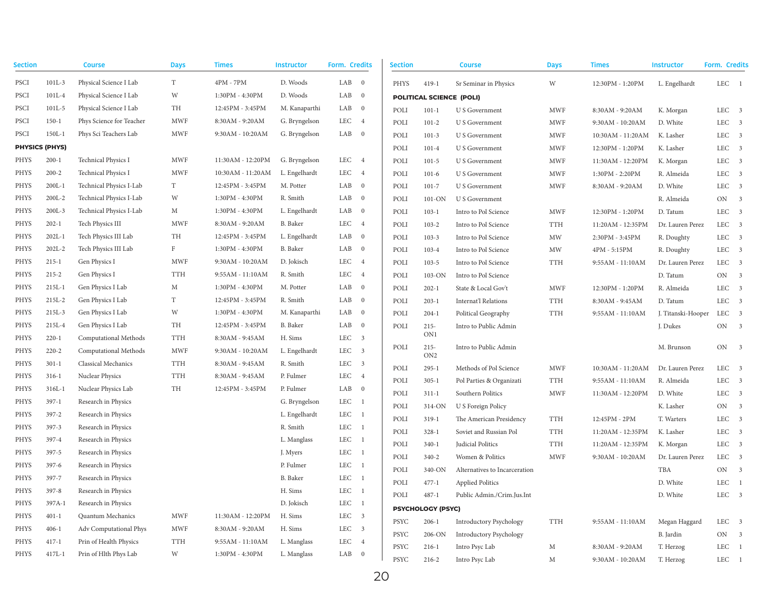| Section | | Course | Days | Times | Instructor | Form. | Credits |
|---|---|---|---|---|---|---|---|
| PSCI | 101L-3 | Physical Science I Lab | T | 4PM - 7PM | D. Woods | LAB | 0 |
| PSCI | 101L-4 | Physical Science I Lab | W | 1:30PM - 4:30PM | D. Woods | LAB | 0 |
| PSCI | 101L-5 | Physical Science I Lab | TH | 12:45PM - 3:45PM | M. Kanaparthi | LAB | 0 |
| PSCI | 150-1 | Phys Science for Teacher | MWF | 8:30AM - 9:20AM | G. Bryngelson | LEC | 4 |
| PSCI | 150L-1 | Phys Sci Teachers Lab | MWF | 9:30AM - 10:20AM | G. Bryngelson | LAB | 0 |
| **PHYSICS (PHYS)** | | | | | | | |
| PHYS | 200-1 | Technical Physics I | MWF | 11:30AM - 12:20PM | G. Bryngelson | LEC | 4 |
| PHYS | 200-2 | Technical Physics I | MWF | 10:30AM - 11:20AM | L. Engelhardt | LEC | 4 |
| PHYS | 200L-1 | Technical Physics I-Lab | T | 12:45PM - 3:45PM | M. Potter | LAB | 0 |
| PHYS | 200L-2 | Technical Physics I-Lab | W | 1:30PM - 4:30PM | R. Smith | LAB | 0 |
| PHYS | 200L-3 | Technical Physics I-Lab | M | 1:30PM - 4:30PM | L. Engelhardt | LAB | 0 |
| PHYS | 202-1 | Tech Physics III | MWF | 8:30AM - 9:20AM | B. Baker | LEC | 4 |
| PHYS | 202L-1 | Tech Physics III Lab | TH | 12:45PM - 3:45PM | L. Engelhardt | LAB | 0 |
| PHYS | 202L-2 | Tech Physics III Lab | F | 1:30PM - 4:30PM | B. Baker | LAB | 0 |
| PHYS | 215-1 | Gen Physics I | MWF | 9:30AM - 10:20AM | D. Jokisch | LEC | 4 |
| PHYS | 215-2 | Gen Physics I | TTH | 9:55AM - 11:10AM | R. Smith | LEC | 4 |
| PHYS | 215L-1 | Gen Physics I Lab | M | 1:30PM - 4:30PM | M. Potter | LAB | 0 |
| PHYS | 215L-2 | Gen Physics I Lab | T | 12:45PM - 3:45PM | R. Smith | LAB | 0 |
| PHYS | 215L-3 | Gen Physics I Lab | W | 1:30PM - 4:30PM | M. Kanaparthi | LAB | 0 |
| PHYS | 215L-4 | Gen Physics I Lab | TH | 12:45PM - 3:45PM | B. Baker | LAB | 0 |
| PHYS | 220-1 | Computational Methods | TTH | 8:30AM - 9:45AM | H. Sims | LEC | 3 |
| PHYS | 220-2 | Computational Methods | MWF | 9:30AM - 10:20AM | L. Engelhardt | LEC | 3 |
| PHYS | 301-1 | Classical Mechanics | TTH | 8:30AM - 9:45AM | R. Smith | LEC | 3 |
| PHYS | 316-1 | Nuclear Physics | TTH | 8:30AM - 9:45AM | P. Fulmer | LEC | 4 |
| PHYS | 316L-1 | Nuclear Physics Lab | TH | 12:45PM - 3:45PM | P. Fulmer | LAB | 0 |
| PHYS | 397-1 | Research in Physics | | | G. Bryngelson | LEC | 1 |
| PHYS | 397-2 | Research in Physics | | | L. Engelhardt | LEC | 1 |
| PHYS | 397-3 | Research in Physics | | | R. Smith | LEC | 1 |
| PHYS | 397-4 | Research in Physics | | | L. Manglass | LEC | 1 |
| PHYS | 397-5 | Research in Physics | | | J. Myers | LEC | 1 |
| PHYS | 397-6 | Research in Physics | | | P. Fulmer | LEC | 1 |
| PHYS | 397-7 | Research in Physics | | | B. Baker | LEC | 1 |
| PHYS | 397-8 | Research in Physics | | | H. Sims | LEC | 1 |
| PHYS | 397A-1 | Research in Physics | | | D. Jokisch | LEC | 1 |
| PHYS | 401-1 | Quantum Mechanics | MWF | 11:30AM - 12:20PM | H. Sims | LEC | 3 |
| PHYS | 406-1 | Adv Computational Phys | MWF | 8:30AM - 9:20AM | H. Sims | LEC | 3 |
| PHYS | 417-1 | Prin of Health Physics | TTH | 9:55AM - 11:10AM | L. Manglass | LEC | 4 |
| PHYS | 417L-1 | Prin of Hlth Phys Lab | W | 1:30PM - 4:30PM | L. Manglass | LAB | 0 |
| PHYS | 419-1 | Sr Seminar in Physics | W | 12:30PM - 1:20PM | L. Engelhardt | LEC | 1 |
| **POLITICAL SCIENCE (POLI)** | | | | | | | |
| POLI | 101-1 | U S Government | MWF | 8:30AM - 9:20AM | K. Morgan | LEC | 3 |
| POLI | 101-2 | U S Government | MWF | 9:30AM - 10:20AM | D. White | LEC | 3 |
| POLI | 101-3 | U S Government | MWF | 10:30AM - 11:20AM | K. Lasher | LEC | 3 |
| POLI | 101-4 | U S Government | MWF | 12:30PM - 1:20PM | K. Lasher | LEC | 3 |
| POLI | 101-5 | U S Government | MWF | 11:30AM - 12:20PM | K. Morgan | LEC | 3 |
| POLI | 101-6 | U S Government | MWF | 1:30PM - 2:20PM | R. Almeida | LEC | 3 |
| POLI | 101-7 | U S Government | MWF | 8:30AM - 9:20AM | D. White | LEC | 3 |
| POLI | 101-ON | U S Government | | | R. Almeida | ON | 3 |
| POLI | 103-1 | Intro to Pol Science | MWF | 12:30PM - 1:20PM | D. Tatum | LEC | 3 |
| POLI | 103-2 | Intro to Pol Science | TTH | 11:20AM - 12:35PM | Dr. Lauren Perez | LEC | 3 |
| POLI | 103-3 | Intro to Pol Science | MW | 2:30PM - 3:45PM | R. Doughty | LEC | 3 |
| POLI | 103-4 | Intro to Pol Science | MW | 4PM - 5:15PM | R. Doughty | LEC | 3 |
| POLI | 103-5 | Intro to Pol Science | TTH | 9:55AM - 11:10AM | Dr. Lauren Perez | LEC | 3 |
| POLI | 103-ON | Intro to Pol Science | | | D. Tatum | ON | 3 |
| POLI | 202-1 | State & Local Gov't | MWF | 12:30PM - 1:20PM | R. Almeida | LEC | 3 |
| POLI | 203-1 | Internat'l Relations | TTH | 8:30AM - 9:45AM | D. Tatum | LEC | 3 |
| POLI | 204-1 | Political Geography | TTH | 9:55AM - 11:10AM | J. Titanski-Hooper | LEC | 3 |
| POLI | 215-ON1 | Intro to Public Admin | | | J. Dukes | ON | 3 |
| POLI | 215-ON2 | Intro to Public Admin | | | M. Brunson | ON | 3 |
| POLI | 295-1 | Methods of Pol Science | MWF | 10:30AM - 11:20AM | Dr. Lauren Perez | LEC | 3 |
| POLI | 305-1 | Pol Parties & Organizati | TTH | 9:55AM - 11:10AM | R. Almeida | LEC | 3 |
| POLI | 311-1 | Southern Politics | MWF | 11:30AM - 12:20PM | D. White | LEC | 3 |
| POLI | 314-ON | U S Foreign Policy | | | K. Lasher | ON | 3 |
| POLI | 319-1 | The American Presidency | TTH | 12:45PM - 2PM | T. Warters | LEC | 3 |
| POLI | 328-1 | Soviet and Russian Pol | TTH | 11:20AM - 12:35PM | K. Lasher | LEC | 3 |
| POLI | 340-1 | Judicial Politics | TTH | 11:20AM - 12:35PM | K. Morgan | LEC | 3 |
| POLI | 340-2 | Women & Politics | MWF | 9:30AM - 10:20AM | Dr. Lauren Perez | LEC | 3 |
| POLI | 340-ON | Alternatives to Incarceration | | | TBA | ON | 3 |
| POLI | 477-1 | Applied Politics | | | D. White | LEC | 1 |
| POLI | 487-1 | Public Admin./Crim.Jus.Int | | | D. White | LEC | 3 |
| **PSYCHOLOGY (PSYC)** | | | | | | | |
| PSYC | 206-1 | Introductory Psychology | TTH | 9:55AM - 11:10AM | Megan Haggard | LEC | 3 |
| PSYC | 206-ON | Introductory Psychology | | | B. Jardin | ON | 3 |
| PSYC | 216-1 | Intro Psyc Lab | M | 8:30AM - 9:20AM | T. Herzog | LEC | 1 |
| PSYC | 216-2 | Intro Psyc Lab | M | 9:30AM - 10:20AM | T. Herzog | LEC | 1 |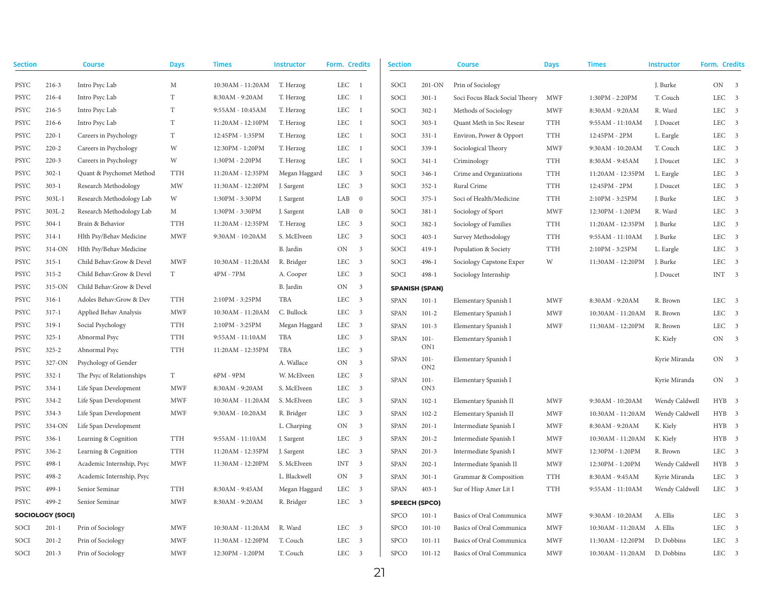| Section | | Course | Days | Times | Instructor | Form. | Credits |
|---|---|---|---|---|---|---|---|
| PSYC | 216-3 | Intro Psyc Lab | M | 10:30AM - 11:20AM | T. Herzog | LEC | 1 |
| PSYC | 216-4 | Intro Psyc Lab | T | 8:30AM - 9:20AM | T. Herzog | LEC | 1 |
| PSYC | 216-5 | Intro Psyc Lab | T | 9:55AM - 10:45AM | T. Herzog | LEC | 1 |
| PSYC | 216-6 | Intro Psyc Lab | T | 11:20AM - 12:10PM | T. Herzog | LEC | 1 |
| PSYC | 220-1 | Careers in Psychology | T | 12:45PM - 1:35PM | T. Herzog | LEC | 1 |
| PSYC | 220-2 | Careers in Psychology | W | 12:30PM - 1:20PM | T. Herzog | LEC | 1 |
| PSYC | 220-3 | Careers in Psychology | W | 1:30PM - 2:20PM | T. Herzog | LEC | 1 |
| PSYC | 302-1 | Quant & Psychomet Method | TTH | 11:20AM - 12:35PM | Megan Haggard | LEC | 3 |
| PSYC | 303-1 | Research Methodology | MW | 11:30AM - 12:20PM | J. Sargent | LEC | 3 |
| PSYC | 303L-1 | Research Methodology Lab | W | 1:30PM - 3:30PM | J. Sargent | LAB | 0 |
| PSYC | 303L-2 | Research Methodology Lab | M | 1:30PM - 3:30PM | J. Sargent | LAB | 0 |
| PSYC | 304-1 | Brain & Behavior | TTH | 11:20AM - 12:35PM | T. Herzog | LEC | 3 |
| PSYC | 314-1 | Hlth Psy/Behav Medicine | MWF | 9:30AM - 10:20AM | S. McElveen | LEC | 3 |
| PSYC | 314-ON | Hlth Psy/Behav Medicine | | | B. Jardin | ON | 3 |
| PSYC | 315-1 | Child Behav:Grow & Devel | MWF | 10:30AM - 11:20AM | R. Bridger | LEC | 3 |
| PSYC | 315-2 | Child Behav:Grow & Devel | T | 4PM - 7PM | A. Cooper | LEC | 3 |
| PSYC | 315-ON | Child Behav:Grow & Devel | | | B. Jardin | ON | 3 |
| PSYC | 316-1 | Adoles Behav:Grow & Dev | TTH | 2:10PM - 3:25PM | TBA | LEC | 3 |
| PSYC | 317-1 | Applied Behav Analysis | MWF | 10:30AM - 11:20AM | C. Bullock | LEC | 3 |
| PSYC | 319-1 | Social Psychology | TTH | 2:10PM - 3:25PM | Megan Haggard | LEC | 3 |
| PSYC | 325-1 | Abnormal Psyc | TTH | 9:55AM - 11:10AM | TBA | LEC | 3 |
| PSYC | 325-2 | Abnormal Psyc | TTH | 11:20AM - 12:35PM | TBA | LEC | 3 |
| PSYC | 327-ON | Psychology of Gender | | | A. Wallace | ON | 3 |
| PSYC | 332-1 | The Psyc of Relationships | T | 6PM - 9PM | W. McElveen | LEC | 3 |
| PSYC | 334-1 | Life Span Development | MWF | 8:30AM - 9:20AM | S. McElveen | LEC | 3 |
| PSYC | 334-2 | Life Span Development | MWF | 10:30AM - 11:20AM | S. McElveen | LEC | 3 |
| PSYC | 334-3 | Life Span Development | MWF | 9:30AM - 10:20AM | R. Bridger | LEC | 3 |
| PSYC | 334-ON | Life Span Development | | | L. Charping | ON | 3 |
| PSYC | 336-1 | Learning & Cognition | TTH | 9:55AM - 11:10AM | J. Sargent | LEC | 3 |
| PSYC | 336-2 | Learning & Cognition | TTH | 11:20AM - 12:35PM | J. Sargent | LEC | 3 |
| PSYC | 498-1 | Academic Internship, Psyc | MWF | 11:30AM - 12:20PM | S. McElveen | INT | 3 |
| PSYC | 498-2 | Academic Internship, Psyc | | | L. Blackwell | ON | 3 |
| PSYC | 499-1 | Senior Seminar | TTH | 8:30AM - 9:45AM | Megan Haggard | LEC | 3 |
| PSYC | 499-2 | Senior Seminar | MWF | 8:30AM - 9:20AM | R. Bridger | LEC | 3 |
| **SOCIOLOGY (SOCI)** | | | | | | | |
| SOCI | 201-1 | Prin of Sociology | MWF | 10:30AM - 11:20AM | R. Ward | LEC | 3 |
| SOCI | 201-2 | Prin of Sociology | MWF | 11:30AM - 12:20PM | T. Couch | LEC | 3 |
| SOCI | 201-3 | Prin of Sociology | MWF | 12:30PM - 1:20PM | T. Couch | LEC | 3 |
| SOCI | 201-ON | Prin of Sociology | | | J. Burke | ON | 3 |
| SOCI | 301-1 | Soci Focus Black Social Theory | MWF | 1:30PM - 2:20PM | T. Couch | LEC | 3 |
| SOCI | 302-1 | Methods of Sociology | MWF | 8:30AM - 9:20AM | R. Ward | LEC | 3 |
| SOCI | 303-1 | Quant Meth in Soc Resear | TTH | 9:55AM - 11:10AM | J. Doucet | LEC | 3 |
| SOCI | 331-1 | Environ, Power & Opport | TTH | 12:45PM - 2PM | L. Eargle | LEC | 3 |
| SOCI | 339-1 | Sociological Theory | MWF | 9:30AM - 10:20AM | T. Couch | LEC | 3 |
| SOCI | 341-1 | Criminology | TTH | 8:30AM - 9:45AM | J. Doucet | LEC | 3 |
| SOCI | 346-1 | Crime and Organizations | TTH | 11:20AM - 12:35PM | L. Eargle | LEC | 3 |
| SOCI | 352-1 | Rural Crime | TTH | 12:45PM - 2PM | J. Doucet | LEC | 3 |
| SOCI | 375-1 | Soci of Health/Medicine | TTH | 2:10PM - 3:25PM | J. Burke | LEC | 3 |
| SOCI | 381-1 | Sociology of Sport | MWF | 12:30PM - 1:20PM | R. Ward | LEC | 3 |
| SOCI | 382-1 | Sociology of Families | TTH | 11:20AM - 12:35PM | J. Burke | LEC | 3 |
| SOCI | 403-1 | Survey Methodology | TTH | 9:55AM - 11:10AM | J. Burke | LEC | 3 |
| SOCI | 419-1 | Population & Society | TTH | 2:10PM - 3:25PM | L. Eargle | LEC | 3 |
| SOCI | 496-1 | Sociology Capstone Exper | W | 11:30AM - 12:20PM | J. Burke | LEC | 3 |
| SOCI | 498-1 | Sociology Internship | | | J. Doucet | INT | 3 |
| **SPANISH (SPAN)** | | | | | | | |
| SPAN | 101-1 | Elementary Spanish I | MWF | 8:30AM - 9:20AM | R. Brown | LEC | 3 |
| SPAN | 101-2 | Elementary Spanish I | MWF | 10:30AM - 11:20AM | R. Brown | LEC | 3 |
| SPAN | 101-3 | Elementary Spanish I | MWF | 11:30AM - 12:20PM | R. Brown | LEC | 3 |
| SPAN | 101-ON1 | Elementary Spanish I | | | K. Kiely | ON | 3 |
| SPAN | 101-ON2 | Elementary Spanish I | | | Kyrie Miranda | ON | 3 |
| SPAN | 101-ON3 | Elementary Spanish I | | | Kyrie Miranda | ON | 3 |
| SPAN | 102-1 | Elementary Spanish II | MWF | 9:30AM - 10:20AM | Wendy Caldwell | HYB | 3 |
| SPAN | 102-2 | Elementary Spanish II | MWF | 10:30AM - 11:20AM | Wendy Caldwell | HYB | 3 |
| SPAN | 201-1 | Intermediate Spanish I | MWF | 8:30AM - 9:20AM | K. Kiely | HYB | 3 |
| SPAN | 201-2 | Intermediate Spanish I | MWF | 10:30AM - 11:20AM | K. Kiely | HYB | 3 |
| SPAN | 201-3 | Intermediate Spanish I | MWF | 12:30PM - 1:20PM | R. Brown | LEC | 3 |
| SPAN | 202-1 | Intermediate Spanish II | MWF | 12:30PM - 1:20PM | Wendy Caldwell | HYB | 3 |
| SPAN | 301-1 | Grammar & Composition | TTH | 8:30AM - 9:45AM | Kyrie Miranda | LEC | 3 |
| SPAN | 403-1 | Sur of Hisp Amer Lit I | TTH | 9:55AM - 11:10AM | Wendy Caldwell | LEC | 3 |
| **SPEECH (SPCO)** | | | | | | | |
| SPCO | 101-1 | Basics of Oral Communica | MWF | 9:30AM - 10:20AM | A. Ellis | LEC | 3 |
| SPCO | 101-10 | Basics of Oral Communica | MWF | 10:30AM - 11:20AM | A. Ellis | LEC | 3 |
| SPCO | 101-11 | Basics of Oral Communica | MWF | 11:30AM - 12:20PM | D. Dobbins | LEC | 3 |
| SPCO | 101-12 | Basics of Oral Communica | MWF | 10:30AM - 11:20AM | D. Dobbins | LEC | 3 |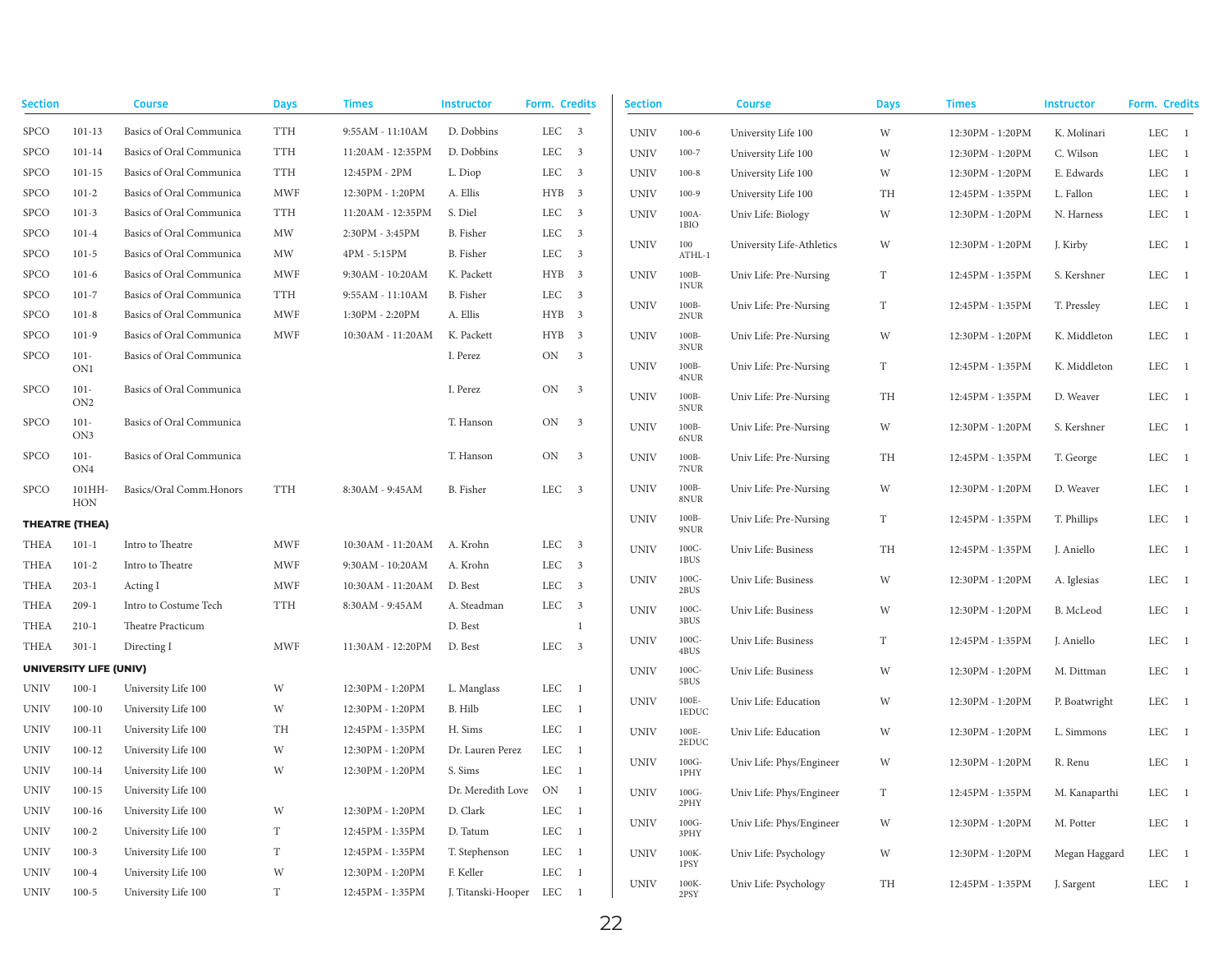| Section | | Course | Days | Times | Instructor | Form. | Credits |
|---|---|---|---|---|---|---|---|
| SPCO | 101-13 | Basics of Oral Communica | TTH | 9:55AM - 11:10AM | D. Dobbins | LEC | 3 |
| SPCO | 101-14 | Basics of Oral Communica | TTH | 11:20AM - 12:35PM | D. Dobbins | LEC | 3 |
| SPCO | 101-15 | Basics of Oral Communica | TTH | 12:45PM - 2PM | L. Diop | LEC | 3 |
| SPCO | 101-2 | Basics of Oral Communica | MWF | 12:30PM - 1:20PM | A. Ellis | HYB | 3 |
| SPCO | 101-3 | Basics of Oral Communica | TTH | 11:20AM - 12:35PM | S. Diel | LEC | 3 |
| SPCO | 101-4 | Basics of Oral Communica | MW | 2:30PM - 3:45PM | B. Fisher | LEC | 3 |
| SPCO | 101-5 | Basics of Oral Communica | MW | 4PM - 5:15PM | B. Fisher | LEC | 3 |
| SPCO | 101-6 | Basics of Oral Communica | MWF | 9:30AM - 10:20AM | K. Packett | HYB | 3 |
| SPCO | 101-7 | Basics of Oral Communica | TTH | 9:55AM - 11:10AM | B. Fisher | LEC | 3 |
| SPCO | 101-8 | Basics of Oral Communica | MWF | 1:30PM - 2:20PM | A. Ellis | HYB | 3 |
| SPCO | 101-9 | Basics of Oral Communica | MWF | 10:30AM - 11:20AM | K. Packett | HYB | 3 |
| SPCO | 101-ON1 | Basics of Oral Communica | | | I. Perez | ON | 3 |
| SPCO | 101-ON2 | Basics of Oral Communica | | | I. Perez | ON | 3 |
| SPCO | 101-ON3 | Basics of Oral Communica | | | T. Hanson | ON | 3 |
| SPCO | 101-ON4 | Basics of Oral Communica | | | T. Hanson | ON | 3 |
| SPCO | 101HH-HON | Basics/Oral Comm.Honors | TTH | 8:30AM - 9:45AM | B. Fisher | LEC | 3 |

**THEATRE (THEA)**

| Section | | Course | Days | Times | Instructor | Form. | Credits |
|---|---|---|---|---|---|---|---|
| THEA | 101-1 | Intro to Theatre | MWF | 10:30AM - 11:20AM | A. Krohn | LEC | 3 |
| THEA | 101-2 | Intro to Theatre | MWF | 9:30AM - 10:20AM | A. Krohn | LEC | 3 |
| THEA | 203-1 | Acting I | MWF | 10:30AM - 11:20AM | D. Best | LEC | 3 |
| THEA | 209-1 | Intro to Costume Tech | TTH | 8:30AM - 9:45AM | A. Steadman | LEC | 3 |
| THEA | 210-1 | Theatre Practicum | | | D. Best | | 1 |
| THEA | 301-1 | Directing I | MWF | 11:30AM - 12:20PM | D. Best | LEC | 3 |

**UNIVERSITY LIFE (UNIV)**

| Section | | Course | Days | Times | Instructor | Form. | Credits |
|---|---|---|---|---|---|---|---|
| UNIV | 100-1 | University Life 100 | W | 12:30PM - 1:20PM | L. Manglass | LEC | 1 |
| UNIV | 100-10 | University Life 100 | W | 12:30PM - 1:20PM | B. Hilb | LEC | 1 |
| UNIV | 100-11 | University Life 100 | TH | 12:45PM - 1:35PM | H. Sims | LEC | 1 |
| UNIV | 100-12 | University Life 100 | W | 12:30PM - 1:20PM | Dr. Lauren Perez | LEC | 1 |
| UNIV | 100-14 | University Life 100 | W | 12:30PM - 1:20PM | S. Sims | LEC | 1 |
| UNIV | 100-15 | University Life 100 | | | Dr. Meredith Love | ON | 1 |
| UNIV | 100-16 | University Life 100 | W | 12:30PM - 1:20PM | D. Clark | LEC | 1 |
| UNIV | 100-2 | University Life 100 | T | 12:45PM - 1:35PM | D. Tatum | LEC | 1 |
| UNIV | 100-3 | University Life 100 | T | 12:45PM - 1:35PM | T. Stephenson | LEC | 1 |
| UNIV | 100-4 | University Life 100 | W | 12:30PM - 1:20PM | F. Keller | LEC | 1 |
| UNIV | 100-5 | University Life 100 | T | 12:45PM - 1:35PM | J. Titanski-Hooper | LEC | 1 |
| UNIV | 100-6 | University Life 100 | W | 12:30PM - 1:20PM | K. Molinari | LEC | 1 |
| UNIV | 100-7 | University Life 100 | W | 12:30PM - 1:20PM | C. Wilson | LEC | 1 |
| UNIV | 100-8 | University Life 100 | W | 12:30PM - 1:20PM | E. Edwards | LEC | 1 |
| UNIV | 100-9 | University Life 100 | TH | 12:45PM - 1:35PM | L. Fallon | LEC | 1 |
| UNIV | 100A-1BIO | Univ Life: Biology | W | 12:30PM - 1:20PM | N. Harness | LEC | 1 |
| UNIV | 100 ATHL-1 | University Life-Athletics | W | 12:30PM - 1:20PM | J. Kirby | LEC | 1 |
| UNIV | 100B-1NUR | Univ Life: Pre-Nursing | T | 12:45PM - 1:35PM | S. Kershner | LEC | 1 |
| UNIV | 100B-2NUR | Univ Life: Pre-Nursing | T | 12:45PM - 1:35PM | T. Pressley | LEC | 1 |
| UNIV | 100B-3NUR | Univ Life: Pre-Nursing | W | 12:30PM - 1:20PM | K. Middleton | LEC | 1 |
| UNIV | 100B-4NUR | Univ Life: Pre-Nursing | T | 12:45PM - 1:35PM | K. Middleton | LEC | 1 |
| UNIV | 100B-5NUR | Univ Life: Pre-Nursing | TH | 12:45PM - 1:35PM | D. Weaver | LEC | 1 |
| UNIV | 100B-6NUR | Univ Life: Pre-Nursing | W | 12:30PM - 1:20PM | S. Kershner | LEC | 1 |
| UNIV | 100B-7NUR | Univ Life: Pre-Nursing | TH | 12:45PM - 1:35PM | T. George | LEC | 1 |
| UNIV | 100B-8NUR | Univ Life: Pre-Nursing | W | 12:30PM - 1:20PM | D. Weaver | LEC | 1 |
| UNIV | 100B-9NUR | Univ Life: Pre-Nursing | T | 12:45PM - 1:35PM | T. Phillips | LEC | 1 |
| UNIV | 100C-1BUS | Univ Life: Business | TH | 12:45PM - 1:35PM | J. Aniello | LEC | 1 |
| UNIV | 100C-2BUS | Univ Life: Business | W | 12:30PM - 1:20PM | A. Iglesias | LEC | 1 |
| UNIV | 100C-3BUS | Univ Life: Business | W | 12:30PM - 1:20PM | B. McLeod | LEC | 1 |
| UNIV | 100C-4BUS | Univ Life: Business | T | 12:45PM - 1:35PM | J. Aniello | LEC | 1 |
| UNIV | 100C-5BUS | Univ Life: Business | W | 12:30PM - 1:20PM | M. Dittman | LEC | 1 |
| UNIV | 100E-1EDUC | Univ Life: Education | W | 12:30PM - 1:20PM | P. Boatwright | LEC | 1 |
| UNIV | 100E-2EDUC | Univ Life: Education | W | 12:30PM - 1:20PM | L. Simmons | LEC | 1 |
| UNIV | 100G-1PHY | Univ Life: Phys/Engineer | W | 12:30PM - 1:20PM | R. Renu | LEC | 1 |
| UNIV | 100G-2PHY | Univ Life: Phys/Engineer | T | 12:45PM - 1:35PM | M. Kanaparthi | LEC | 1 |
| UNIV | 100G-3PHY | Univ Life: Phys/Engineer | W | 12:30PM - 1:20PM | M. Potter | LEC | 1 |
| UNIV | 100K-1PSY | Univ Life: Psychology | W | 12:30PM - 1:20PM | Megan Haggard | LEC | 1 |
| UNIV | 100K-2PSY | Univ Life: Psychology | TH | 12:45PM - 1:35PM | J. Sargent | LEC | 1 |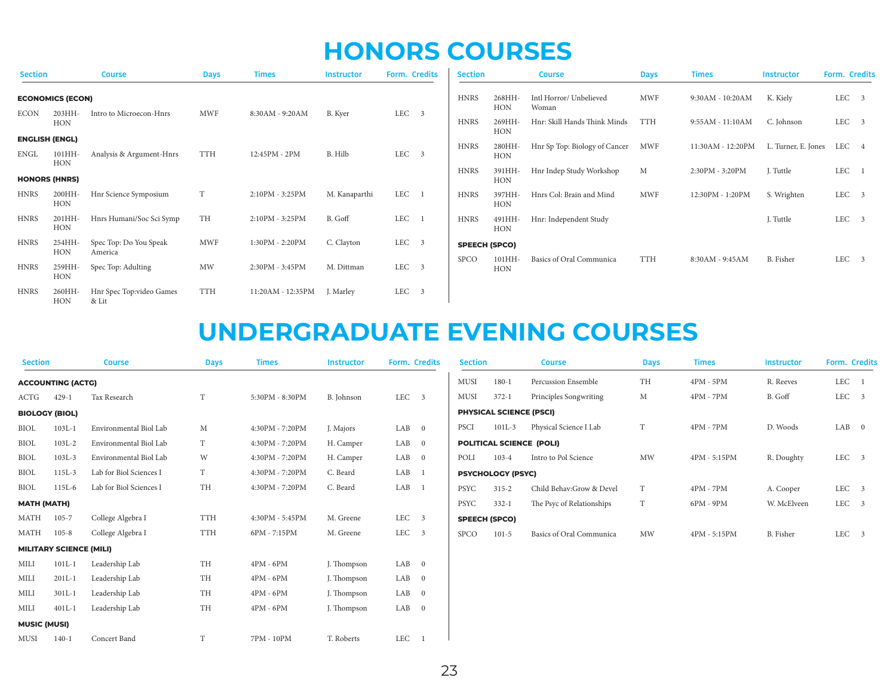# HONORS COURSES

| Section | | Course | Days | Times | Instructor | Form. | Credits |
|---|---|---|---|---|---|---|---|
| **ECONOMICS (ECON)** | | | | | | | |
| ECON | 203HH-HON | Intro to Microecon-Hnrs | MWF | 8:30AM - 9:20AM | B. Kyer | LEC | 3 |
| **ENGLISH (ENGL)** | | | | | | | |
| ENGL | 101HH-HON | Analysis & Argument-Hnrs | TTH | 12:45PM - 2PM | B. Hilb | LEC | 3 |
| **HONORS (HNRS)** | | | | | | | |
| HNRS | 200HH-HON | Hnr Science Symposium | T | 2:10PM - 3:25PM | M. Kanaparthi | LEC | 1 |
| HNRS | 201HH-HON | Hnrs Humani/Soc Sci Symp | TH | 2:10PM - 3:25PM | B. Goff | LEC | 1 |
| HNRS | 254HH-HON | Spec Top: Do You Speak America | MWF | 1:30PM - 2:20PM | C. Clayton | LEC | 3 |
| HNRS | 259HH-HON | Spec Top: Adulting | MW | 2:30PM - 3:45PM | M. Dittman | LEC | 3 |
| HNRS | 260HH-HON | Hnr Spec Top:video Games & Lit | TTH | 11:20AM - 12:35PM | J. Marley | LEC | 3 |
| HNRS | 268HH-HON | Intl Horror/ Unbelieved Woman | MWF | 9:30AM - 10:20AM | K. Kiely | LEC | 3 |
| HNRS | 269HH-HON | Hnr: Skill Hands Think Minds | TTH | 9:55AM - 11:10AM | C. Johnson | LEC | 3 |
| HNRS | 280HH-HON | Hnr Sp Top: Biology of Cancer | MWF | 11:30AM - 12:20PM | L. Turner, E. Jones | LEC | 4 |
| HNRS | 391HH-HON | Hnr Indep Study Workshop | M | 2:30PM - 3:20PM | J. Tuttle | LEC | 1 |
| HNRS | 397HH-HON | Hnrs Col: Brain and Mind | MWF | 12:30PM - 1:20PM | S. Wrighten | LEC | 3 |
| HNRS | 491HH-HON | Hnr: Independent Study | | | J. Tuttle | LEC | 3 |
| **SPEECH (SPCO)** | | | | | | | |
| SPCO | 101HH-HON | Basics of Oral Communica | TTH | 8:30AM - 9:45AM | B. Fisher | LEC | 3 |

# UNDERGRADUATE EVENING COURSES

| Section | | Course | Days | Times | Instructor | Form. | Credits |
|---|---|---|---|---|---|---|---|
| **ACCOUNTING (ACTG)** | | | | | | | |
| ACTG | 429-1 | Tax Research | T | 5:30PM - 8:30PM | B. Johnson | LEC | 3 |
| **BIOLOGY (BIOL)** | | | | | | | |
| BIOL | 103L-1 | Environmental Biol Lab | M | 4:30PM - 7:20PM | J. Majors | LAB | 0 |
| BIOL | 103L-2 | Environmental Biol Lab | T | 4:30PM - 7:20PM | H. Camper | LAB | 0 |
| BIOL | 103L-3 | Environmental Biol Lab | W | 4:30PM - 7:20PM | H. Camper | LAB | 0 |
| BIOL | 115L-3 | Lab for Biol Sciences I | T | 4:30PM - 7:20PM | C. Beard | LAB | 1 |
| BIOL | 115L-6 | Lab for Biol Sciences I | TH | 4:30PM - 7:20PM | C. Beard | LAB | 1 |
| **MATH (MATH)** | | | | | | | |
| MATH | 105-7 | College Algebra I | TTH | 4:30PM - 5:45PM | M. Greene | LEC | 3 |
| MATH | 105-8 | College Algebra I | TTH | 6PM - 7:15PM | M. Greene | LEC | 3 |
| **MILITARY SCIENCE (MILI)** | | | | | | | |
| MILI | 101L-1 | Leadership Lab | TH | 4PM - 6PM | J. Thompson | LAB | 0 |
| MILI | 201L-1 | Leadership Lab | TH | 4PM - 6PM | J. Thompson | LAB | 0 |
| MILI | 301L-1 | Leadership Lab | TH | 4PM - 6PM | J. Thompson | LAB | 0 |
| MILI | 401L-1 | Leadership Lab | TH | 4PM - 6PM | J. Thompson | LAB | 0 |
| **MUSIC (MUSI)** | | | | | | | |
| MUSI | 140-1 | Concert Band | T | 7PM - 10PM | T. Roberts | LEC | 1 |
| MUSI | 180-1 | Percussion Ensemble | TH | 4PM - 5PM | R. Reeves | LEC | 1 |
| MUSI | 372-1 | Principles Songwriting | M | 4PM - 7PM | B. Goff | LEC | 3 |
| **PHYSICAL SCIENCE (PSCI)** | | | | | | | |
| PSCI | 101L-3 | Physical Science I Lab | T | 4PM - 7PM | D. Woods | LAB | 0 |
| **POLITICAL SCIENCE (POLI)** | | | | | | | |
| POLI | 103-4 | Intro to Pol Science | MW | 4PM - 5:15PM | R. Doughty | LEC | 3 |
| **PSYCHOLOGY (PSYC)** | | | | | | | |
| PSYC | 315-2 | Child Behav:Grow & Devel | T | 4PM - 7PM | A. Cooper | LEC | 3 |
| PSYC | 332-1 | The Psyc of Relationships | T | 6PM - 9PM | W. McElveen | LEC | 3 |
| **SPEECH (SPCO)** | | | | | | | |
| SPCO | 101-5 | Basics of Oral Communica | MW | 4PM - 5:15PM | B. Fisher | LEC | 3 |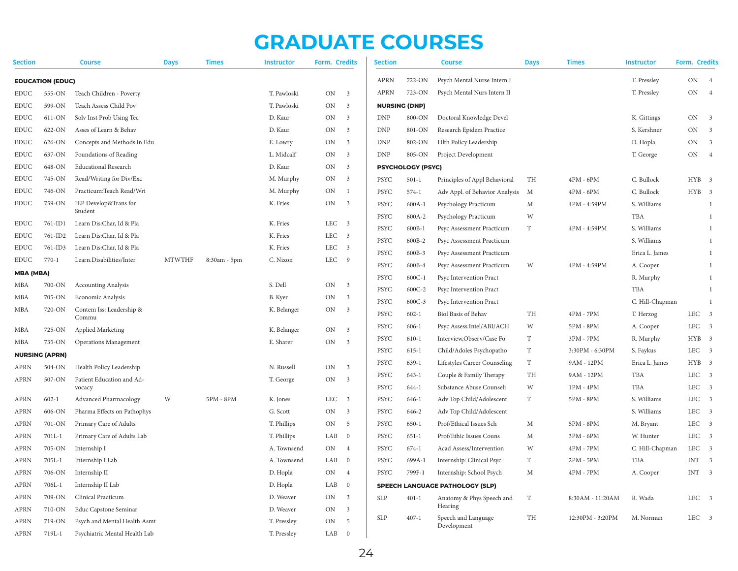# GRADUATE COURSES

| Section | | Course | Days | Times | Instructor | Form. | Credits |
|---|---|---|---|---|---|---|---|
| **EDUCATION (EDUC)** | | | | | | | |
| EDUC | 555-ON | Teach Children - Poverty | | | T. Pawloski | ON | 3 |
| EDUC | 599-ON | Teach Assess Child Pov | | | T. Pawloski | ON | 3 |
| EDUC | 611-ON | Solv Inst Prob Using Tec | | | D. Kaur | ON | 3 |
| EDUC | 622-ON | Asses of Learn & Behav | | | D. Kaur | ON | 3 |
| EDUC | 626-ON | Concepts and Methods in Edu | | | E. Lowry | ON | 3 |
| EDUC | 637-ON | Foundations of Reading | | | L. Midcalf | ON | 3 |
| EDUC | 648-ON | Educational Research | | | D. Kaur | ON | 3 |
| EDUC | 745-ON | Read/Writing for Div/Exc | | | M. Murphy | ON | 3 |
| EDUC | 746-ON | Practicum:Teach Read/Wri | | | M. Murphy | ON | 1 |
| EDUC | 759-ON | IEP Develop&Trans for Student | | | K. Fries | ON | 3 |
| EDUC | 761-ID1 | Learn Dis:Char, Id & Pla | | | K. Fries | LEC | 3 |
| EDUC | 761-ID2 | Learn Dis:Char, Id & Pla | | | K. Fries | LEC | 3 |
| EDUC | 761-ID3 | Learn Dis:Char, Id & Pla | | | K. Fries | LEC | 3 |
| EDUC | 770-1 | Learn.Disabilities/Inter | MTWTHF | 8:30am - 5pm | C. Nixon | LEC | 9 |
| **MBA (MBA)** | | | | | | | |
| MBA | 700-ON | Accounting Analysis | | | S. Dell | ON | 3 |
| MBA | 705-ON | Economic Analysis | | | B. Kyer | ON | 3 |
| MBA | 720-ON | Contem Iss: Leadership & Commu | | | K. Belanger | ON | 3 |
| MBA | 725-ON | Applied Marketing | | | K. Belanger | ON | 3 |
| MBA | 735-ON | Operations Management | | | E. Sharer | ON | 3 |
| **NURSING (APRN)** | | | | | | | |
| APRN | 504-ON | Health Policy Leadership | | | N. Russell | ON | 3 |
| APRN | 507-ON | Patient Education and Advocacy | | | T. George | ON | 3 |
| APRN | 602-1 | Advanced Pharmacology | W | 5PM - 8PM | K. Jones | LEC | 3 |
| APRN | 606-ON | Pharma Effects on Pathophys | | | G. Scott | ON | 3 |
| APRN | 701-ON | Primary Care of Adults | | | T. Phillips | ON | 5 |
| APRN | 701L-1 | Primary Care of Adults Lab | | | T. Phillips | LAB | 0 |
| APRN | 705-ON | Internship I | | | A. Townsend | ON | 4 |
| APRN | 705L-1 | Internship I Lab | | | A. Townsend | LAB | 0 |
| APRN | 706-ON | Internship II | | | D. Hopla | ON | 4 |
| APRN | 706L-1 | Internship II Lab | | | D. Hopla | LAB | 0 |
| APRN | 709-ON | Clinical Practicum | | | D. Weaver | ON | 3 |
| APRN | 710-ON | Educ Capstone Seminar | | | D. Weaver | ON | 3 |
| APRN | 719-ON | Psych and Mental Health Asmt | | | T. Pressley | ON | 5 |
| APRN | 719L-1 | Psychiatric Mental Health Lab | | | T. Pressley | LAB | 0 |
| APRN | 722-ON | Psych Mental Nurse Intern I | | | T. Pressley | ON | 4 |
| APRN | 723-ON | Psych Mental Nurs Intern II | | | T. Pressley | ON | 4 |
| **NURSING (DNP)** | | | | | | | |
| DNP | 800-ON | Doctoral Knowledge Devel | | | K. Gittings | ON | 3 |
| DNP | 801-ON | Research Epidem Practice | | | S. Kershner | ON | 3 |
| DNP | 802-ON | Hlth Policy Leadership | | | D. Hopla | ON | 3 |
| DNP | 805-ON | Project Development | | | T. George | ON | 4 |
| **PSYCHOLOGY (PSYC)** | | | | | | | |
| PSYC | 501-1 | Principles of Appl Behavioral | TH | 4PM - 6PM | C. Bullock | HYB | 3 |
| PSYC | 574-1 | Adv Appl. of Behavior Analysis | M | 4PM - 6PM | C. Bullock | HYB | 3 |
| PSYC | 600A-1 | Psychology Practicum | M | 4PM - 4:59PM | S. Williams | | 1 |
| PSYC | 600A-2 | Psychology Practicum | W | | TBA | | 1 |
| PSYC | 600B-1 | Psyc Assessment Practicum | T | 4PM - 4:59PM | S. Williams | | 1 |
| PSYC | 600B-2 | Psyc Assessment Practicum | | | S. Williams | | 1 |
| PSYC | 600B-3 | Psyc Assessment Practicum | | | Erica L. James | | 1 |
| PSYC | 600B-4 | Psyc Assessment Practicum | W | 4PM - 4:59PM | A. Cooper | | 1 |
| PSYC | 600C-1 | Psyc Intervention Pract | | | R. Murphy | | 1 |
| PSYC | 600C-2 | Psyc Intervention Pract | | | TBA | | 1 |
| PSYC | 600C-3 | Psyc Intervention Pract | | | C. Hill-Chapman | | 1 |
| PSYC | 602-1 | Biol Basis of Behav | TH | 4PM - 7PM | T. Herzog | LEC | 3 |
| PSYC | 606-1 | Psyc Assess:Intel/ABI/ACH | W | 5PM - 8PM | A. Cooper | LEC | 3 |
| PSYC | 610-1 | Interview,Observ/Case Fo | T | 3PM - 7PM | R. Murphy | HYB | 3 |
| PSYC | 615-1 | Child/Adoles Psychopatho | T | 3:30PM - 6:30PM | S. Faykus | LEC | 3 |
| PSYC | 639-1 | Lifestyles Career Counseling | T | 9AM - 12PM | Erica L. James | HYB | 3 |
| PSYC | 643-1 | Couple & Family Therapy | TH | 9AM - 12PM | TBA | LEC | 3 |
| PSYC | 644-1 | Substance Abuse Counseli | W | 1PM - 4PM | TBA | LEC | 3 |
| PSYC | 646-1 | Adv Top Child/Adolescent | T | 5PM - 8PM | S. Williams | LEC | 3 |
| PSYC | 646-2 | Adv Top Child/Adolescent | | | S. Williams | LEC | 3 |
| PSYC | 650-1 | Prof/Ethical Issues Sch | M | 5PM - 8PM | M. Bryant | LEC | 3 |
| PSYC | 651-1 | Prof/Ethic Issues Couns | M | 3PM - 6PM | W. Hunter | LEC | 3 |
| PSYC | 674-1 | Acad Assess/Intervention | W | 4PM - 7PM | C. Hill-Chapman | LEC | 3 |
| PSYC | 699A-1 | Internship: Clinical Psyc | T | 2PM - 5PM | TBA | INT | 3 |
| PSYC | 799F-1 | Internship: School Psych | M | 4PM - 7PM | A. Cooper | INT | 3 |
| **SPEECH LANGUAGE PATHOLOGY (SLP)** | | | | | | | |
| SLP | 401-1 | Anatomy & Phys Speech and Hearing | T | 8:30AM - 11:20AM | R. Wada | LEC | 3 |
| SLP | 407-1 | Speech and Language Development | TH | 12:30PM - 3:20PM | M. Norman | LEC | 3 |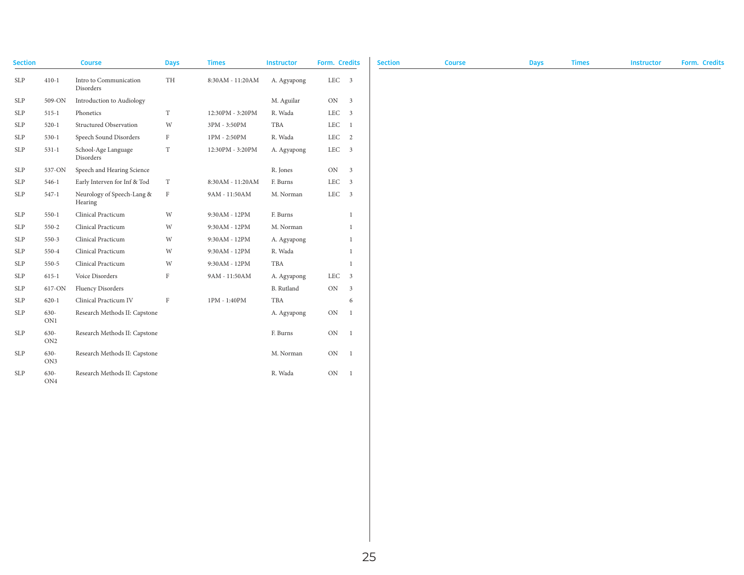| Section | | Course | Days | Times | Instructor | Form. | Credits |
|---|---|---|---|---|---|---|---|
| SLP | 410-1 | Intro to Communication Disorders | TH | 8:30AM - 11:20AM | A. Agyapong | LEC | 3 |
| SLP | 509-ON | Introduction to Audiology | | | M. Aguilar | ON | 3 |
| SLP | 515-1 | Phonetics | T | 12:30PM - 3:20PM | R. Wada | LEC | 3 |
| SLP | 520-1 | Structured Observation | W | 3PM - 3:50PM | TBA | LEC | 1 |
| SLP | 530-1 | Speech Sound Disorders | F | 1PM - 2:50PM | R. Wada | LEC | 2 |
| SLP | 531-1 | School-Age Language Disorders | T | 12:30PM - 3:20PM | A. Agyapong | LEC | 3 |
| SLP | 537-ON | Speech and Hearing Science | | | R. Jones | ON | 3 |
| SLP | 546-1 | Early Interven for Inf & Tod | T | 8:30AM - 11:20AM | F. Burns | LEC | 3 |
| SLP | 547-1 | Neurology of Speech-Lang & Hearing | F | 9AM - 11:50AM | M. Norman | LEC | 3 |
| SLP | 550-1 | Clinical Practicum | W | 9:30AM - 12PM | F. Burns | | 1 |
| SLP | 550-2 | Clinical Practicum | W | 9:30AM - 12PM | M. Norman | | 1 |
| SLP | 550-3 | Clinical Practicum | W | 9:30AM - 12PM | A. Agyapong | | 1 |
| SLP | 550-4 | Clinical Practicum | W | 9:30AM - 12PM | R. Wada | | 1 |
| SLP | 550-5 | Clinical Practicum | W | 9:30AM - 12PM | TBA | | 1 |
| SLP | 615-1 | Voice Disorders | F | 9AM - 11:50AM | A. Agyapong | LEC | 3 |
| SLP | 617-ON | Fluency Disorders | | | B. Rutland | ON | 3 |
| SLP | 620-1 | Clinical Practicum IV | F | 1PM - 1:40PM | TBA | | 6 |
| SLP | 630-ON1 | Research Methods II: Capstone | | | A. Agyapong | ON | 1 |
| SLP | 630-ON2 | Research Methods II: Capstone | | | F. Burns | ON | 1 |
| SLP | 630-ON3 | Research Methods II: Capstone | | | M. Norman | ON | 1 |
| SLP | 630-ON4 | Research Methods II: Capstone | | | R. Wada | ON | 1 |